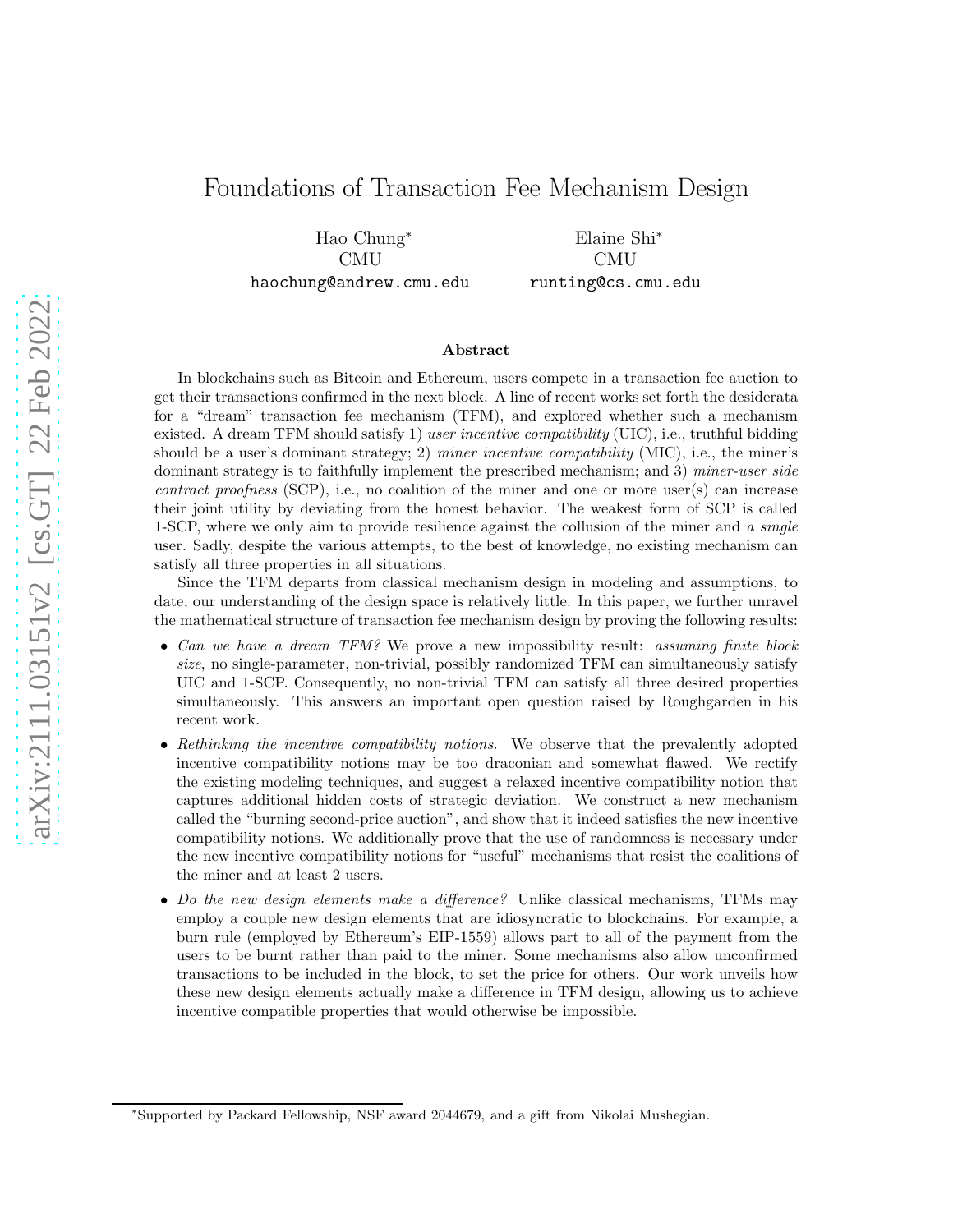# Foundations of Transaction Fee Mechanism Design

Hao Chung[*]
CMU
haochung@andrew.cmu.edu

Elaine Shi[*]
CMU
runting@cs.cmu.edu

## Abstract

In blockchains such as Bitcoin and Ethereum, users compete in a transaction fee auction to get their transactions confirmed in the next block. A line of recent works set forth the desiderata for a "dream" transaction fee mechanism (TFM), and explored whether such a mechanism existed. A dream TFM should satisfy 1) *user incentive compatibility* (UIC), i.e., truthful bidding should be a user's dominant strategy; 2) *miner incentive compatibility* (MIC), i.e., the miner's dominant strategy is to faithfully implement the prescribed mechanism; and 3) *miner-user side contract proofness* (SCP), i.e., no coalition of the miner and one or more user(s) can increase their joint utility by deviating from the honest behavior. The weakest form of SCP is called 1-SCP, where we only aim to provide resilience against the collusion of the miner and *a single* user. Sadly, despite the various attempts, to the best of knowledge, no existing mechanism can satisfy all three properties in all situations.

Since the TFM departs from classical mechanism design in modeling and assumptions, to date, our understanding of the design space is relatively little. In this paper, we further unravel the mathematical structure of transaction fee mechanism design by proving the following results:

- *Can we have a dream TFM?* We prove a new impossibility result: *assuming finite block size*, no single-parameter, non-trivial, possibly randomized TFM can simultaneously satisfy UIC and 1-SCP. Consequently, no non-trivial TFM can satisfy all three desired properties simultaneously. This answers an important open question raised by Roughgarden in his recent work.
- *Rethinking the incentive compatibility notions.* We observe that the prevalently adopted incentive compatibility notions may be too draconian and somewhat flawed. We rectify the existing modeling techniques, and suggest a relaxed incentive compatibility notion that captures additional hidden costs of strategic deviation. We construct a new mechanism called the "burning second-price auction", and show that it indeed satisfies the new incentive compatibility notions. We additionally prove that the use of randomness is necessary under the new incentive compatibility notions for "useful" mechanisms that resist the coalitions of the miner and at least 2 users.
- *Do the new design elements make a difference?* Unlike classical mechanisms, TFMs may employ a couple new design elements that are idiosyncratic to blockchains. For example, a burn rule (employed by Ethereum's EIP-1559) allows part to all of the payment from the users to be burnt rather than paid to the miner. Some mechanisms also allow unconfirmed transactions to be included in the block, to set the price for others. Our work unveils how these new design elements actually make a difference in TFM design, allowing us to achieve incentive compatible properties that would otherwise be impossible.

[*]Supported by Packard Fellowship, NSF award 2044679, and a gift from Nikolai Mushegian.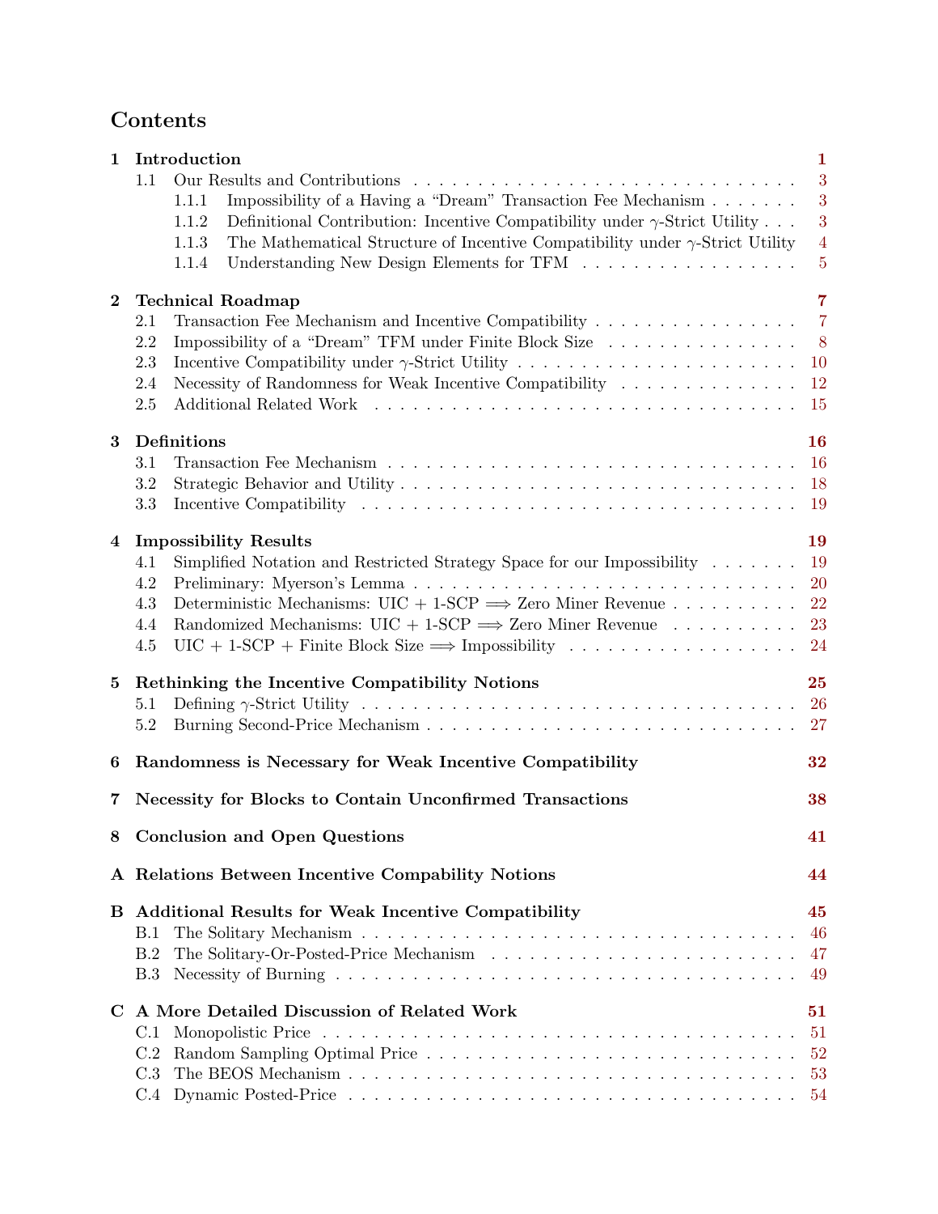# Contents

**1 Introduction** — 1
- 1.1 Our Results and Contributions — 3
  - 1.1.1 Impossibility of a Having a "Dream" Transaction Fee Mechanism — 3
  - 1.1.2 Definitional Contribution: Incentive Compatibility under $\gamma$-Strict Utility — 3
  - 1.1.3 The Mathematical Structure of Incentive Compatibility under $\gamma$-Strict Utility — 4
  - 1.1.4 Understanding New Design Elements for TFM — 5

**2 Technical Roadmap** — 7
- 2.1 Transaction Fee Mechanism and Incentive Compatibility — 7
- 2.2 Impossibility of a "Dream" TFM under Finite Block Size — 8
- 2.3 Incentive Compatibility under $\gamma$-Strict Utility — 10
- 2.4 Necessity of Randomness for Weak Incentive Compatibility — 12
- 2.5 Additional Related Work — 15

**3 Definitions** — 16
- 3.1 Transaction Fee Mechanism — 16
- 3.2 Strategic Behavior and Utility — 18
- 3.3 Incentive Compatibility — 19

**4 Impossibility Results** — 19
- 4.1 Simplified Notation and Restricted Strategy Space for our Impossibility — 19
- 4.2 Preliminary: Myerson's Lemma — 20
- 4.3 Deterministic Mechanisms: UIC + 1-SCP $\Longrightarrow$ Zero Miner Revenue — 22
- 4.4 Randomized Mechanisms: UIC + 1-SCP $\Longrightarrow$ Zero Miner Revenue — 23
- 4.5 UIC + 1-SCP + Finite Block Size $\Longrightarrow$ Impossibility — 24

**5 Rethinking the Incentive Compatibility Notions** — 25
- 5.1 Defining $\gamma$-Strict Utility — 26
- 5.2 Burning Second-Price Mechanism — 27

**6 Randomness is Necessary for Weak Incentive Compatibility** — 32

**7 Necessity for Blocks to Contain Unconfirmed Transactions** — 38

**8 Conclusion and Open Questions** — 41

**A Relations Between Incentive Compability Notions** — 44

**B Additional Results for Weak Incentive Compatibility** — 45
- B.1 The Solitary Mechanism — 46
- B.2 The Solitary-Or-Posted-Price Mechanism — 47
- B.3 Necessity of Burning — 49

**C A More Detailed Discussion of Related Work** — 51
- C.1 Monopolistic Price — 51
- C.2 Random Sampling Optimal Price — 52
- C.3 The BEOS Mechanism — 53
- C.4 Dynamic Posted-Price — 54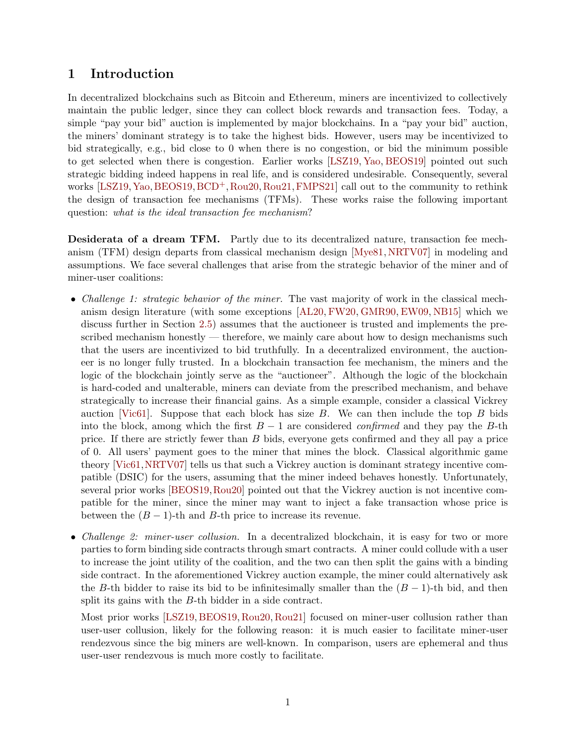## 1 Introduction

In decentralized blockchains such as Bitcoin and Ethereum, miners are incentivized to collectively maintain the public ledger, since they can collect block rewards and transaction fees. Today, a simple "pay your bid" auction is implemented by major blockchains. In a "pay your bid" auction, the miners' dominant strategy is to take the highest bids. However, users may be incentivized to bid strategically, e.g., bid close to 0 when there is no congestion, or bid the minimum possible to get selected when there is congestion. Earlier works [LSZ19, Yao, BEOS19] pointed out such strategic bidding indeed happens in real life, and is considered undesirable. Consequently, several works [LSZ19, Yao, BEOS19, BCD+, Rou20, Rou21, FMPS21] call out to the community to rethink the design of transaction fee mechanisms (TFMs). These works raise the following important question: *what is the ideal transaction fee mechanism*?

**Desiderata of a dream TFM.** Partly due to its decentralized nature, transaction fee mechanism (TFM) design departs from classical mechanism design [Mye81, NRTV07] in modeling and assumptions. We face several challenges that arise from the strategic behavior of the miner and of miner-user coalitions:

- *Challenge 1: strategic behavior of the miner.* The vast majority of work in the classical mechanism design literature (with some exceptions [AL20, FW20, GMR90, EW09, NB15] which we discuss further in Section 2.5) assumes that the auctioneer is trusted and implements the prescribed mechanism honestly — therefore, we mainly care about how to design mechanisms such that the users are incentivized to bid truthfully. In a decentralized environment, the auctioneer is no longer fully trusted. In a blockchain transaction fee mechanism, the miners and the logic of the blockchain jointly serve as the "auctioneer". Although the logic of the blockchain is hard-coded and unalterable, miners can deviate from the prescribed mechanism, and behave strategically to increase their financial gains. As a simple example, consider a classical Vickrey auction [Vic61]. Suppose that each block has size $B$. We can then include the top $B$ bids into the block, among which the first $B-1$ are considered *confirmed* and they pay the $B$-th price. If there are strictly fewer than $B$ bids, everyone gets confirmed and they all pay a price of 0. All users' payment goes to the miner that mines the block. Classical algorithmic game theory [Vic61, NRTV07] tells us that such a Vickrey auction is dominant strategy incentive compatible (DSIC) for the users, assuming that the miner indeed behaves honestly. Unfortunately, several prior works [BEOS19, Rou20] pointed out that the Vickrey auction is not incentive compatible for the miner, since the miner may want to inject a fake transaction whose price is between the $(B-1)$-th and $B$-th price to increase its revenue.

- *Challenge 2: miner-user collusion.* In a decentralized blockchain, it is easy for two or more parties to form binding side contracts through smart contracts. A miner could collude with a user to increase the joint utility of the coalition, and the two can then split the gains with a binding side contract. In the aforementioned Vickrey auction example, the miner could alternatively ask the $B$-th bidder to raise its bid to be infinitesimally smaller than the $(B-1)$-th bid, and then split its gains with the $B$-th bidder in a side contract.

  Most prior works [LSZ19, BEOS19, Rou20, Rou21] focused on miner-user collusion rather than user-user collusion, likely for the following reason: it is much easier to facilitate miner-user rendezvous since the big miners are well-known. In comparison, users are ephemeral and thus user-user rendezvous is much more costly to facilitate.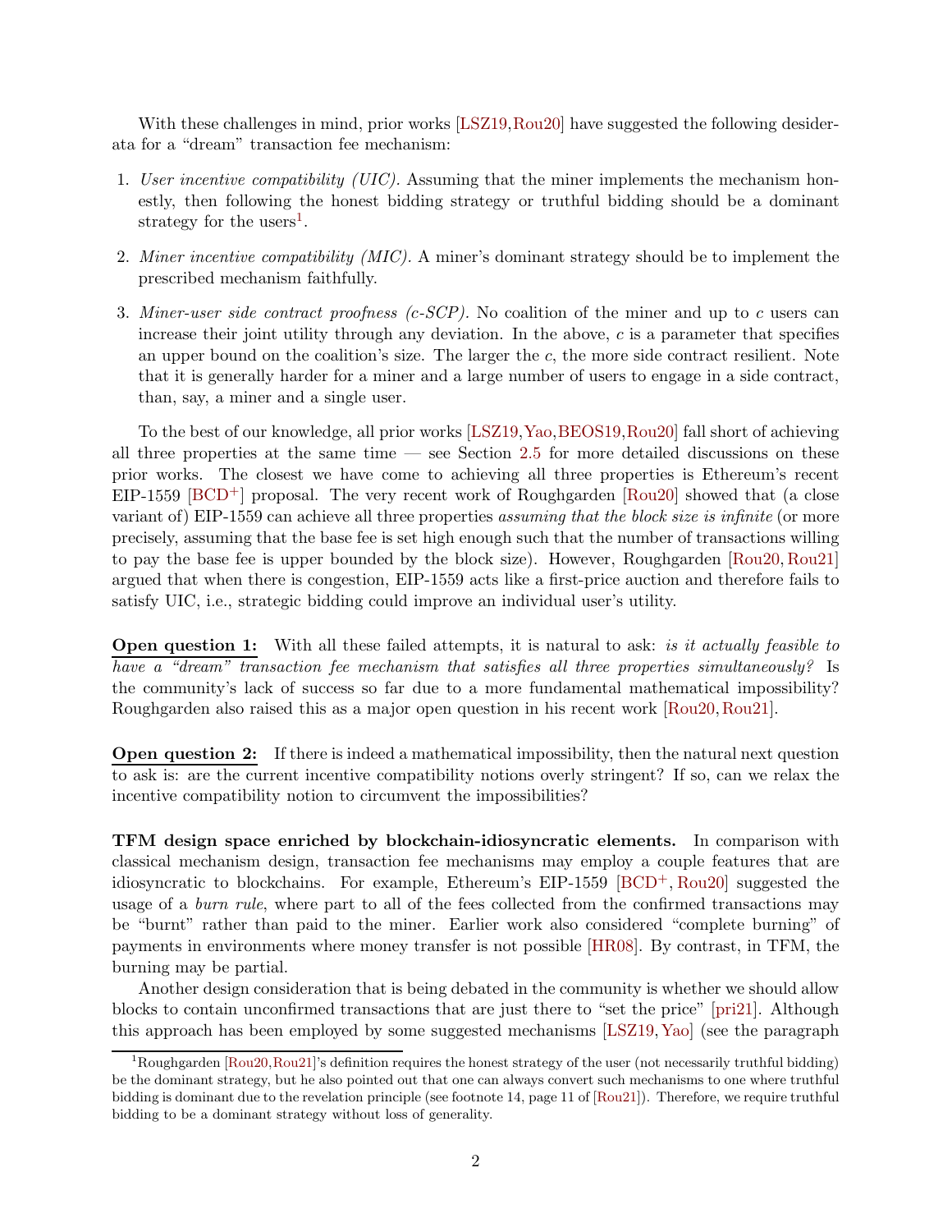With these challenges in mind, prior works [LSZ19, Rou20] have suggested the following desiderata for a "dream" transaction fee mechanism:

1. *User incentive compatibility (UIC).* Assuming that the miner implements the mechanism honestly, then following the honest bidding strategy or truthful bidding should be a dominant strategy for the users[1].

2. *Miner incentive compatibility (MIC).* A miner's dominant strategy should be to implement the prescribed mechanism faithfully.

3. *Miner-user side contract proofness (c-SCP).* No coalition of the miner and up to $c$ users can increase their joint utility through any deviation. In the above, $c$ is a parameter that specifies an upper bound on the coalition's size. The larger the $c$, the more side contract resilient. Note that it is generally harder for a miner and a large number of users to engage in a side contract, than, say, a miner and a single user.

To the best of our knowledge, all prior works [LSZ19, Yao, BEOS19, Rou20] fall short of achieving all three properties at the same time — see Section 2.5 for more detailed discussions on these prior works. The closest we have come to achieving all three properties is Ethereum's recent EIP-1559 [BCD+] proposal. The very recent work of Roughgarden [Rou20] showed that (a close variant of) EIP-1559 can achieve all three properties *assuming that the block size is infinite* (or more precisely, assuming that the base fee is set high enough such that the number of transactions willing to pay the base fee is upper bounded by the block size). However, Roughgarden [Rou20, Rou21] argued that when there is congestion, EIP-1559 acts like a first-price auction and therefore fails to satisfy UIC, i.e., strategic bidding could improve an individual user's utility.

**Open question 1:** With all these failed attempts, it is natural to ask: *is it actually feasible to have a "dream" transaction fee mechanism that satisfies all three properties simultaneously?* Is the community's lack of success so far due to a more fundamental mathematical impossibility? Roughgarden also raised this as a major open question in his recent work [Rou20, Rou21].

**Open question 2:** If there is indeed a mathematical impossibility, then the natural next question to ask is: are the current incentive compatibility notions overly stringent? If so, can we relax the incentive compatibility notion to circumvent the impossibilities?

**TFM design space enriched by blockchain-idiosyncratic elements.** In comparison with classical mechanism design, transaction fee mechanisms may employ a couple features that are idiosyncratic to blockchains. For example, Ethereum's EIP-1559 [BCD+, Rou20] suggested the usage of a *burn rule*, where part to all of the fees collected from the confirmed transactions may be "burnt" rather than paid to the miner. Earlier work also considered "complete burning" of payments in environments where money transfer is not possible [HR08]. By contrast, in TFM, the burning may be partial.

Another design consideration that is being debated in the community is whether we should allow blocks to contain unconfirmed transactions that are just there to "set the price" [pri21]. Although this approach has been employed by some suggested mechanisms [LSZ19, Yao] (see the paragraph

[1] Roughgarden [Rou20, Rou21]'s definition requires the honest strategy of the user (not necessarily truthful bidding) be the dominant strategy, but he also pointed out that one can always convert such mechanisms to one where truthful bidding is dominant due to the revelation principle (see footnote 14, page 11 of [Rou21]). Therefore, we require truthful bidding to be a dominant strategy without loss of generality.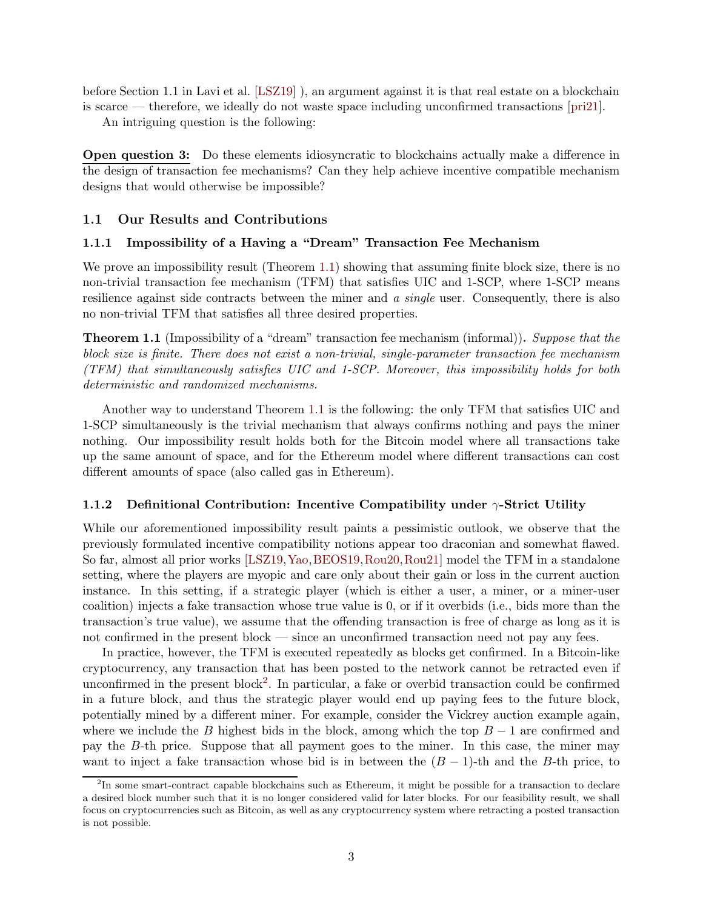before Section 1.1 in Lavi et al. [LSZ19] ), an argument against it is that real estate on a blockchain is scarce — therefore, we ideally do not waste space including unconfirmed transactions [pri21].

An intriguing question is the following:

**Open question 3:** Do these elements idiosyncratic to blockchains actually make a difference in the design of transaction fee mechanisms? Can they help achieve incentive compatible mechanism designs that would otherwise be impossible?

## 1.1 Our Results and Contributions

### 1.1.1 Impossibility of a Having a "Dream" Transaction Fee Mechanism

We prove an impossibility result (Theorem 1.1) showing that assuming finite block size, there is no non-trivial transaction fee mechanism (TFM) that satisfies UIC and 1-SCP, where 1-SCP means resilience against side contracts between the miner and *a single* user. Consequently, there is also no non-trivial TFM that satisfies all three desired properties.

**Theorem 1.1** (Impossibility of a "dream" transaction fee mechanism (informal))**.** *Suppose that the block size is finite. There does not exist a non-trivial, single-parameter transaction fee mechanism (TFM) that simultaneously satisfies UIC and 1-SCP. Moreover, this impossibility holds for both deterministic and randomized mechanisms.*

Another way to understand Theorem 1.1 is the following: the only TFM that satisfies UIC and 1-SCP simultaneously is the trivial mechanism that always confirms nothing and pays the miner nothing. Our impossibility result holds both for the Bitcoin model where all transactions take up the same amount of space, and for the Ethereum model where different transactions can cost different amounts of space (also called gas in Ethereum).

### 1.1.2 Definitional Contribution: Incentive Compatibility under $\gamma$-Strict Utility

While our aforementioned impossibility result paints a pessimistic outlook, we observe that the previously formulated incentive compatibility notions appear too draconian and somewhat flawed. So far, almost all prior works [LSZ19, Yao, BEOS19, Rou20, Rou21] model the TFM in a standalone setting, where the players are myopic and care only about their gain or loss in the current auction instance. In this setting, if a strategic player (which is either a user, a miner, or a miner-user coalition) injects a fake transaction whose true value is 0, or if it overbids (i.e., bids more than the transaction's true value), we assume that the offending transaction is free of charge as long as it is not confirmed in the present block — since an unconfirmed transaction need not pay any fees.

In practice, however, the TFM is executed repeatedly as blocks get confirmed. In a Bitcoin-like cryptocurrency, any transaction that has been posted to the network cannot be retracted even if unconfirmed in the present block[2]. In particular, a fake or overbid transaction could be confirmed in a future block, and thus the strategic player would end up paying fees to the future block, potentially mined by a different miner. For example, consider the Vickrey auction example again, where we include the $B$ highest bids in the block, among which the top $B-1$ are confirmed and pay the $B$-th price. Suppose that all payment goes to the miner. In this case, the miner may want to inject a fake transaction whose bid is in between the $(B-1)$-th and the $B$-th price, to

[2] In some smart-contract capable blockchains such as Ethereum, it might be possible for a transaction to declare a desired block number such that it is no longer considered valid for later blocks. For our feasibility result, we shall focus on cryptocurrencies such as Bitcoin, as well as any cryptocurrency system where retracting a posted transaction is not possible.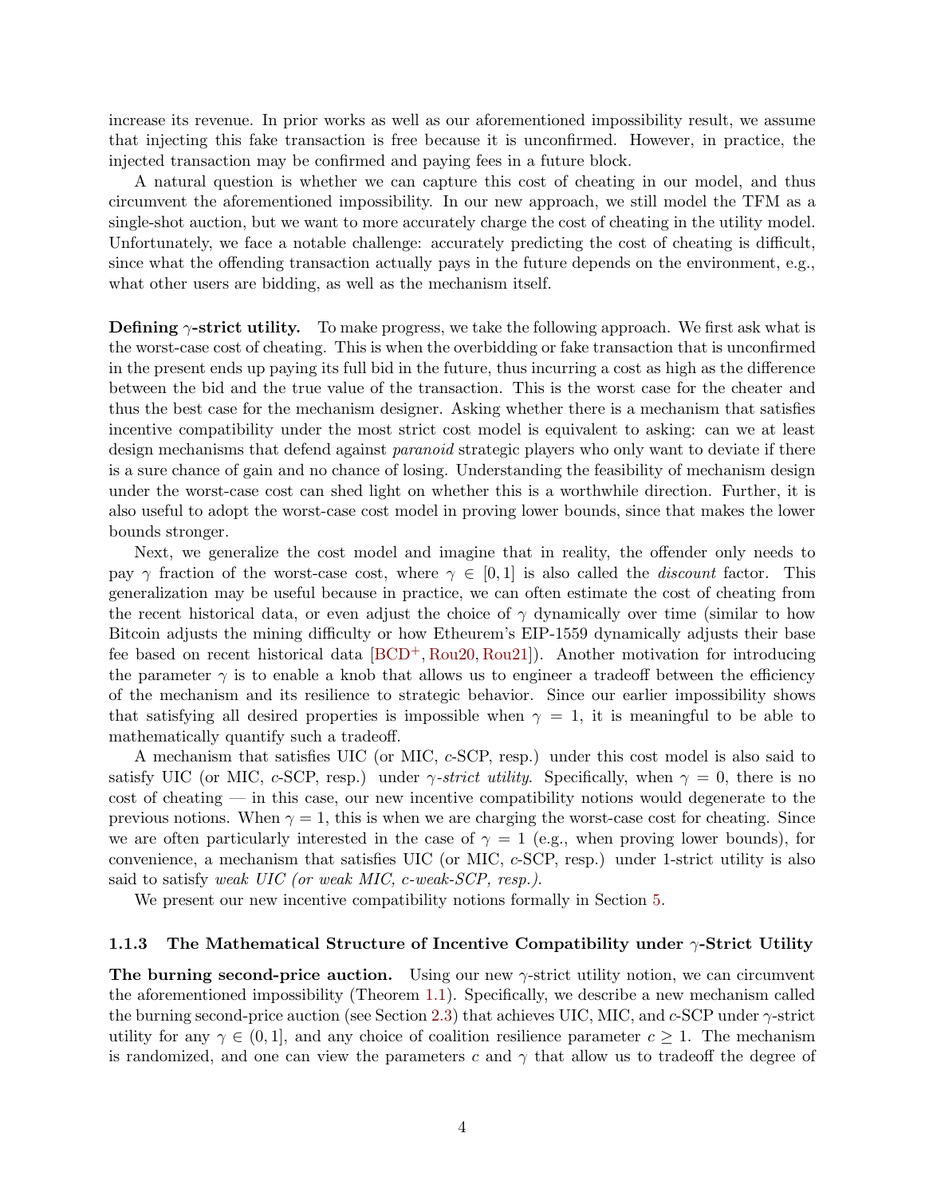increase its revenue. In prior works as well as our aforementioned impossibility result, we assume that injecting this fake transaction is free because it is unconfirmed. However, in practice, the injected transaction may be confirmed and paying fees in a future block.

A natural question is whether we can capture this cost of cheating in our model, and thus circumvent the aforementioned impossibility. In our new approach, we still model the TFM as a single-shot auction, but we want to more accurately charge the cost of cheating in the utility model. Unfortunately, we face a notable challenge: accurately predicting the cost of cheating is difficult, since what the offending transaction actually pays in the future depends on the environment, e.g., what other users are bidding, as well as the mechanism itself.

**Defining $\gamma$-strict utility.** To make progress, we take the following approach. We first ask what is the worst-case cost of cheating. This is when the overbidding or fake transaction that is unconfirmed in the present ends up paying its full bid in the future, thus incurring a cost as high as the difference between the bid and the true value of the transaction. This is the worst case for the cheater and thus the best case for the mechanism designer. Asking whether there is a mechanism that satisfies incentive compatibility under the most strict cost model is equivalent to asking: can we at least design mechanisms that defend against *paranoid* strategic players who only want to deviate if there is a sure chance of gain and no chance of losing. Understanding the feasibility of mechanism design under the worst-case cost can shed light on whether this is a worthwhile direction. Further, it is also useful to adopt the worst-case cost model in proving lower bounds, since that makes the lower bounds stronger.

Next, we generalize the cost model and imagine that in reality, the offender only needs to pay $\gamma$ fraction of the worst-case cost, where $\gamma \in [0, 1]$ is also called the *discount* factor. This generalization may be useful because in practice, we can often estimate the cost of cheating from the recent historical data, or even adjust the choice of $\gamma$ dynamically over time (similar to how Bitcoin adjusts the mining difficulty or how Etheurem's EIP-1559 dynamically adjusts their base fee based on recent historical data [BCD+, Rou20, Rou21]). Another motivation for introducing the parameter $\gamma$ is to enable a knob that allows us to engineer a tradeoff between the efficiency of the mechanism and its resilience to strategic behavior. Since our earlier impossibility shows that satisfying all desired properties is impossible when $\gamma = 1$, it is meaningful to be able to mathematically quantify such a tradeoff.

A mechanism that satisfies UIC (or MIC, $c$-SCP, resp.) under this cost model is also said to satisfy UIC (or MIC, $c$-SCP, resp.) under *$\gamma$-strict utility*. Specifically, when $\gamma = 0$, there is no cost of cheating — in this case, our new incentive compatibility notions would degenerate to the previous notions. When $\gamma = 1$, this is when we are charging the worst-case cost for cheating. Since we are often particularly interested in the case of $\gamma = 1$ (e.g., when proving lower bounds), for convenience, a mechanism that satisfies UIC (or MIC, $c$-SCP, resp.) under 1-strict utility is also said to satisfy *weak UIC (or weak MIC, $c$-weak-SCP, resp.)*.

We present our new incentive compatibility notions formally in Section 5.

### 1.1.3 The Mathematical Structure of Incentive Compatibility under $\gamma$-Strict Utility

**The burning second-price auction.** Using our new $\gamma$-strict utility notion, we can circumvent the aforementioned impossibility (Theorem 1.1). Specifically, we describe a new mechanism called the burning second-price auction (see Section 2.3) that achieves UIC, MIC, and $c$-SCP under $\gamma$-strict utility for any $\gamma \in (0, 1]$, and any choice of coalition resilience parameter $c \geq 1$. The mechanism is randomized, and one can view the parameters $c$ and $\gamma$ that allow us to tradeoff the degree of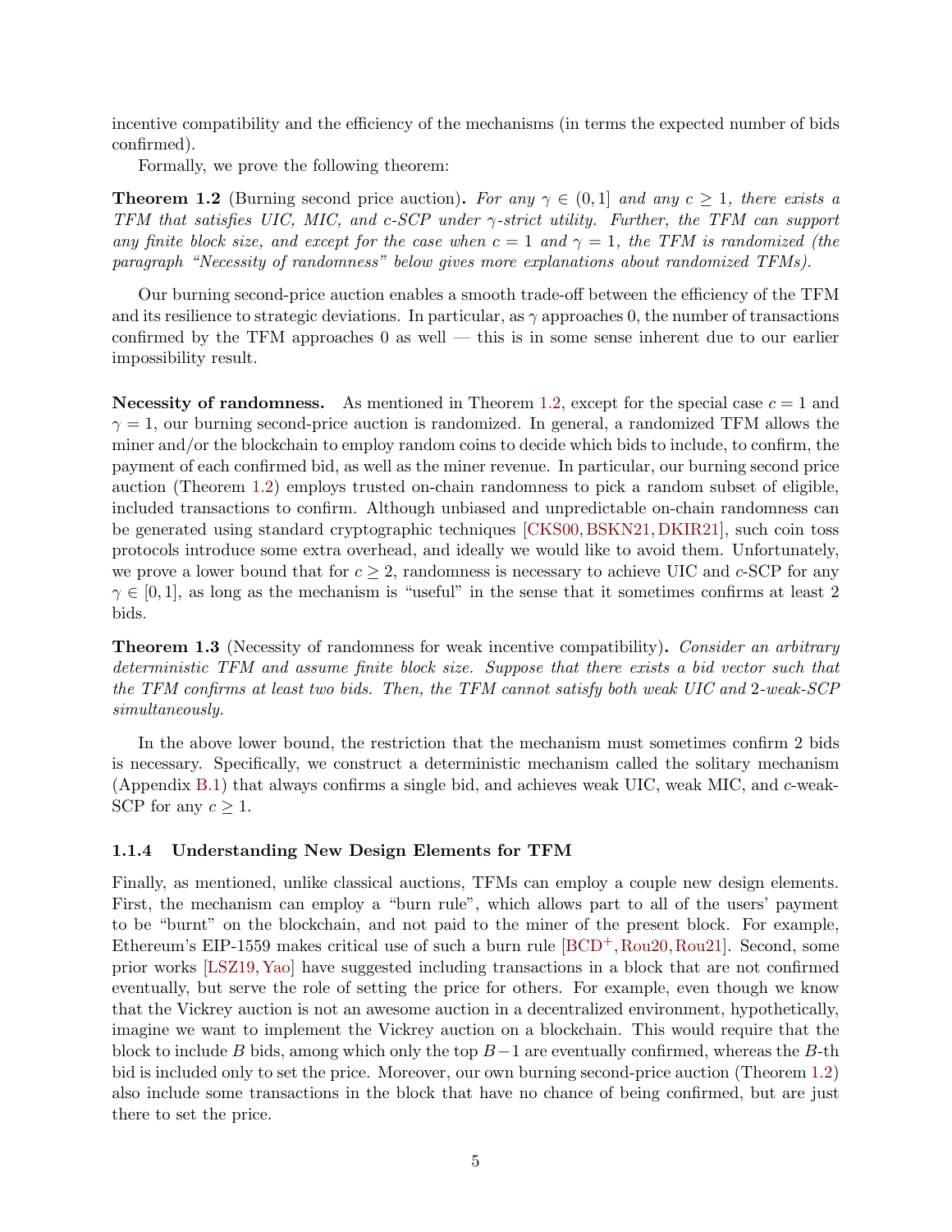incentive compatibility and the efficiency of the mechanisms (in terms the expected number of bids confirmed).

Formally, we prove the following theorem:

**Theorem 1.2** (Burning second price auction)**.** *For any $\gamma \in (0, 1]$ and any $c \geq 1$, there exists a TFM that satisfies UIC, MIC, and c-SCP under $\gamma$-strict utility. Further, the TFM can support any finite block size, and except for the case when $c = 1$ and $\gamma = 1$, the TFM is randomized (the paragraph "Necessity of randomness" below gives more explanations about randomized TFMs).*

Our burning second-price auction enables a smooth trade-off between the efficiency of the TFM and its resilience to strategic deviations. In particular, as $\gamma$ approaches 0, the number of transactions confirmed by the TFM approaches 0 as well — this is in some sense inherent due to our earlier impossibility result.

**Necessity of randomness.** As mentioned in Theorem 1.2, except for the special case $c = 1$ and $\gamma = 1$, our burning second-price auction is randomized. In general, a randomized TFM allows the miner and/or the blockchain to employ random coins to decide which bids to include, to confirm, the payment of each confirmed bid, as well as the miner revenue. In particular, our burning second price auction (Theorem 1.2) employs trusted on-chain randomness to pick a random subset of eligible, included transactions to confirm. Although unbiased and unpredictable on-chain randomness can be generated using standard cryptographic techniques [CKS00, BSKN21, DKIR21], such coin toss protocols introduce some extra overhead, and ideally we would like to avoid them. Unfortunately, we prove a lower bound that for $c \geq 2$, randomness is necessary to achieve UIC and $c$-SCP for any $\gamma \in [0, 1]$, as long as the mechanism is "useful" in the sense that it sometimes confirms at least 2 bids.

**Theorem 1.3** (Necessity of randomness for weak incentive compatibility)**.** *Consider an arbitrary deterministic TFM and assume finite block size. Suppose that there exists a bid vector such that the TFM confirms at least two bids. Then, the TFM cannot satisfy both weak UIC and 2-weak-SCP simultaneously.*

In the above lower bound, the restriction that the mechanism must sometimes confirm 2 bids is necessary. Specifically, we construct a deterministic mechanism called the solitary mechanism (Appendix B.1) that always confirms a single bid, and achieves weak UIC, weak MIC, and $c$-weak-SCP for any $c \geq 1$.

### 1.1.4 Understanding New Design Elements for TFM

Finally, as mentioned, unlike classical auctions, TFMs can employ a couple new design elements. First, the mechanism can employ a "burn rule", which allows part to all of the users' payment to be "burnt" on the blockchain, and not paid to the miner of the present block. For example, Ethereum's EIP-1559 makes critical use of such a burn rule [BCD+, Rou20, Rou21]. Second, some prior works [LSZ19, Yao] have suggested including transactions in a block that are not confirmed eventually, but serve the role of setting the price for others. For example, even though we know that the Vickrey auction is not an awesome auction in a decentralized environment, hypothetically, imagine we want to implement the Vickrey auction on a blockchain. This would require that the block to include $B$ bids, among which only the top $B-1$ are eventually confirmed, whereas the $B$-th bid is included only to set the price. Moreover, our own burning second-price auction (Theorem 1.2) also include some transactions in the block that have no chance of being confirmed, but are just there to set the price.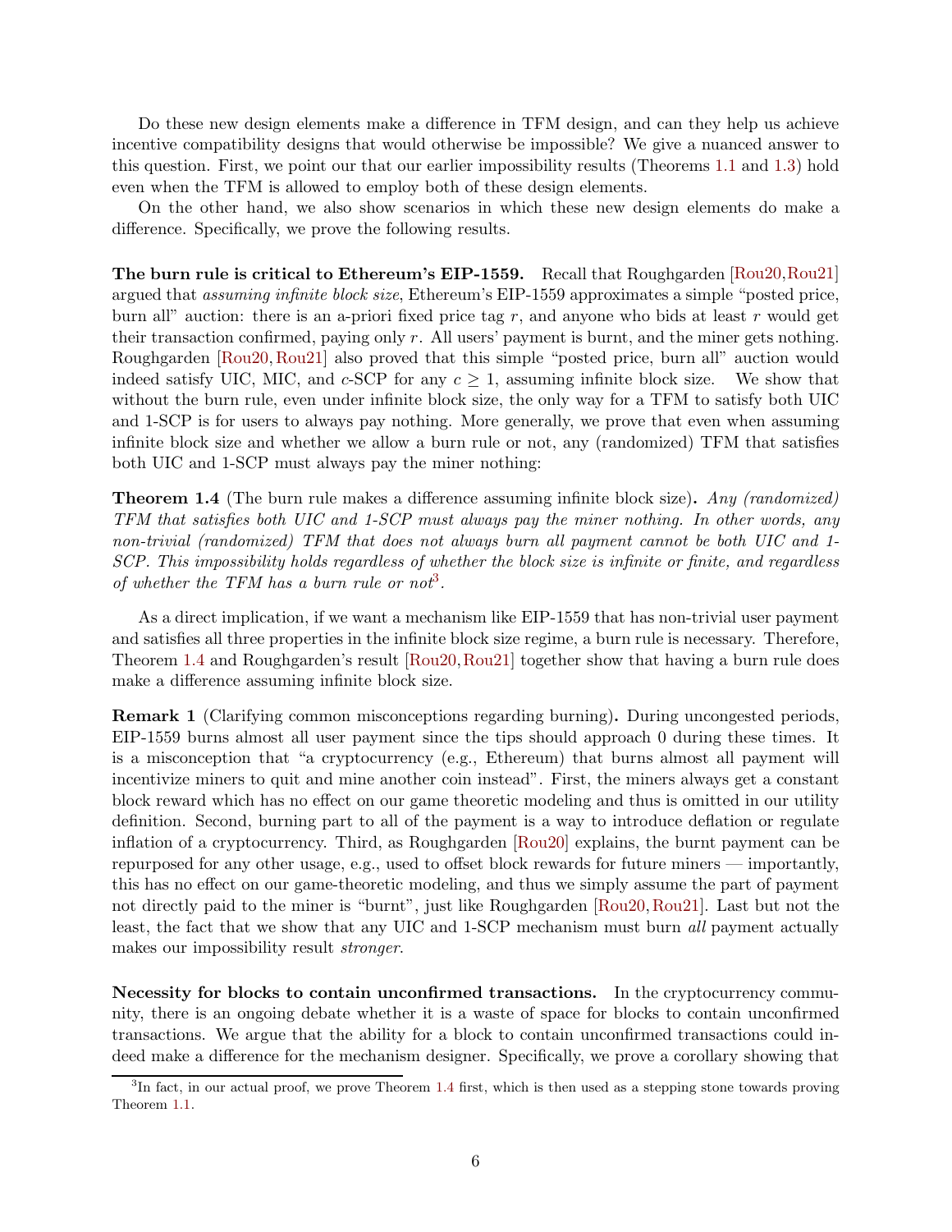Do these new design elements make a difference in TFM design, and can they help us achieve incentive compatibility designs that would otherwise be impossible? We give a nuanced answer to this question. First, we point our that our earlier impossibility results (Theorems 1.1 and 1.3) hold even when the TFM is allowed to employ both of these design elements.

On the other hand, we also show scenarios in which these new design elements do make a difference. Specifically, we prove the following results.

**The burn rule is critical to Ethereum's EIP-1559.** Recall that Roughgarden [Rou20, Rou21] argued that *assuming infinite block size*, Ethereum's EIP-1559 approximates a simple "posted price, burn all" auction: there is an a-priori fixed price tag $r$, and anyone who bids at least $r$ would get their transaction confirmed, paying only $r$. All users' payment is burnt, and the miner gets nothing. Roughgarden [Rou20, Rou21] also proved that this simple "posted price, burn all" auction would indeed satisfy UIC, MIC, and $c$-SCP for any $c \geq 1$, assuming infinite block size. We show that without the burn rule, even under infinite block size, the only way for a TFM to satisfy both UIC and 1-SCP is for users to always pay nothing. More generally, we prove that even when assuming infinite block size and whether we allow a burn rule or not, any (randomized) TFM that satisfies both UIC and 1-SCP must always pay the miner nothing:

**Theorem 1.4** (The burn rule makes a difference assuming infinite block size)**.** *Any (randomized) TFM that satisfies both UIC and 1-SCP must always pay the miner nothing. In other words, any non-trivial (randomized) TFM that does not always burn all payment cannot be both UIC and 1-SCP. This impossibility holds regardless of whether the block size is infinite or finite, and regardless of whether the TFM has a burn rule or not*[3].

As a direct implication, if we want a mechanism like EIP-1559 that has non-trivial user payment and satisfies all three properties in the infinite block size regime, a burn rule is necessary. Therefore, Theorem 1.4 and Roughgarden's result [Rou20, Rou21] together show that having a burn rule does make a difference assuming infinite block size.

**Remark 1** (Clarifying common misconceptions regarding burning)**.** During uncongested periods, EIP-1559 burns almost all user payment since the tips should approach 0 during these times. It is a misconception that "a cryptocurrency (e.g., Ethereum) that burns almost all payment will incentivize miners to quit and mine another coin instead". First, the miners always get a constant block reward which has no effect on our game theoretic modeling and thus is omitted in our utility definition. Second, burning part to all of the payment is a way to introduce deflation or regulate inflation of a cryptocurrency. Third, as Roughgarden [Rou20] explains, the burnt payment can be repurposed for any other usage, e.g., used to offset block rewards for future miners — importantly, this has no effect on our game-theoretic modeling, and thus we simply assume the part of payment not directly paid to the miner is "burnt", just like Roughgarden [Rou20, Rou21]. Last but not the least, the fact that we show that any UIC and 1-SCP mechanism must burn *all* payment actually makes our impossibility result *stronger*.

**Necessity for blocks to contain unconfirmed transactions.** In the cryptocurrency community, there is an ongoing debate whether it is a waste of space for blocks to contain unconfirmed transactions. We argue that the ability for a block to contain unconfirmed transactions could indeed make a difference for the mechanism designer. Specifically, we prove a corollary showing that

[3] In fact, in our actual proof, we prove Theorem 1.4 first, which is then used as a stepping stone towards proving Theorem 1.1.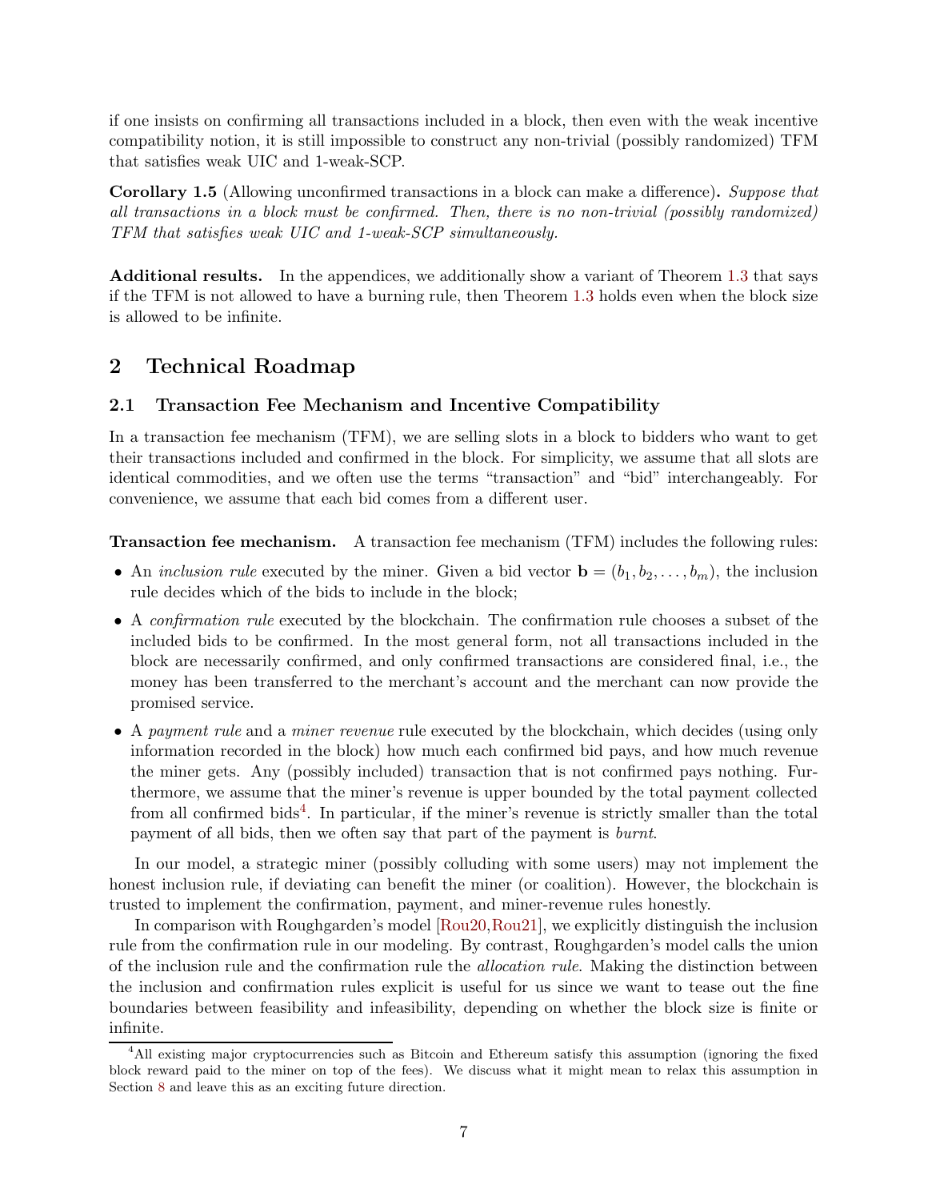if one insists on confirming all transactions included in a block, then even with the weak incentive compatibility notion, it is still impossible to construct any non-trivial (possibly randomized) TFM that satisfies weak UIC and 1-weak-SCP.

**Corollary 1.5** (Allowing unconfirmed transactions in a block can make a difference)**.** *Suppose that all transactions in a block must be confirmed. Then, there is no non-trivial (possibly randomized) TFM that satisfies weak UIC and 1-weak-SCP simultaneously.*

**Additional results.** In the appendices, we additionally show a variant of Theorem 1.3 that says if the TFM is not allowed to have a burning rule, then Theorem 1.3 holds even when the block size is allowed to be infinite.

## 2 Technical Roadmap

### 2.1 Transaction Fee Mechanism and Incentive Compatibility

In a transaction fee mechanism (TFM), we are selling slots in a block to bidders who want to get their transactions included and confirmed in the block. For simplicity, we assume that all slots are identical commodities, and we often use the terms "transaction" and "bid" interchangeably. For convenience, we assume that each bid comes from a different user.

**Transaction fee mechanism.** A transaction fee mechanism (TFM) includes the following rules:

- An *inclusion rule* executed by the miner. Given a bid vector $\mathbf{b} = (b_1, b_2, \ldots, b_m)$, the inclusion rule decides which of the bids to include in the block;
- A *confirmation rule* executed by the blockchain. The confirmation rule chooses a subset of the included bids to be confirmed. In the most general form, not all transactions included in the block are necessarily confirmed, and only confirmed transactions are considered final, i.e., the money has been transferred to the merchant's account and the merchant can now provide the promised service.
- A *payment rule* and a *miner revenue* rule executed by the blockchain, which decides (using only information recorded in the block) how much each confirmed bid pays, and how much revenue the miner gets. Any (possibly included) transaction that is not confirmed pays nothing. Furthermore, we assume that the miner's revenue is upper bounded by the total payment collected from all confirmed bids[4]. In particular, if the miner's revenue is strictly smaller than the total payment of all bids, then we often say that part of the payment is *burnt*.

In our model, a strategic miner (possibly colluding with some users) may not implement the honest inclusion rule, if deviating can benefit the miner (or coalition). However, the blockchain is trusted to implement the confirmation, payment, and miner-revenue rules honestly.

In comparison with Roughgarden's model [Rou20, Rou21], we explicitly distinguish the inclusion rule from the confirmation rule in our modeling. By contrast, Roughgarden's model calls the union of the inclusion rule and the confirmation rule the *allocation rule*. Making the distinction between the inclusion and confirmation rules explicit is useful for us since we want to tease out the fine boundaries between feasibility and infeasibility, depending on whether the block size is finite or infinite.

[4] All existing major cryptocurrencies such as Bitcoin and Ethereum satisfy this assumption (ignoring the fixed block reward paid to the miner on top of the fees). We discuss what it might mean to relax this assumption in Section 8 and leave this as an exciting future direction.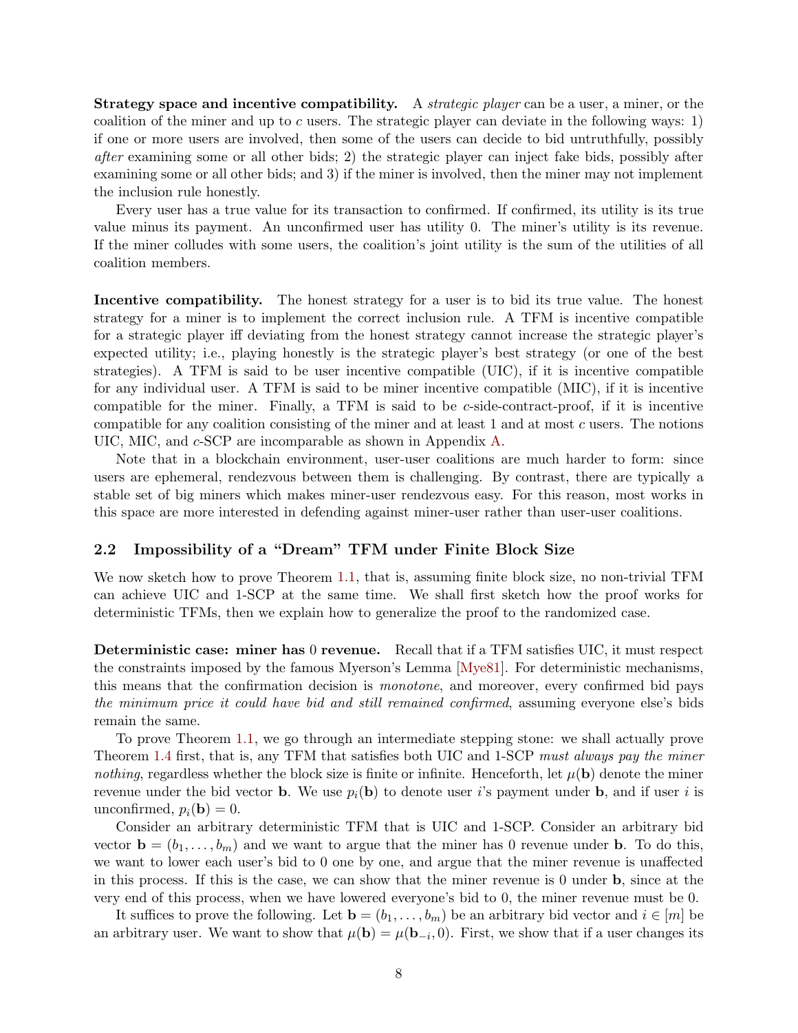**Strategy space and incentive compatibility.** A *strategic player* can be a user, a miner, or the coalition of the miner and up to $c$ users. The strategic player can deviate in the following ways: 1) if one or more users are involved, then some of the users can decide to bid untruthfully, possibly *after* examining some or all other bids; 2) the strategic player can inject fake bids, possibly after examining some or all other bids; and 3) if the miner is involved, then the miner may not implement the inclusion rule honestly.

Every user has a true value for its transaction to confirmed. If confirmed, its utility is its true value minus its payment. An unconfirmed user has utility 0. The miner's utility is its revenue. If the miner colludes with some users, the coalition's joint utility is the sum of the utilities of all coalition members.

**Incentive compatibility.** The honest strategy for a user is to bid its true value. The honest strategy for a miner is to implement the correct inclusion rule. A TFM is incentive compatible for a strategic player iff deviating from the honest strategy cannot increase the strategic player's expected utility; i.e., playing honestly is the strategic player's best strategy (or one of the best strategies). A TFM is said to be user incentive compatible (UIC), if it is incentive compatible for any individual user. A TFM is said to be miner incentive compatible (MIC), if it is incentive compatible for the miner. Finally, a TFM is said to be $c$-side-contract-proof, if it is incentive compatible for any coalition consisting of the miner and at least 1 and at most $c$ users. The notions UIC, MIC, and $c$-SCP are incomparable as shown in Appendix A.

Note that in a blockchain environment, user-user coalitions are much harder to form: since users are ephemeral, rendezvous between them is challenging. By contrast, there are typically a stable set of big miners which makes miner-user rendezvous easy. For this reason, most works in this space are more interested in defending against miner-user rather than user-user coalitions.

## 2.2 Impossibility of a "Dream" TFM under Finite Block Size

We now sketch how to prove Theorem 1.1, that is, assuming finite block size, no non-trivial TFM can achieve UIC and 1-SCP at the same time. We shall first sketch how the proof works for deterministic TFMs, then we explain how to generalize the proof to the randomized case.

**Deterministic case: miner has 0 revenue.** Recall that if a TFM satisfies UIC, it must respect the constraints imposed by the famous Myerson's Lemma [Mye81]. For deterministic mechanisms, this means that the confirmation decision is *monotone*, and moreover, every confirmed bid pays *the minimum price it could have bid and still remained confirmed*, assuming everyone else's bids remain the same.

To prove Theorem 1.1, we go through an intermediate stepping stone: we shall actually prove Theorem 1.4 first, that is, any TFM that satisfies both UIC and 1-SCP *must always pay the miner nothing*, regardless whether the block size is finite or infinite. Henceforth, let $\mu(\mathbf{b})$ denote the miner revenue under the bid vector $\mathbf{b}$. We use $p_i(\mathbf{b})$ to denote user $i$'s payment under $\mathbf{b}$, and if user $i$ is unconfirmed, $p_i(\mathbf{b}) = 0$.

Consider an arbitrary deterministic TFM that is UIC and 1-SCP. Consider an arbitrary bid vector $\mathbf{b} = (b_1, \ldots, b_m)$ and we want to argue that the miner has 0 revenue under $\mathbf{b}$. To do this, we want to lower each user's bid to 0 one by one, and argue that the miner revenue is unaffected in this process. If this is the case, we can show that the miner revenue is 0 under $\mathbf{b}$, since at the very end of this process, when we have lowered everyone's bid to 0, the miner revenue must be 0.

It suffices to prove the following. Let $\mathbf{b} = (b_1, \ldots, b_m)$ be an arbitrary bid vector and $i \in [m]$ be an arbitrary user. We want to show that $\mu(\mathbf{b}) = \mu(\mathbf{b}_{-i}, 0)$. First, we show that if a user changes its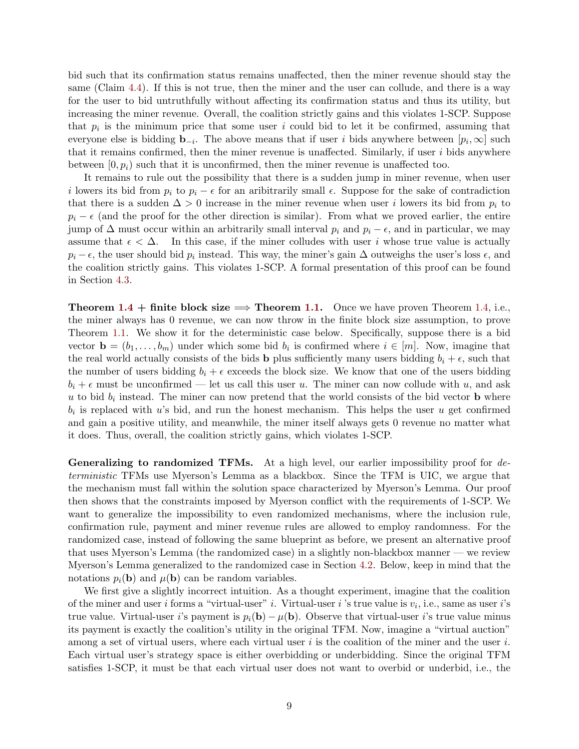bid such that its confirmation status remains unaffected, then the miner revenue should stay the same (Claim 4.4). If this is not true, then the miner and the user can collude, and there is a way for the user to bid untruthfully without affecting its confirmation status and thus its utility, but increasing the miner revenue. Overall, the coalition strictly gains and this violates 1-SCP. Suppose that $p_i$ is the minimum price that some user $i$ could bid to let it be confirmed, assuming that everyone else is bidding $\mathbf{b}_{-i}$. The above means that if user $i$ bids anywhere between $[p_i, \infty]$ such that it remains confirmed, then the miner revenue is unaffected. Similarly, if user $i$ bids anywhere between $[0, p_i)$ such that it is unconfirmed, then the miner revenue is unaffected too.

It remains to rule out the possibility that there is a sudden jump in miner revenue, when user $i$ lowers its bid from $p_i$ to $p_i - \epsilon$ for an aribitrarily small $\epsilon$. Suppose for the sake of contradiction that there is a sudden $\Delta > 0$ increase in the miner revenue when user $i$ lowers its bid from $p_i$ to $p_i - \epsilon$ (and the proof for the other direction is similar). From what we proved earlier, the entire jump of $\Delta$ must occur within an arbitrarily small interval $p_i$ and $p_i - \epsilon$, and in particular, we may assume that $\epsilon < \Delta$. In this case, if the miner colludes with user $i$ whose true value is actually $p_i - \epsilon$, the user should bid $p_i$ instead. This way, the miner's gain $\Delta$ outweighs the user's loss $\epsilon$, and the coalition strictly gains. This violates 1-SCP. A formal presentation of this proof can be found in Section 4.3.

**Theorem 1.4 + finite block size $\implies$ Theorem 1.1.** Once we have proven Theorem 1.4, i.e., the miner always has 0 revenue, we can now throw in the finite block size assumption, to prove Theorem 1.1. We show it for the deterministic case below. Specifically, suppose there is a bid vector $\mathbf{b} = (b_1, \ldots, b_m)$ under which some bid $b_i$ is confirmed where $i \in [m]$. Now, imagine that the real world actually consists of the bids $\mathbf{b}$ plus sufficiently many users bidding $b_i + \epsilon$, such that the number of users bidding $b_i + \epsilon$ exceeds the block size. We know that one of the users bidding $b_i + \epsilon$ must be unconfirmed — let us call this user $u$. The miner can now collude with $u$, and ask $u$ to bid $b_i$ instead. The miner can now pretend that the world consists of the bid vector $\mathbf{b}$ where $b_i$ is replaced with $u$'s bid, and run the honest mechanism. This helps the user $u$ get confirmed and gain a positive utility, and meanwhile, the miner itself always gets 0 revenue no matter what it does. Thus, overall, the coalition strictly gains, which violates 1-SCP.

**Generalizing to randomized TFMs.** At a high level, our earlier impossibility proof for *deterministic* TFMs use Myerson's Lemma as a blackbox. Since the TFM is UIC, we argue that the mechanism must fall within the solution space characterized by Myerson's Lemma. Our proof then shows that the constraints imposed by Myerson conflict with the requirements of 1-SCP. We want to generalize the impossibility to even randomized mechanisms, where the inclusion rule, confirmation rule, payment and miner revenue rules are allowed to employ randomness. For the randomized case, instead of following the same blueprint as before, we present an alternative proof that uses Myerson's Lemma (the randomized case) in a slightly non-blackbox manner — we review Myerson's Lemma generalized to the randomized case in Section 4.2. Below, keep in mind that the notations $p_i(\mathbf{b})$ and $\mu(\mathbf{b})$ can be random variables.

We first give a slightly incorrect intuition. As a thought experiment, imagine that the coalition of the miner and user $i$ forms a "virtual-user" $i$. Virtual-user $i$ 's true value is $v_i$, i.e., same as user $i$'s true value. Virtual-user $i$'s payment is $p_i(\mathbf{b}) - \mu(\mathbf{b})$. Observe that virtual-user $i$'s true value minus its payment is exactly the coalition's utility in the original TFM. Now, imagine a "virtual auction" among a set of virtual users, where each virtual user $i$ is the coalition of the miner and the user $i$. Each virtual user's strategy space is either overbidding or underbidding. Since the original TFM satisfies 1-SCP, it must be that each virtual user does not want to overbid or underbid, i.e., the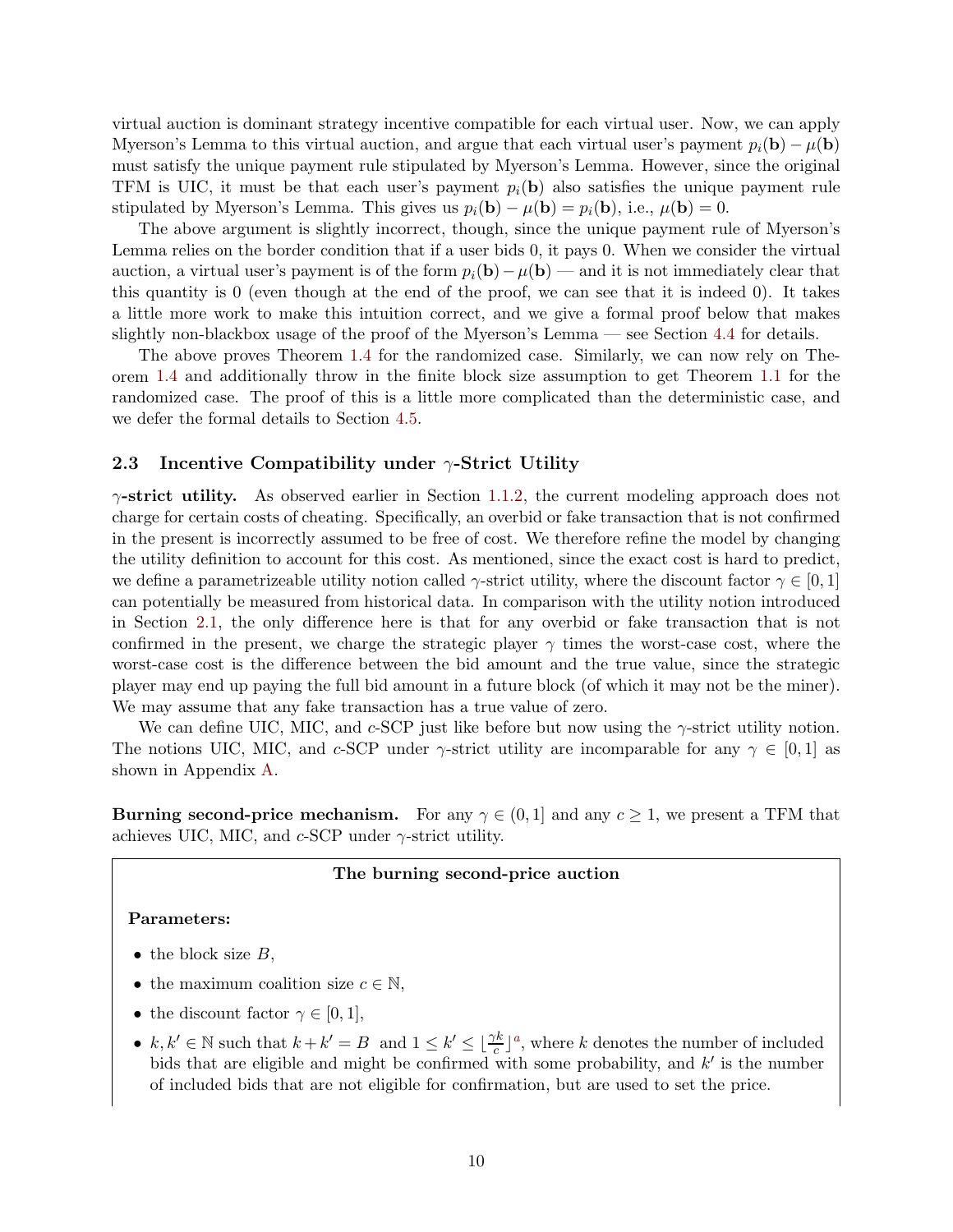virtual auction is dominant strategy incentive compatible for each virtual user. Now, we can apply Myerson's Lemma to this virtual auction, and argue that each virtual user's payment $p_i(\mathbf{b}) - \mu(\mathbf{b})$ must satisfy the unique payment rule stipulated by Myerson's Lemma. However, since the original TFM is UIC, it must be that each user's payment $p_i(\mathbf{b})$ also satisfies the unique payment rule stipulated by Myerson's Lemma. This gives us $p_i(\mathbf{b}) - \mu(\mathbf{b}) = p_i(\mathbf{b})$, i.e., $\mu(\mathbf{b}) = 0$.

The above argument is slightly incorrect, though, since the unique payment rule of Myerson's Lemma relies on the border condition that if a user bids 0, it pays 0. When we consider the virtual auction, a virtual user's payment is of the form $p_i(\mathbf{b}) - \mu(\mathbf{b})$ — and it is not immediately clear that this quantity is 0 (even though at the end of the proof, we can see that it is indeed 0). It takes a little more work to make this intuition correct, and we give a formal proof below that makes slightly non-blackbox usage of the proof of the Myerson's Lemma — see Section 4.4 for details.

The above proves Theorem 1.4 for the randomized case. Similarly, we can now rely on Theorem 1.4 and additionally throw in the finite block size assumption to get Theorem 1.1 for the randomized case. The proof of this is a little more complicated than the deterministic case, and we defer the formal details to Section 4.5.

### 2.3 Incentive Compatibility under $\gamma$-Strict Utility

**$\gamma$-strict utility.** As observed earlier in Section 1.1.2, the current modeling approach does not charge for certain costs of cheating. Specifically, an overbid or fake transaction that is not confirmed in the present is incorrectly assumed to be free of cost. We therefore refine the model by changing the utility definition to account for this cost. As mentioned, since the exact cost is hard to predict, we define a parametrizeable utility notion called $\gamma$-strict utility, where the discount factor $\gamma \in [0, 1]$ can potentially be measured from historical data. In comparison with the utility notion introduced in Section 2.1, the only difference here is that for any overbid or fake transaction that is not confirmed in the present, we charge the strategic player $\gamma$ times the worst-case cost, where the worst-case cost is the difference between the bid amount and the true value, since the strategic player may end up paying the full bid amount in a future block (of which it may not be the miner). We may assume that any fake transaction has a true value of zero.

We can define UIC, MIC, and $c$-SCP just like before but now using the $\gamma$-strict utility notion. The notions UIC, MIC, and $c$-SCP under $\gamma$-strict utility are incomparable for any $\gamma \in [0, 1]$ as shown in Appendix A.

**Burning second-price mechanism.** For any $\gamma \in (0, 1]$ and any $c \geq 1$, we present a TFM that achieves UIC, MIC, and $c$-SCP under $\gamma$-strict utility.

**The burning second-price auction**

**Parameters:**

- the block size $B$,
- the maximum coalition size $c \in \mathbb{N}$,
- the discount factor $\gamma \in [0, 1]$,
- $k, k' \in \mathbb{N}$ such that $k + k' = B$ and $1 \leq k' \leq \lfloor \frac{\gamma k}{c} \rfloor$ [a], where $k$ denotes the number of included bids that are eligible and might be confirmed with some probability, and $k'$ is the number of included bids that are not eligible for confirmation, but are used to set the price.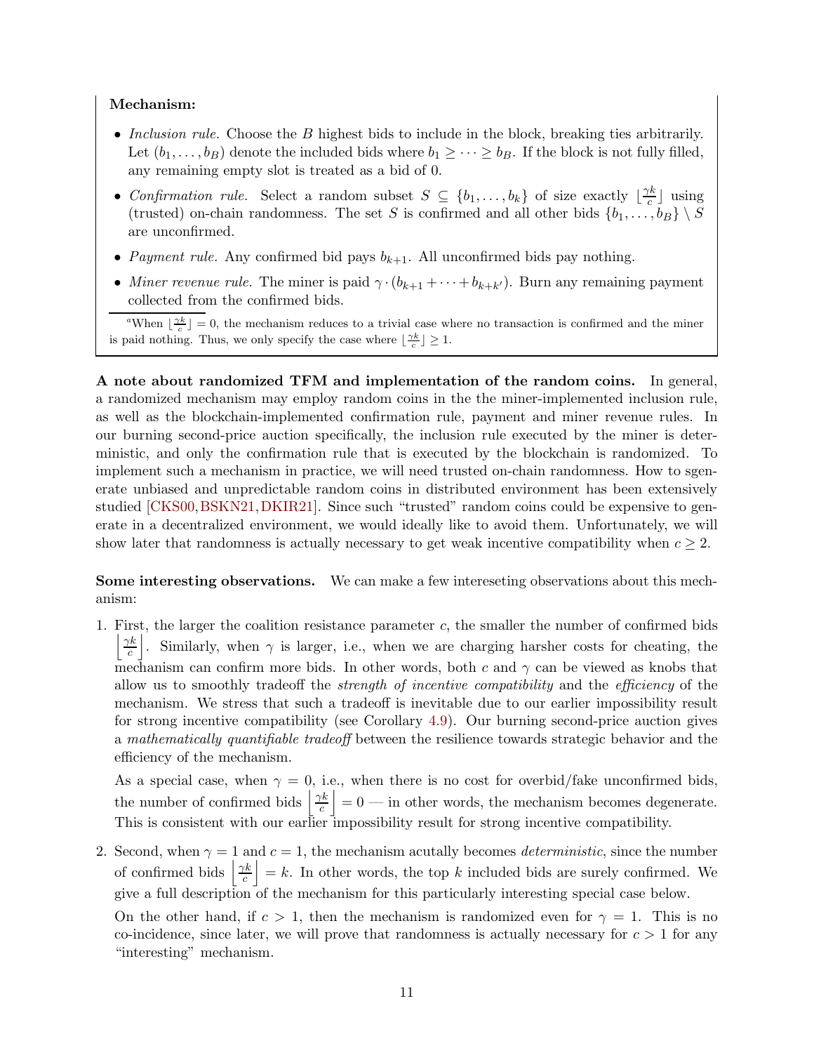**Mechanism:**

- *Inclusion rule.* Choose the $B$ highest bids to include in the block, breaking ties arbitrarily. Let $(b_1, \ldots, b_B)$ denote the included bids where $b_1 \geq \cdots \geq b_B$. If the block is not fully filled, any remaining empty slot is treated as a bid of 0.
- *Confirmation rule.* Select a random subset $S \subseteq \{b_1, \ldots, b_k\}$ of size exactly $\lfloor \frac{\gamma k}{c} \rfloor$ using (trusted) on-chain randomness. The set $S$ is confirmed and all other bids $\{b_1, \ldots, b_B\} \setminus S$ are unconfirmed.
- *Payment rule.* Any confirmed bid pays $b_{k+1}$. All unconfirmed bids pay nothing.
- *Miner revenue rule.* The miner is paid $\gamma \cdot (b_{k+1} + \cdots + b_{k+k'})$. Burn any remaining payment collected from the confirmed bids.

[a] When $\lfloor \frac{\gamma k}{c} \rfloor = 0$, the mechanism reduces to a trivial case where no transaction is confirmed and the miner is paid nothing. Thus, we only specify the case where $\lfloor \frac{\gamma k}{c} \rfloor \geq 1$.

**A note about randomized TFM and implementation of the random coins.** In general, a randomized mechanism may employ random coins in the the miner-implemented inclusion rule, as well as the blockchain-implemented confirmation rule, payment and miner revenue rules. In our burning second-price auction specifically, the inclusion rule executed by the miner is deterministic, and only the confirmation rule that is executed by the blockchain is randomized. To implement such a mechanism in practice, we will need trusted on-chain randomness. How to sgenerate unbiased and unpredictable random coins in distributed environment has been extensively studied [CKS00, BSKN21, DKIR21]. Since such "trusted" random coins could be expensive to generate in a decentralized environment, we would ideally like to avoid them. Unfortunately, we will show later that randomness is actually necessary to get weak incentive compatibility when $c \geq 2$.

**Some interesting observations.** We can make a few intereseting observations about this mechanism:

1. First, the larger the coalition resistance parameter $c$, the smaller the number of confirmed bids $\left\lfloor \frac{\gamma k}{c} \right\rfloor$. Similarly, when $\gamma$ is larger, i.e., when we are charging harsher costs for cheating, the mechanism can confirm more bids. In other words, both $c$ and $\gamma$ can be viewed as knobs that allow us to smoothly tradeoff the *strength of incentive compatibility* and the *efficiency* of the mechanism. We stress that such a tradeoff is inevitable due to our earlier impossibility result for strong incentive compatibility (see Corollary 4.9). Our burning second-price auction gives a *mathematically quantifiable tradeoff* between the resilience towards strategic behavior and the efficiency of the mechanism.

   As a special case, when $\gamma = 0$, i.e., when there is no cost for overbid/fake unconfirmed bids, the number of confirmed bids $\left\lfloor \frac{\gamma k}{c} \right\rfloor = 0$ — in other words, the mechanism becomes degenerate. This is consistent with our earlier impossibility result for strong incentive compatibility.

2. Second, when $\gamma = 1$ and $c = 1$, the mechanism acutally becomes *deterministic*, since the number of confirmed bids $\left\lfloor \frac{\gamma k}{c} \right\rfloor = k$. In other words, the top $k$ included bids are surely confirmed. We give a full description of the mechanism for this particularly interesting special case below.

   On the other hand, if $c > 1$, then the mechanism is randomized even for $\gamma = 1$. This is no co-incidence, since later, we will prove that randomness is actually necessary for $c > 1$ for any "interesting" mechanism.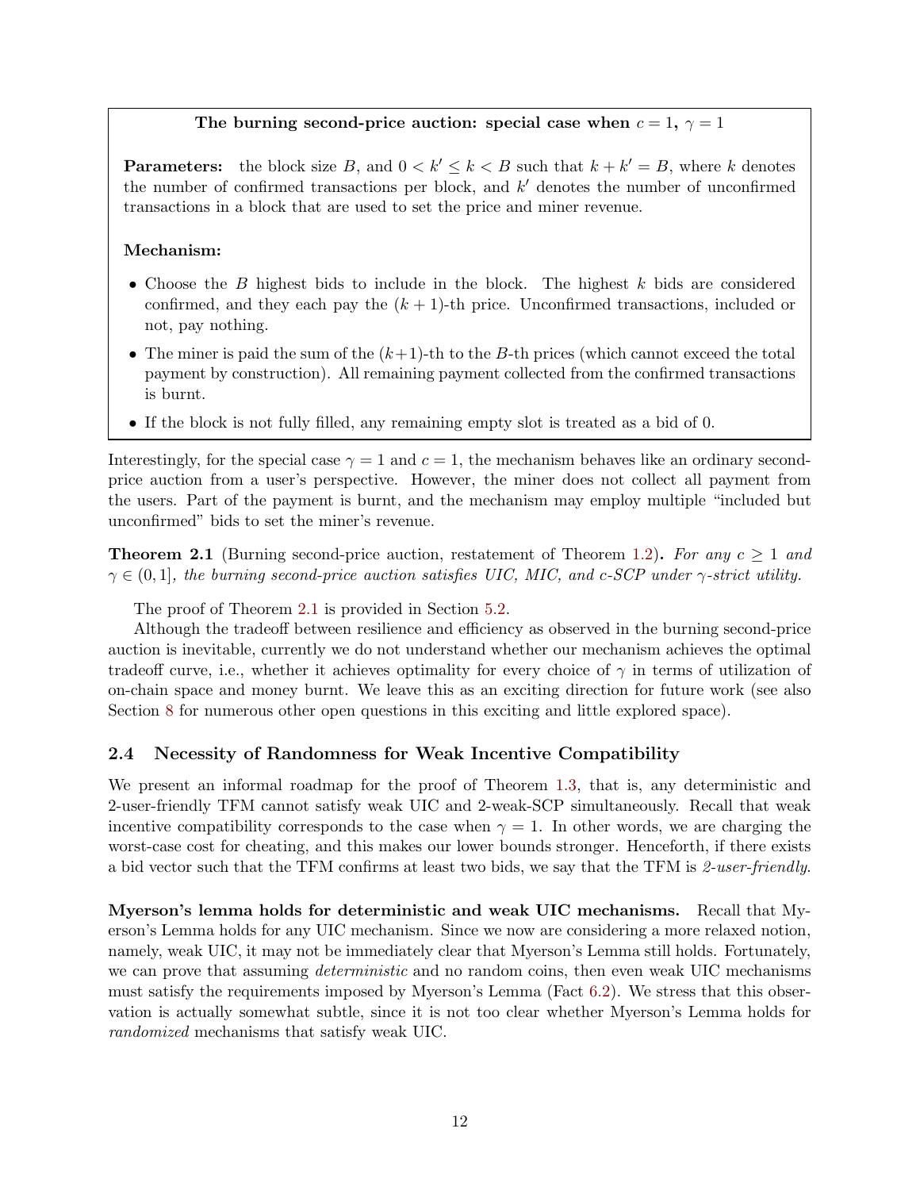**The burning second-price auction: special case when $c = 1$, $\gamma = 1$**

**Parameters:** the block size $B$, and $0 < k' \leq k < B$ such that $k + k' = B$, where $k$ denotes the number of confirmed transactions per block, and $k'$ denotes the number of unconfirmed transactions in a block that are used to set the price and miner revenue.

**Mechanism:**

- Choose the $B$ highest bids to include in the block. The highest $k$ bids are considered confirmed, and they each pay the $(k+1)$-th price. Unconfirmed transactions, included or not, pay nothing.
- The miner is paid the sum of the $(k+1)$-th to the $B$-th prices (which cannot exceed the total payment by construction). All remaining payment collected from the confirmed transactions is burnt.
- If the block is not fully filled, any remaining empty slot is treated as a bid of 0.

Interestingly, for the special case $\gamma = 1$ and $c = 1$, the mechanism behaves like an ordinary second-price auction from a user's perspective. However, the miner does not collect all payment from the users. Part of the payment is burnt, and the mechanism may employ multiple "included but unconfirmed" bids to set the miner's revenue.

**Theorem 2.1** (Burning second-price auction, restatement of Theorem 1.2)**.** *For any $c \geq 1$ and $\gamma \in (0, 1]$, the burning second-price auction satisfies UIC, MIC, and c-SCP under $\gamma$-strict utility.*

The proof of Theorem 2.1 is provided in Section 5.2.

Although the tradeoff between resilience and efficiency as observed in the burning second-price auction is inevitable, currently we do not understand whether our mechanism achieves the optimal tradeoff curve, i.e., whether it achieves optimality for every choice of $\gamma$ in terms of utilization of on-chain space and money burnt. We leave this as an exciting direction for future work (see also Section 8 for numerous other open questions in this exciting and little explored space).

## 2.4 Necessity of Randomness for Weak Incentive Compatibility

We present an informal roadmap for the proof of Theorem 1.3, that is, any deterministic and 2-user-friendly TFM cannot satisfy weak UIC and 2-weak-SCP simultaneously. Recall that weak incentive compatibility corresponds to the case when $\gamma = 1$. In other words, we are charging the worst-case cost for cheating, and this makes our lower bounds stronger. Henceforth, if there exists a bid vector such that the TFM confirms at least two bids, we say that the TFM is *2-user-friendly*.

**Myerson's lemma holds for deterministic and weak UIC mechanisms.** Recall that Myerson's Lemma holds for any UIC mechanism. Since we now are considering a more relaxed notion, namely, weak UIC, it may not be immediately clear that Myerson's Lemma still holds. Fortunately, we can prove that assuming *deterministic* and no random coins, then even weak UIC mechanisms must satisfy the requirements imposed by Myerson's Lemma (Fact 6.2). We stress that this observation is actually somewhat subtle, since it is not too clear whether Myerson's Lemma holds for *randomized* mechanisms that satisfy weak UIC.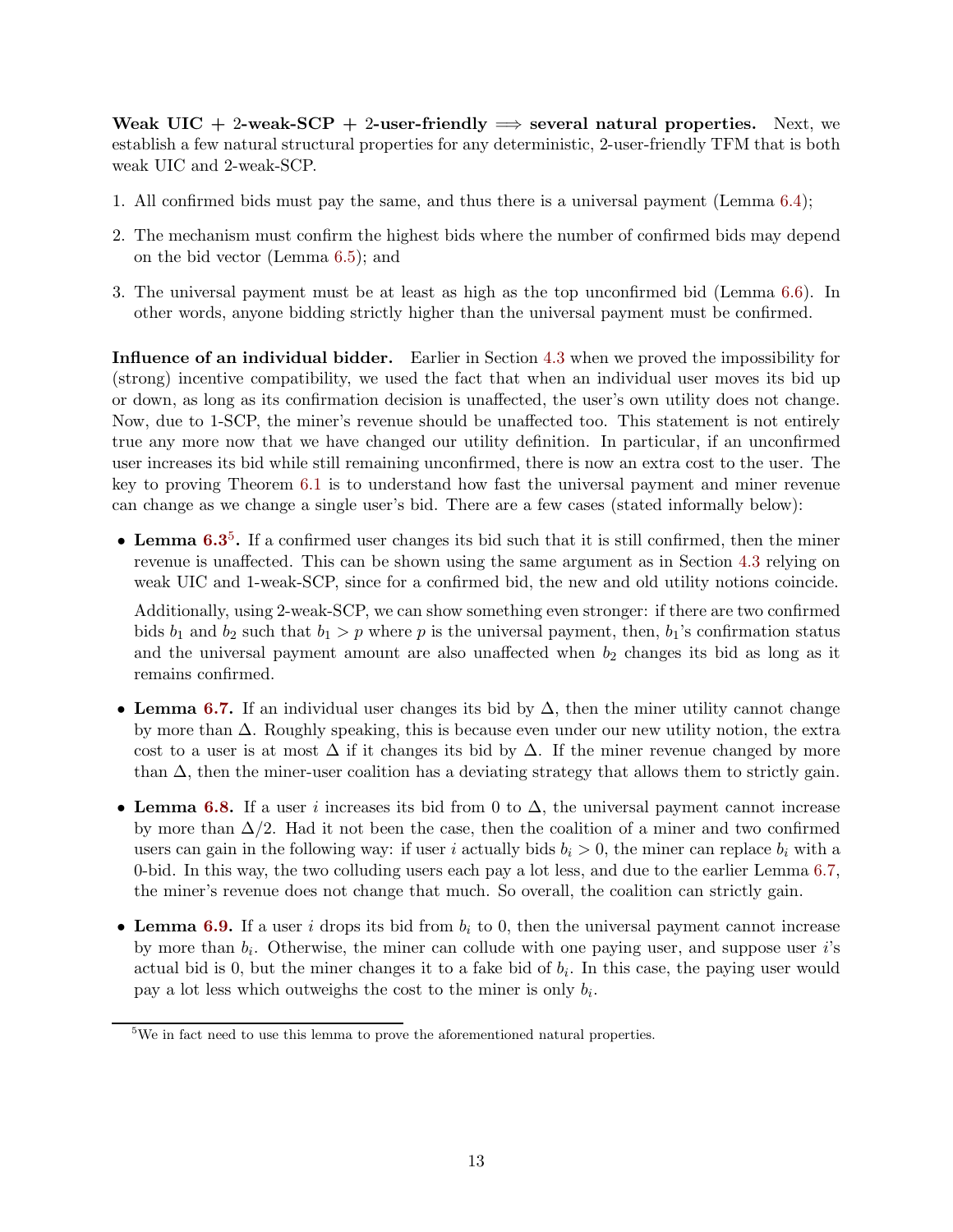**Weak UIC + 2-weak-SCP + 2-user-friendly $\implies$ several natural properties.** Next, we establish a few natural structural properties for any deterministic, 2-user-friendly TFM that is both weak UIC and 2-weak-SCP.

1. All confirmed bids must pay the same, and thus there is a universal payment (Lemma 6.4);
2. The mechanism must confirm the highest bids where the number of confirmed bids may depend on the bid vector (Lemma 6.5); and
3. The universal payment must be at least as high as the top unconfirmed bid (Lemma 6.6). In other words, anyone bidding strictly higher than the universal payment must be confirmed.

**Influence of an individual bidder.** Earlier in Section 4.3 when we proved the impossibility for (strong) incentive compatibility, we used the fact that when an individual user moves its bid up or down, as long as its confirmation decision is unaffected, the user's own utility does not change. Now, due to 1-SCP, the miner's revenue should be unaffected too. This statement is not entirely true any more now that we have changed our utility definition. In particular, if an unconfirmed user increases its bid while still remaining unconfirmed, there is now an extra cost to the user. The key to proving Theorem 6.1 is to understand how fast the universal payment and miner revenue can change as we change a single user's bid. There are a few cases (stated informally below):

- **Lemma 6.3[5].** If a confirmed user changes its bid such that it is still confirmed, then the miner revenue is unaffected. This can be shown using the same argument as in Section 4.3 relying on weak UIC and 1-weak-SCP, since for a confirmed bid, the new and old utility notions coincide.

  Additionally, using 2-weak-SCP, we can show something even stronger: if there are two confirmed bids $b_1$ and $b_2$ such that $b_1 > p$ where $p$ is the universal payment, then, $b_1$'s confirmation status and the universal payment amount are also unaffected when $b_2$ changes its bid as long as it remains confirmed.

- **Lemma 6.7.** If an individual user changes its bid by $\Delta$, then the miner utility cannot change by more than $\Delta$. Roughly speaking, this is because even under our new utility notion, the extra cost to a user is at most $\Delta$ if it changes its bid by $\Delta$. If the miner revenue changed by more than $\Delta$, then the miner-user coalition has a deviating strategy that allows them to strictly gain.

- **Lemma 6.8.** If a user $i$ increases its bid from 0 to $\Delta$, the universal payment cannot increase by more than $\Delta/2$. Had it not been the case, then the coalition of a miner and two confirmed users can gain in the following way: if user $i$ actually bids $b_i > 0$, the miner can replace $b_i$ with a 0-bid. In this way, the two colluding users each pay a lot less, and due to the earlier Lemma 6.7, the miner's revenue does not change that much. So overall, the coalition can strictly gain.

- **Lemma 6.9.** If a user $i$ drops its bid from $b_i$ to 0, then the universal payment cannot increase by more than $b_i$. Otherwise, the miner can collude with one paying user, and suppose user $i$'s actual bid is 0, but the miner changes it to a fake bid of $b_i$. In this case, the paying user would pay a lot less which outweighs the cost to the miner is only $b_i$.

[5] We in fact need to use this lemma to prove the aforementioned natural properties.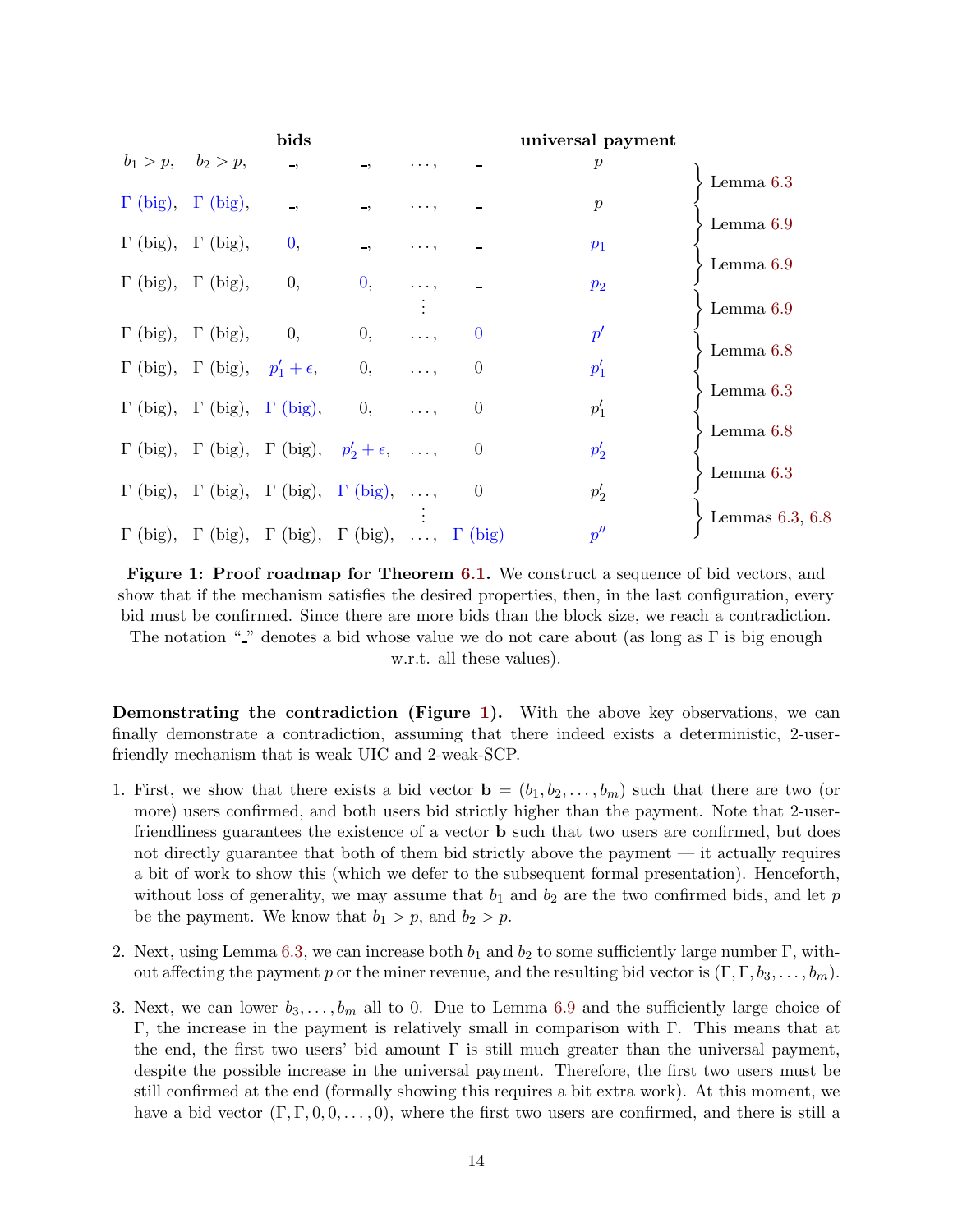| bids | | | | | | universal payment | |
|---|---|---|---|---|---|---|---|
| $b_1 > p$, | $b_2 > p$, | _, | _, | $\ldots$, | _ | $p$ | |
| | | | | | | | Lemma 6.3 |
| $\Gamma$ (big), | $\Gamma$ (big), | _, | _, | $\ldots$, | _ | $p$ | |
| | | | | | | | Lemma 6.9 |
| $\Gamma$ (big), | $\Gamma$ (big), | 0, | _, | $\ldots$, | _ | $p_1$ | |
| | | | | | | | Lemma 6.9 |
| $\Gamma$ (big), | $\Gamma$ (big), | 0, | 0, | $\ldots$, | _ | $p_2$ | |
| | | | | $\vdots$ | | | Lemma 6.9 |
| $\Gamma$ (big), | $\Gamma$ (big), | 0, | 0, | $\ldots$, | 0 | $p'$ | |
| | | | | | | | Lemma 6.8 |
| $\Gamma$ (big), | $\Gamma$ (big), | $p'_1 + \epsilon$, | 0, | $\ldots$, | 0 | $p'_1$ | |
| | | | | | | | Lemma 6.3 |
| $\Gamma$ (big), | $\Gamma$ (big), | $\Gamma$ (big), | 0, | $\ldots$, | 0 | $p'_1$ | |
| | | | | | | | Lemma 6.8 |
| $\Gamma$ (big), | $\Gamma$ (big), | $\Gamma$ (big), | $p'_2 + \epsilon$, | $\ldots$, | 0 | $p'_2$ | |
| | | | | | | | Lemma 6.3 |
| $\Gamma$ (big), | $\Gamma$ (big), | $\Gamma$ (big), | $\Gamma$ (big), | $\ldots$, | 0 | $p'_2$ | |
| | | | | $\vdots$ | | | Lemmas 6.3, 6.8 |
| $\Gamma$ (big), | $\Gamma$ (big), | $\Gamma$ (big), | $\Gamma$ (big), | $\ldots$, | $\Gamma$ (big) | $p''$ | |

**Figure 1: Proof roadmap for Theorem 6.1.** We construct a sequence of bid vectors, and show that if the mechanism satisfies the desired properties, then, in the last configuration, every bid must be confirmed. Since there are more bids than the block size, we reach a contradiction. The notation "_" denotes a bid whose value we do not care about (as long as $\Gamma$ is big enough w.r.t. all these values).

**Demonstrating the contradiction (Figure 1).** With the above key observations, we can finally demonstrate a contradiction, assuming that there indeed exists a deterministic, 2-user-friendly mechanism that is weak UIC and 2-weak-SCP.

1. First, we show that there exists a bid vector $\mathbf{b} = (b_1, b_2, \ldots, b_m)$ such that there are two (or more) users confirmed, and both users bid strictly higher than the payment. Note that 2-user-friendliness guarantees the existence of a vector $\mathbf{b}$ such that two users are confirmed, but does not directly guarantee that both of them bid strictly above the payment — it actually requires a bit of work to show this (which we defer to the subsequent formal presentation). Henceforth, without loss of generality, we may assume that $b_1$ and $b_2$ are the two confirmed bids, and let $p$ be the payment. We know that $b_1 > p$, and $b_2 > p$.

2. Next, using Lemma 6.3, we can increase both $b_1$ and $b_2$ to some sufficiently large number $\Gamma$, without affecting the payment $p$ or the miner revenue, and the resulting bid vector is $(\Gamma, \Gamma, b_3, \ldots, b_m)$.

3. Next, we can lower $b_3, \ldots, b_m$ all to 0. Due to Lemma 6.9 and the sufficiently large choice of $\Gamma$, the increase in the payment is relatively small in comparison with $\Gamma$. This means that at the end, the first two users' bid amount $\Gamma$ is still much greater than the universal payment, despite the possible increase in the universal payment. Therefore, the first two users must be still confirmed at the end (formally showing this requires a bit extra work). At this moment, we have a bid vector $(\Gamma, \Gamma, 0, 0, \ldots, 0)$, where the first two users are confirmed, and there is still a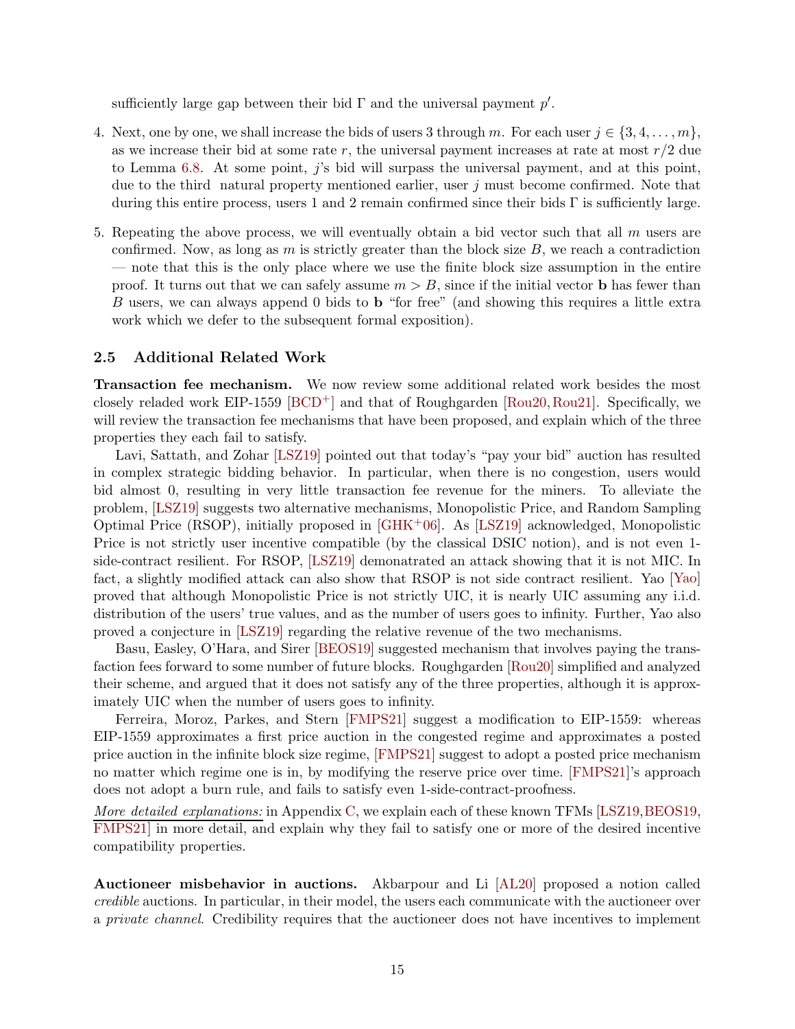sufficiently large gap between their bid $\Gamma$ and the universal payment $p'$.

4. Next, one by one, we shall increase the bids of users 3 through $m$. For each user $j \in \{3, 4, \ldots, m\}$, as we increase their bid at some rate $r$, the universal payment increases at rate at most $r/2$ due to Lemma 6.8. At some point, $j$'s bid will surpass the universal payment, and at this point, due to the third natural property mentioned earlier, user $j$ must become confirmed. Note that during this entire process, users 1 and 2 remain confirmed since their bids $\Gamma$ is sufficiently large.

5. Repeating the above process, we will eventually obtain a bid vector such that all $m$ users are confirmed. Now, as long as $m$ is strictly greater than the block size $B$, we reach a contradiction — note that this is the only place where we use the finite block size assumption in the entire proof. It turns out that we can safely assume $m > B$, since if the initial vector $\mathbf{b}$ has fewer than $B$ users, we can always append 0 bids to $\mathbf{b}$ "for free" (and showing this requires a little extra work which we defer to the subsequent formal exposition).

### 2.5 Additional Related Work

**Transaction fee mechanism.** We now review some additional related work besides the most closely reladed work EIP-1559 [BCD+] and that of Roughgarden [Rou20, Rou21]. Specifically, we will review the transaction fee mechanisms that have been proposed, and explain which of the three properties they each fail to satisfy.

Lavi, Sattath, and Zohar [LSZ19] pointed out that today's "pay your bid" auction has resulted in complex strategic bidding behavior. In particular, when there is no congestion, users would bid almost 0, resulting in very little transaction fee revenue for the miners. To alleviate the problem, [LSZ19] suggests two alternative mechanisms, Monopolistic Price, and Random Sampling Optimal Price (RSOP), initially proposed in [GHK+06]. As [LSZ19] acknowledged, Monopolistic Price is not strictly user incentive compatible (by the classical DSIC notion), and is not even 1-side-contract resilient. For RSOP, [LSZ19] demonatrated an attack showing that it is not MIC. In fact, a slightly modified attack can also show that RSOP is not side contract resilient. Yao [Yao] proved that although Monopolistic Price is not strictly UIC, it is nearly UIC assuming any i.i.d. distribution of the users' true values, and as the number of users goes to infinity. Further, Yao also proved a conjecture in [LSZ19] regarding the relative revenue of the two mechanisms.

Basu, Easley, O'Hara, and Sirer [BEOS19] suggested mechanism that involves paying the transfaction fees forward to some number of future blocks. Roughgarden [Rou20] simplified and analyzed their scheme, and argued that it does not satisfy any of the three properties, although it is approximately UIC when the number of users goes to infinity.

Ferreira, Moroz, Parkes, and Stern [FMPS21] suggest a modification to EIP-1559: whereas EIP-1559 approximates a first price auction in the congested regime and approximates a posted price auction in the infinite block size regime, [FMPS21] suggest to adopt a posted price mechanism no matter which regime one is in, by modifying the reserve price over time. [FMPS21]'s approach does not adopt a burn rule, and fails to satisfy even 1-side-contract-proofness.

*More detailed explanations:* in Appendix C, we explain each of these known TFMs [LSZ19, BEOS19, FMPS21] in more detail, and explain why they fail to satisfy one or more of the desired incentive compatibility properties.

**Auctioneer misbehavior in auctions.** Akbarpour and Li [AL20] proposed a notion called *credible* auctions. In particular, in their model, the users each communicate with the auctioneer over a *private channel*. Credibility requires that the auctioneer does not have incentives to implement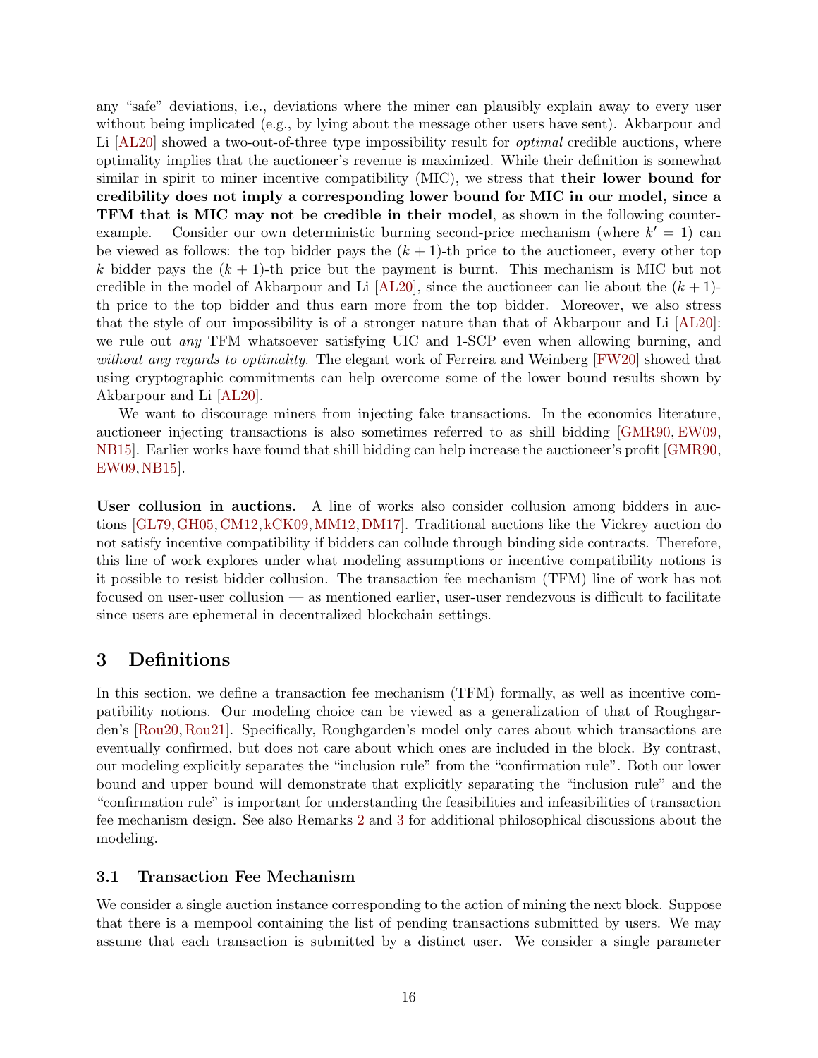any "safe" deviations, i.e., deviations where the miner can plausibly explain away to every user without being implicated (e.g., by lying about the message other users have sent). Akbarpour and Li [AL20] showed a two-out-of-three type impossibility result for *optimal* credible auctions, where optimality implies that the auctioneer's revenue is maximized. While their definition is somewhat similar in spirit to miner incentive compatibility (MIC), we stress that **their lower bound for credibility does not imply a corresponding lower bound for MIC in our model, since a TFM that is MIC may not be credible in their model**, as shown in the following counter-example. Consider our own deterministic burning second-price mechanism (where $k' = 1$) can be viewed as follows: the top bidder pays the $(k + 1)$-th price to the auctioneer, every other top $k$ bidder pays the $(k + 1)$-th price but the payment is burnt. This mechanism is MIC but not credible in the model of Akbarpour and Li [AL20], since the auctioneer can lie about the $(k + 1)$-th price to the top bidder and thus earn more from the top bidder. Moreover, we also stress that the style of our impossibility is of a stronger nature than that of Akbarpour and Li [AL20]: we rule out *any* TFM whatsoever satisfying UIC and 1-SCP even when allowing burning, and *without any regards to optimality*. The elegant work of Ferreira and Weinberg [FW20] showed that using cryptographic commitments can help overcome some of the lower bound results shown by Akbarpour and Li [AL20].

We want to discourage miners from injecting fake transactions. In the economics literature, auctioneer injecting transactions is also sometimes referred to as shill bidding [GMR90, EW09, NB15]. Earlier works have found that shill bidding can help increase the auctioneer's profit [GMR90, EW09, NB15].

**User collusion in auctions.** A line of works also consider collusion among bidders in auctions [GL79, GH05, CM12, kCK09, MM12, DM17]. Traditional auctions like the Vickrey auction do not satisfy incentive compatibility if bidders can collude through binding side contracts. Therefore, this line of work explores under what modeling assumptions or incentive compatibility notions is it possible to resist bidder collusion. The transaction fee mechanism (TFM) line of work has not focused on user-user collusion — as mentioned earlier, user-user rendezvous is difficult to facilitate since users are ephemeral in decentralized blockchain settings.

## 3 Definitions

In this section, we define a transaction fee mechanism (TFM) formally, as well as incentive compatibility notions. Our modeling choice can be viewed as a generalization of that of Roughgarden's [Rou20, Rou21]. Specifically, Roughgarden's model only cares about which transactions are eventually confirmed, but does not care about which ones are included in the block. By contrast, our modeling explicitly separates the "inclusion rule" from the "confirmation rule". Both our lower bound and upper bound will demonstrate that explicitly separating the "inclusion rule" and the "confirmation rule" is important for understanding the feasibilities and infeasibilities of transaction fee mechanism design. See also Remarks 2 and 3 for additional philosophical discussions about the modeling.

### 3.1 Transaction Fee Mechanism

We consider a single auction instance corresponding to the action of mining the next block. Suppose that there is a mempool containing the list of pending transactions submitted by users. We may assume that each transaction is submitted by a distinct user. We consider a single parameter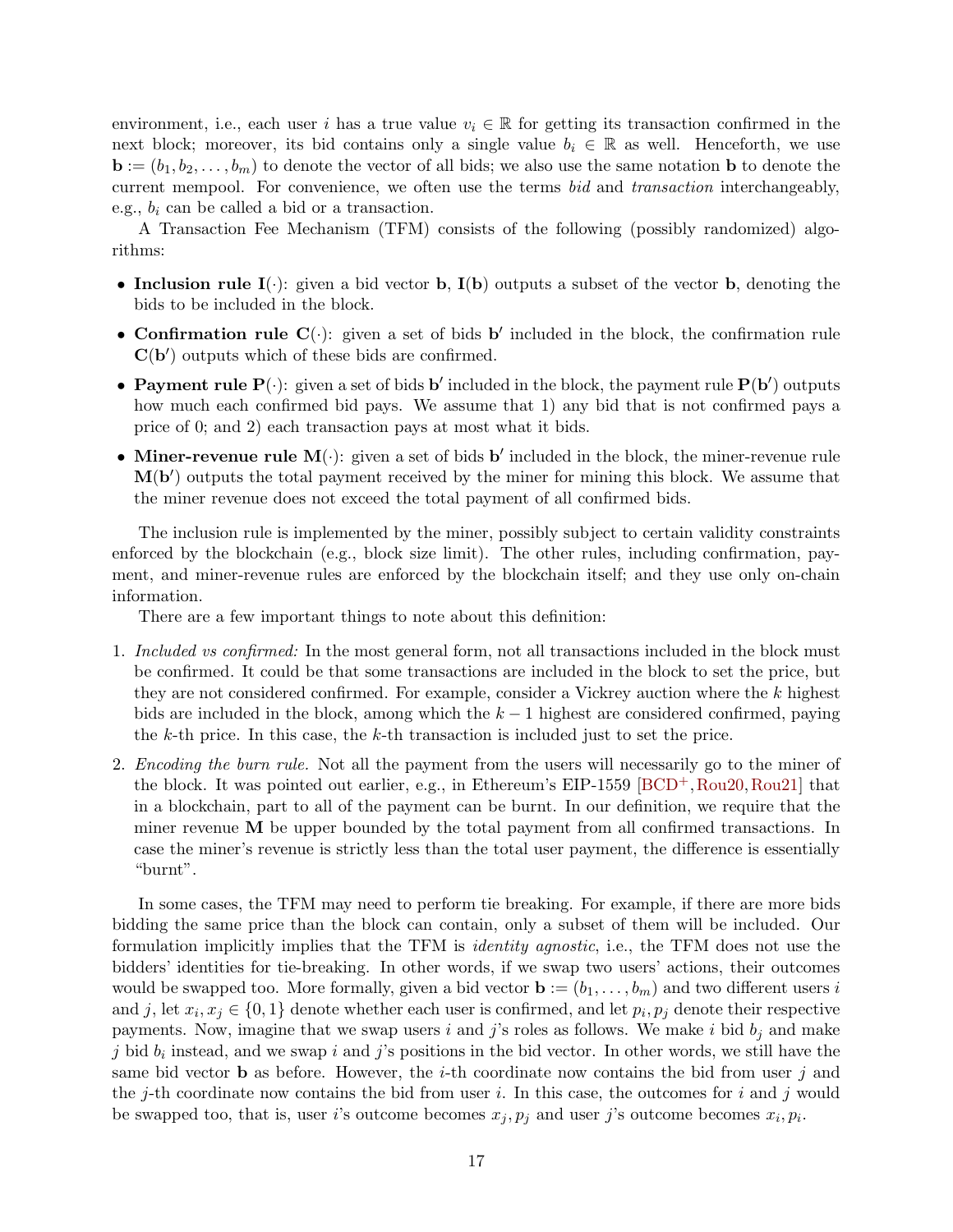environment, i.e., each user $i$ has a true value $v_i \in \mathbb{R}$ for getting its transaction confirmed in the next block; moreover, its bid contains only a single value $b_i \in \mathbb{R}$ as well. Henceforth, we use $\mathbf{b} := (b_1, b_2, \ldots, b_m)$ to denote the vector of all bids; we also use the same notation $\mathbf{b}$ to denote the current mempool. For convenience, we often use the terms *bid* and *transaction* interchangeably, e.g., $b_i$ can be called a bid or a transaction.

A Transaction Fee Mechanism (TFM) consists of the following (possibly randomized) algorithms:

- **Inclusion rule $\mathbf{I}(\cdot)$:** given a bid vector $\mathbf{b}$, $\mathbf{I}(\mathbf{b})$ outputs a subset of the vector $\mathbf{b}$, denoting the bids to be included in the block.
- **Confirmation rule $\mathbf{C}(\cdot)$:** given a set of bids $\mathbf{b}'$ included in the block, the confirmation rule $\mathbf{C}(\mathbf{b}')$ outputs which of these bids are confirmed.
- **Payment rule $\mathbf{P}(\cdot)$:** given a set of bids $\mathbf{b}'$ included in the block, the payment rule $\mathbf{P}(\mathbf{b}')$ outputs how much each confirmed bid pays. We assume that 1) any bid that is not confirmed pays a price of 0; and 2) each transaction pays at most what it bids.
- **Miner-revenue rule $\mathbf{M}(\cdot)$:** given a set of bids $\mathbf{b}'$ included in the block, the miner-revenue rule $\mathbf{M}(\mathbf{b}')$ outputs the total payment received by the miner for mining this block. We assume that the miner revenue does not exceed the total payment of all confirmed bids.

The inclusion rule is implemented by the miner, possibly subject to certain validity constraints enforced by the blockchain (e.g., block size limit). The other rules, including confirmation, payment, and miner-revenue rules are enforced by the blockchain itself; and they use only on-chain information.

There are a few important things to note about this definition:

1. *Included vs confirmed:* In the most general form, not all transactions included in the block must be confirmed. It could be that some transactions are included in the block to set the price, but they are not considered confirmed. For example, consider a Vickrey auction where the $k$ highest bids are included in the block, among which the $k-1$ highest are considered confirmed, paying the $k$-th price. In this case, the $k$-th transaction is included just to set the price.
2. *Encoding the burn rule.* Not all the payment from the users will necessarily go to the miner of the block. It was pointed out earlier, e.g., in Ethereum's EIP-1559 [BCD+, Rou20, Rou21] that in a blockchain, part to all of the payment can be burnt. In our definition, we require that the miner revenue $\mathbf{M}$ be upper bounded by the total payment from all confirmed transactions. In case the miner's revenue is strictly less than the total user payment, the difference is essentially "burnt".

In some cases, the TFM may need to perform tie breaking. For example, if there are more bids bidding the same price than the block can contain, only a subset of them will be included. Our formulation implicitly implies that the TFM is *identity agnostic*, i.e., the TFM does not use the bidders' identities for tie-breaking. In other words, if we swap two users' actions, their outcomes would be swapped too. More formally, given a bid vector $\mathbf{b} := (b_1, \ldots, b_m)$ and two different users $i$ and $j$, let $x_i, x_j \in \{0, 1\}$ denote whether each user is confirmed, and let $p_i, p_j$ denote their respective payments. Now, imagine that we swap users $i$ and $j$'s roles as follows. We make $i$ bid $b_j$ and make $j$ bid $b_i$ instead, and we swap $i$ and $j$'s positions in the bid vector. In other words, we still have the same bid vector $\mathbf{b}$ as before. However, the $i$-th coordinate now contains the bid from user $j$ and the $j$-th coordinate now contains the bid from user $i$. In this case, the outcomes for $i$ and $j$ would be swapped too, that is, user $i$'s outcome becomes $x_j, p_j$ and user $j$'s outcome becomes $x_i, p_i$.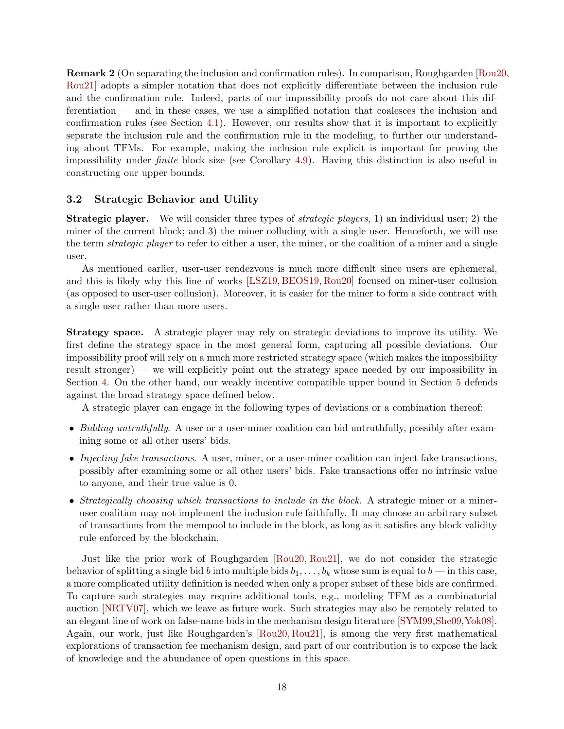**Remark 2** (On separating the inclusion and confirmation rules)**.** In comparison, Roughgarden [Rou20, Rou21] adopts a simpler notation that does not explicitly differentiate between the inclusion rule and the confirmation rule. Indeed, parts of our impossibility proofs do not care about this differentiation — and in these cases, we use a simplified notation that coalesces the inclusion and confirmation rules (see Section 4.1). However, our results show that it is important to explicitly separate the inclusion rule and the confirmation rule in the modeling, to further our understanding about TFMs. For example, making the inclusion rule explicit is important for proving the impossibility under *finite* block size (see Corollary 4.9). Having this distinction is also useful in constructing our upper bounds.

### 3.2 Strategic Behavior and Utility

**Strategic player.** We will consider three types of *strategic players*, 1) an individual user; 2) the miner of the current block; and 3) the miner colluding with a single user. Henceforth, we will use the term *strategic player* to refer to either a user, the miner, or the coalition of a miner and a single user.

As mentioned earlier, user-user rendezvous is much more difficult since users are ephemeral, and this is likely why this line of works [LSZ19, BEOS19, Rou20] focused on miner-user collusion (as opposed to user-user collusion). Moreover, it is easier for the miner to form a side contract with a single user rather than more users.

**Strategy space.** A strategic player may rely on strategic deviations to improve its utility. We first define the strategy space in the most general form, capturing all possible deviations. Our impossibility proof will rely on a much more restricted strategy space (which makes the impossibility result stronger) — we will explicitly point out the strategy space needed by our impossibility in Section 4. On the other hand, our weakly incentive compatible upper bound in Section 5 defends against the broad strategy space defined below.

A strategic player can engage in the following types of deviations or a combination thereof:

- *Bidding untruthfully.* A user or a user-miner coalition can bid untruthfully, possibly after examining some or all other users' bids.
- *Injecting fake transactions.* A user, miner, or a user-miner coalition can inject fake transactions, possibly after examining some or all other users' bids. Fake transactions offer no intrinsic value to anyone, and their true value is 0.
- *Strategically choosing which transactions to include in the block.* A strategic miner or a miner-user coalition may not implement the inclusion rule faithfully. It may choose an arbitrary subset of transactions from the mempool to include in the block, as long as it satisfies any block validity rule enforced by the blockchain.

Just like the prior work of Roughgarden [Rou20, Rou21], we do not consider the strategic behavior of splitting a single bid $b$ into multiple bids $b_1, \ldots, b_k$ whose sum is equal to $b$ — in this case, a more complicated utility definition is needed when only a proper subset of these bids are confirmed. To capture such strategies may require additional tools, e.g., modeling TFM as a combinatorial auction [NRTV07], which we leave as future work. Such strategies may also be remotely related to an elegant line of work on false-name bids in the mechanism design literature [SYM99, She09, Yok08]. Again, our work, just like Roughgarden's [Rou20, Rou21], is among the very first mathematical explorations of transaction fee mechanism design, and part of our contribution is to expose the lack of knowledge and the abundance of open questions in this space.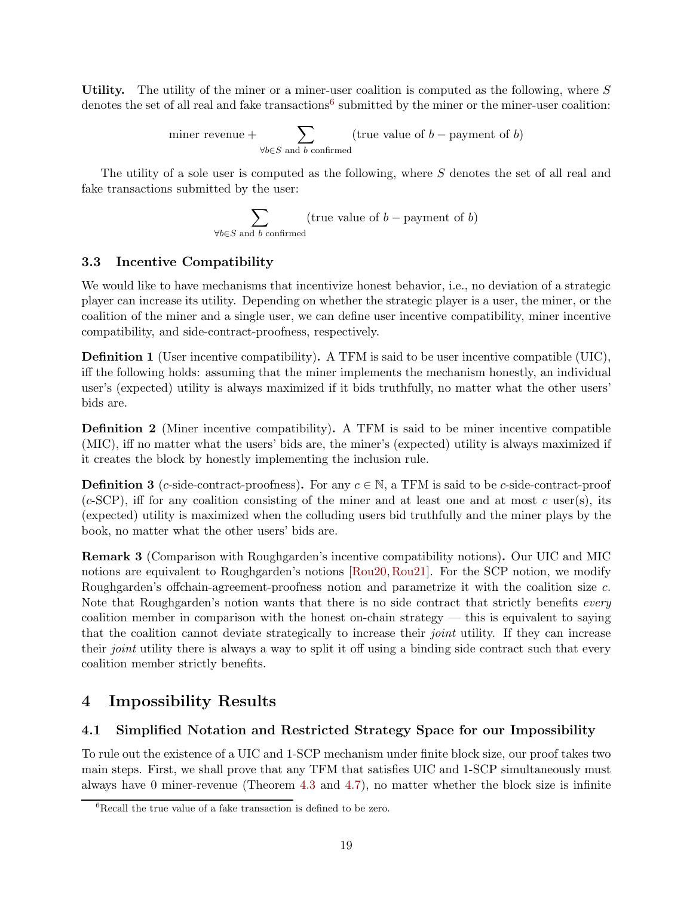**Utility.** The utility of the miner or a miner-user coalition is computed as the following, where $S$ denotes the set of all real and fake transactions[6] submitted by the miner or the miner-user coalition:

$$\text{miner revenue} + \sum_{\forall b \in S \text{ and } b \text{ confirmed}} (\text{true value of } b - \text{payment of } b)$$

The utility of a sole user is computed as the following, where $S$ denotes the set of all real and fake transactions submitted by the user:

$$\sum_{\forall b \in S \text{ and } b \text{ confirmed}} (\text{true value of } b - \text{payment of } b)$$

### 3.3 Incentive Compatibility

We would like to have mechanisms that incentivize honest behavior, i.e., no deviation of a strategic player can increase its utility. Depending on whether the strategic player is a user, the miner, or the coalition of the miner and a single user, we can define user incentive compatibility, miner incentive compatibility, and side-contract-proofness, respectively.

**Definition 1** (User incentive compatibility)**.** A TFM is said to be user incentive compatible (UIC), iff the following holds: assuming that the miner implements the mechanism honestly, an individual user's (expected) utility is always maximized if it bids truthfully, no matter what the other users' bids are.

**Definition 2** (Miner incentive compatibility)**.** A TFM is said to be miner incentive compatible (MIC), iff no matter what the users' bids are, the miner's (expected) utility is always maximized if it creates the block by honestly implementing the inclusion rule.

**Definition 3** ($c$-side-contract-proofness)**.** For any $c \in \mathbb{N}$, a TFM is said to be $c$-side-contract-proof ($c$-SCP), iff for any coalition consisting of the miner and at least one and at most $c$ user(s), its (expected) utility is maximized when the colluding users bid truthfully and the miner plays by the book, no matter what the other users' bids are.

**Remark 3** (Comparison with Roughgarden's incentive compatibility notions)**.** Our UIC and MIC notions are equivalent to Roughgarden's notions [Rou20, Rou21]. For the SCP notion, we modify Roughgarden's offchain-agreement-proofness notion and parametrize it with the coalition size $c$. Note that Roughgarden's notion wants that there is no side contract that strictly benefits *every* coalition member in comparison with the honest on-chain strategy — this is equivalent to saying that the coalition cannot deviate strategically to increase their *joint* utility. If they can increase their *joint* utility there is always a way to split it off using a binding side contract such that every coalition member strictly benefits.

## 4 Impossibility Results

### 4.1 Simplified Notation and Restricted Strategy Space for our Impossibility

To rule out the existence of a UIC and 1-SCP mechanism under finite block size, our proof takes two main steps. First, we shall prove that any TFM that satisfies UIC and 1-SCP simultaneously must always have 0 miner-revenue (Theorem 4.3 and 4.7), no matter whether the block size is infinite

[6] Recall the true value of a fake transaction is defined to be zero.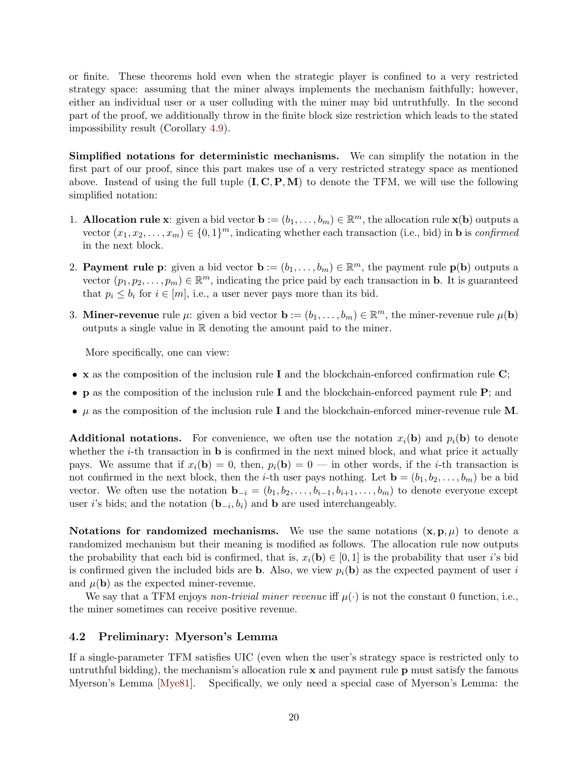or finite. These theorems hold even when the strategic player is confined to a very restricted strategy space: assuming that the miner always implements the mechanism faithfully; however, either an individual user or a user colluding with the miner may bid untruthfully. In the second part of the proof, we additionally throw in the finite block size restriction which leads to the stated impossibility result (Corollary 4.9).

**Simplified notations for deterministic mechanisms.** We can simplify the notation in the first part of our proof, since this part makes use of a very restricted strategy space as mentioned above. Instead of using the full tuple $(\mathbf{I}, \mathbf{C}, \mathbf{P}, \mathbf{M})$ to denote the TFM, we will use the following simplified notation:

1. **Allocation rule $\mathbf{x}$**: given a bid vector $\mathbf{b} := (b_1, \ldots, b_m) \in \mathbb{R}^m$, the allocation rule $\mathbf{x}(\mathbf{b})$ outputs a vector $(x_1, x_2, \ldots, x_m) \in \{0, 1\}^m$, indicating whether each transaction (i.e., bid) in $\mathbf{b}$ is *confirmed* in the next block.

2. **Payment rule $\mathbf{p}$**: given a bid vector $\mathbf{b} := (b_1, \ldots, b_m) \in \mathbb{R}^m$, the payment rule $\mathbf{p}(\mathbf{b})$ outputs a vector $(p_1, p_2, \ldots, p_m) \in \mathbb{R}^m$, indicating the price paid by each transaction in $\mathbf{b}$. It is guaranteed that $p_i \leq b_i$ for $i \in [m]$, i.e., a user never pays more than its bid.

3. **Miner-revenue** rule $\mu$: given a bid vector $\mathbf{b} := (b_1, \ldots, b_m) \in \mathbb{R}^m$, the miner-revenue rule $\mu(\mathbf{b})$ outputs a single value in $\mathbb{R}$ denoting the amount paid to the miner.

   More specifically, one can view:

- $\mathbf{x}$ as the composition of the inclusion rule $\mathbf{I}$ and the blockchain-enforced confirmation rule $\mathbf{C}$;
- $\mathbf{p}$ as the composition of the inclusion rule $\mathbf{I}$ and the blockchain-enforced payment rule $\mathbf{P}$; and
- $\mu$ as the composition of the inclusion rule $\mathbf{I}$ and the blockchain-enforced miner-revenue rule $\mathbf{M}$.

**Additional notations.** For convenience, we often use the notation $x_i(\mathbf{b})$ and $p_i(\mathbf{b})$ to denote whether the $i$-th transaction in $\mathbf{b}$ is confirmed in the next mined block, and what price it actually pays. We assume that if $x_i(\mathbf{b}) = 0$, then, $p_i(\mathbf{b}) = 0$ — in other words, if the $i$-th transaction is not confirmed in the next block, then the $i$-th user pays nothing. Let $\mathbf{b} = (b_1, b_2, \ldots, b_m)$ be a bid vector. We often use the notation $\mathbf{b}_{-i} = (b_1, b_2, \ldots, b_{i-1}, b_{i+1}, \ldots, b_m)$ to denote everyone except user $i$'s bids; and the notation $(\mathbf{b}_{-i}, b_i)$ and $\mathbf{b}$ are used interchangeably.

**Notations for randomized mechanisms.** We use the same notations $(\mathbf{x}, \mathbf{p}, \mu)$ to denote a randomized mechanism but their meaning is modified as follows. The allocation rule now outputs the probability that each bid is confirmed, that is, $x_i(\mathbf{b}) \in [0, 1]$ is the probability that user $i$'s bid is confirmed given the included bids are $\mathbf{b}$. Also, we view $p_i(\mathbf{b})$ as the expected payment of user $i$ and $\mu(\mathbf{b})$ as the expected miner-revenue.

We say that a TFM enjoys *non-trivial miner revenue* iff $\mu(\cdot)$ is not the constant 0 function, i.e., the miner sometimes can receive positive revenue.

## 4.2 Preliminary: Myerson's Lemma

If a single-parameter TFM satisfies UIC (even when the user's strategy space is restricted only to untruthful bidding), the mechanism's allocation rule $\mathbf{x}$ and payment rule $\mathbf{p}$ must satisfy the famous Myerson's Lemma [Mye81]. Specifically, we only need a special case of Myerson's Lemma: the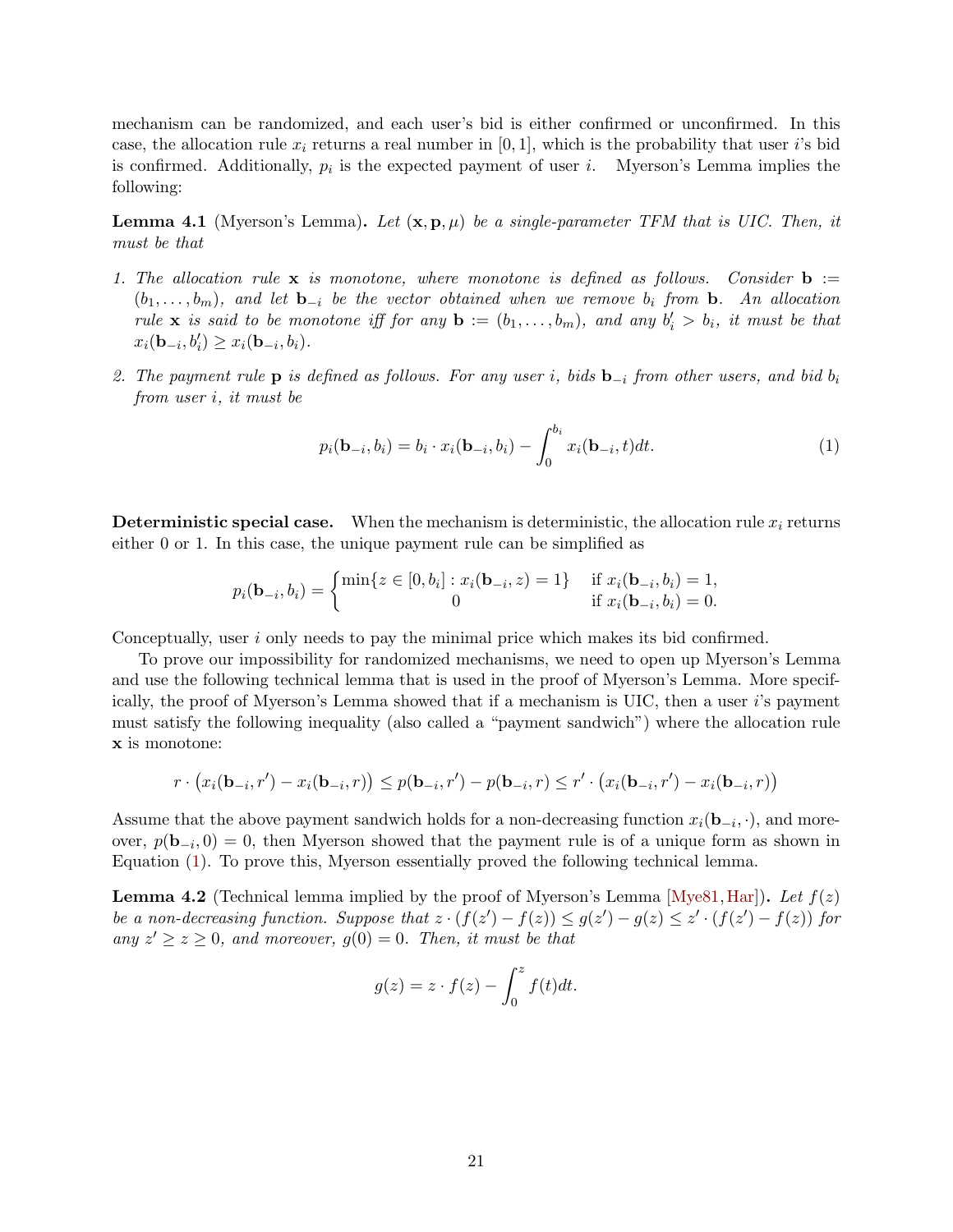mechanism can be randomized, and each user's bid is either confirmed or unconfirmed. In this case, the allocation rule $x_i$ returns a real number in $[0,1]$, which is the probability that user $i$'s bid is confirmed. Additionally, $p_i$ is the expected payment of user $i$. Myerson's Lemma implies the following:

**Lemma 4.1** (Myerson's Lemma)**.** *Let $(\mathbf{x}, \mathbf{p}, \mu)$ be a single-parameter TFM that is UIC. Then, it must be that*

1. *The allocation rule $\mathbf{x}$ is monotone, where monotone is defined as follows. Consider $\mathbf{b} := (b_1, \ldots, b_m)$, and let $\mathbf{b}_{-i}$ be the vector obtained when we remove $b_i$ from $\mathbf{b}$. An allocation rule $\mathbf{x}$ is said to be monotone iff for any $\mathbf{b} := (b_1, \ldots, b_m)$, and any $b'_i > b_i$, it must be that $x_i(\mathbf{b}_{-i}, b'_i) \geq x_i(\mathbf{b}_{-i}, b_i)$.*
2. *The payment rule $\mathbf{p}$ is defined as follows. For any user $i$, bids $\mathbf{b}_{-i}$ from other users, and bid $b_i$ from user $i$, it must be*

$$p_i(\mathbf{b}_{-i}, b_i) = b_i \cdot x_i(\mathbf{b}_{-i}, b_i) - \int_0^{b_i} x_i(\mathbf{b}_{-i}, t)dt. \tag{1}$$

**Deterministic special case.** When the mechanism is deterministic, the allocation rule $x_i$ returns either 0 or 1. In this case, the unique payment rule can be simplified as

$$p_i(\mathbf{b}_{-i}, b_i) = \begin{cases} \min\{z \in [0, b_i] : x_i(\mathbf{b}_{-i}, z) = 1\} & \text{if } x_i(\mathbf{b}_{-i}, b_i) = 1, \\ 0 & \text{if } x_i(\mathbf{b}_{-i}, b_i) = 0. \end{cases}$$

Conceptually, user $i$ only needs to pay the minimal price which makes its bid confirmed.

To prove our impossibility for randomized mechanisms, we need to open up Myerson's Lemma and use the following technical lemma that is used in the proof of Myerson's Lemma. More specifically, the proof of Myerson's Lemma showed that if a mechanism is UIC, then a user $i$'s payment must satisfy the following inequality (also called a "payment sandwich") where the allocation rule $\mathbf{x}$ is monotone:

$$r \cdot \big(x_i(\mathbf{b}_{-i}, r') - x_i(\mathbf{b}_{-i}, r)\big) \leq p(\mathbf{b}_{-i}, r') - p(\mathbf{b}_{-i}, r) \leq r' \cdot \big(x_i(\mathbf{b}_{-i}, r') - x_i(\mathbf{b}_{-i}, r)\big)$$

Assume that the above payment sandwich holds for a non-decreasing function $x_i(\mathbf{b}_{-i}, \cdot)$, and moreover, $p(\mathbf{b}_{-i}, 0) = 0$, then Myerson showed that the payment rule is of a unique form as shown in Equation (1). To prove this, Myerson essentially proved the following technical lemma.

**Lemma 4.2** (Technical lemma implied by the proof of Myerson's Lemma [Mye81, Har])**.** *Let $f(z)$ be a non-decreasing function. Suppose that $z \cdot (f(z') - f(z)) \leq g(z') - g(z) \leq z' \cdot (f(z') - f(z))$ for any $z' \geq z \geq 0$, and moreover, $g(0) = 0$. Then, it must be that*

$$g(z) = z \cdot f(z) - \int_0^z f(t)dt.$$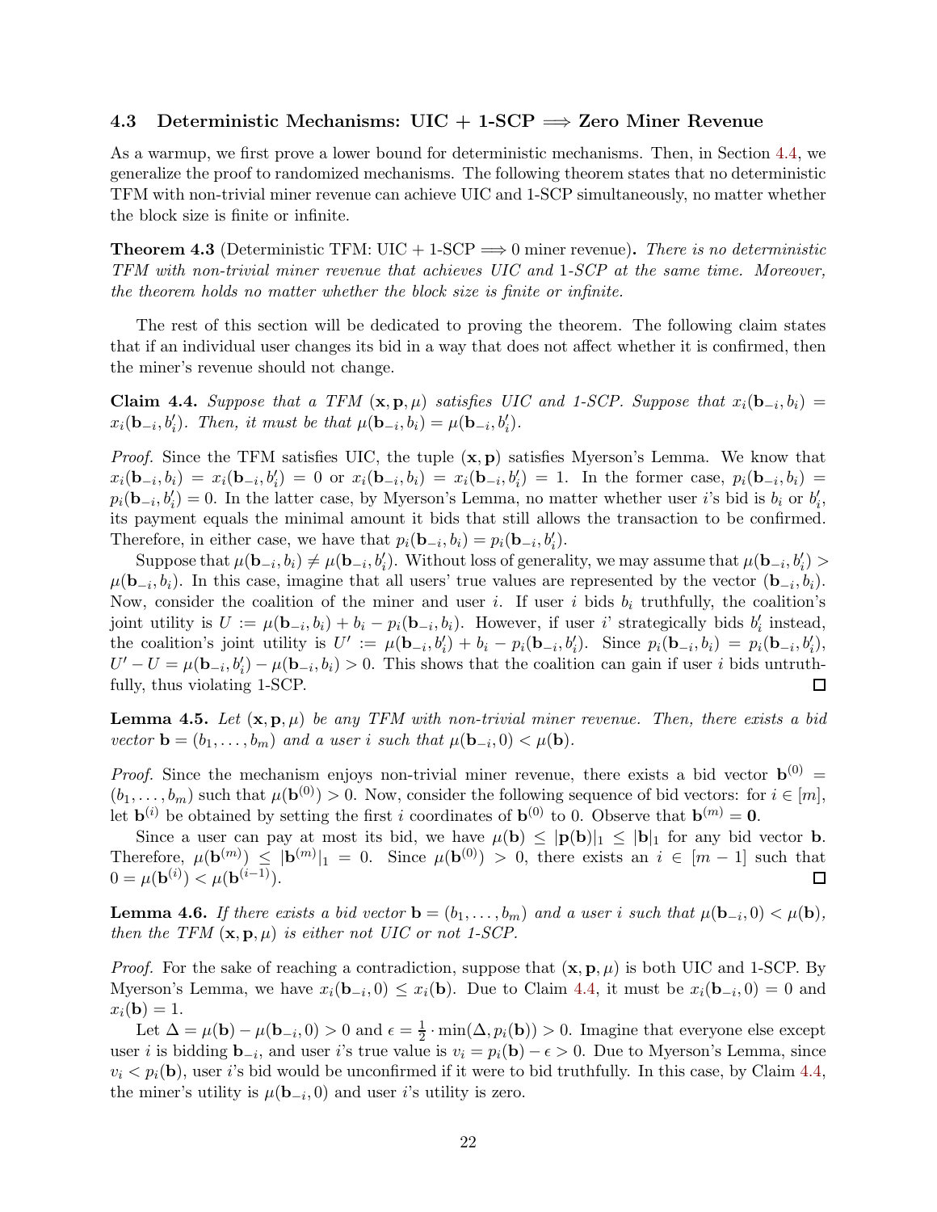### 4.3 Deterministic Mechanisms: UIC + 1-SCP $\implies$ Zero Miner Revenue

As a warmup, we first prove a lower bound for deterministic mechanisms. Then, in Section 4.4, we generalize the proof to randomized mechanisms. The following theorem states that no deterministic TFM with non-trivial miner revenue can achieve UIC and 1-SCP simultaneously, no matter whether the block size is finite or infinite.

**Theorem 4.3** (Deterministic TFM: UIC + 1-SCP $\implies$ 0 miner revenue)**.** *There is no deterministic TFM with non-trivial miner revenue that achieves UIC and 1-SCP at the same time. Moreover, the theorem holds no matter whether the block size is finite or infinite.*

The rest of this section will be dedicated to proving the theorem. The following claim states that if an individual user changes its bid in a way that does not affect whether it is confirmed, then the miner's revenue should not change.

**Claim 4.4.** *Suppose that a TFM $(\mathbf{x}, \mathbf{p}, \mu)$ satisfies UIC and 1-SCP. Suppose that $x_i(\mathbf{b}_{-i}, b_i) = x_i(\mathbf{b}_{-i}, b'_i)$. Then, it must be that $\mu(\mathbf{b}_{-i}, b_i) = \mu(\mathbf{b}_{-i}, b'_i)$.*

*Proof.* Since the TFM satisfies UIC, the tuple $(\mathbf{x}, \mathbf{p})$ satisfies Myerson's Lemma. We know that $x_i(\mathbf{b}_{-i}, b_i) = x_i(\mathbf{b}_{-i}, b'_i) = 0$ or $x_i(\mathbf{b}_{-i}, b_i) = x_i(\mathbf{b}_{-i}, b'_i) = 1$. In the former case, $p_i(\mathbf{b}_{-i}, b_i) = p_i(\mathbf{b}_{-i}, b'_i) = 0$. In the latter case, by Myerson's Lemma, no matter whether user $i$'s bid is $b_i$ or $b'_i$, its payment equals the minimal amount it bids that still allows the transaction to be confirmed. Therefore, in either case, we have that $p_i(\mathbf{b}_{-i}, b_i) = p_i(\mathbf{b}_{-i}, b'_i)$.

Suppose that $\mu(\mathbf{b}_{-i}, b_i) \neq \mu(\mathbf{b}_{-i}, b'_i)$. Without loss of generality, we may assume that $\mu(\mathbf{b}_{-i}, b'_i) > \mu(\mathbf{b}_{-i}, b_i)$. In this case, imagine that all users' true values are represented by the vector $(\mathbf{b}_{-i}, b_i)$. Now, consider the coalition of the miner and user $i$. If user $i$ bids $b_i$ truthfully, the coalition's joint utility is $U := \mu(\mathbf{b}_{-i}, b_i) + b_i - p_i(\mathbf{b}_{-i}, b_i)$. However, if user $i$' strategically bids $b'_i$ instead, the coalition's joint utility is $U' := \mu(\mathbf{b}_{-i}, b'_i) + b_i - p_i(\mathbf{b}_{-i}, b'_i)$. Since $p_i(\mathbf{b}_{-i}, b_i) = p_i(\mathbf{b}_{-i}, b'_i)$, $U' - U = \mu(\mathbf{b}_{-i}, b'_i) - \mu(\mathbf{b}_{-i}, b_i) > 0$. This shows that the coalition can gain if user $i$ bids untruthfully, thus violating 1-SCP. $\square$

**Lemma 4.5.** *Let $(\mathbf{x}, \mathbf{p}, \mu)$ be any TFM with non-trivial miner revenue. Then, there exists a bid vector $\mathbf{b} = (b_1, \ldots, b_m)$ and a user $i$ such that $\mu(\mathbf{b}_{-i}, 0) < \mu(\mathbf{b})$.*

*Proof.* Since the mechanism enjoys non-trivial miner revenue, there exists a bid vector $\mathbf{b}^{(0)} = (b_1, \ldots, b_m)$ such that $\mu(\mathbf{b}^{(0)}) > 0$. Now, consider the following sequence of bid vectors: for $i \in [m]$, let $\mathbf{b}^{(i)}$ be obtained by setting the first $i$ coordinates of $\mathbf{b}^{(0)}$ to 0. Observe that $\mathbf{b}^{(m)} = \mathbf{0}$.

Since a user can pay at most its bid, we have $\mu(\mathbf{b}) \leq |\mathbf{p}(\mathbf{b})|_1 \leq |\mathbf{b}|_1$ for any bid vector $\mathbf{b}$. Therefore, $\mu(\mathbf{b}^{(m)}) \leq |\mathbf{b}^{(m)}|_1 = 0$. Since $\mu(\mathbf{b}^{(0)}) > 0$, there exists an $i \in [m-1]$ such that $0 = \mu(\mathbf{b}^{(i)}) < \mu(\mathbf{b}^{(i-1)})$. $\square$

**Lemma 4.6.** *If there exists a bid vector $\mathbf{b} = (b_1, \ldots, b_m)$ and a user $i$ such that $\mu(\mathbf{b}_{-i}, 0) < \mu(\mathbf{b})$, then the TFM $(\mathbf{x}, \mathbf{p}, \mu)$ is either not UIC or not 1-SCP.*

*Proof.* For the sake of reaching a contradiction, suppose that $(\mathbf{x}, \mathbf{p}, \mu)$ is both UIC and 1-SCP. By Myerson's Lemma, we have $x_i(\mathbf{b}_{-i}, 0) \leq x_i(\mathbf{b})$. Due to Claim 4.4, it must be $x_i(\mathbf{b}_{-i}, 0) = 0$ and $x_i(\mathbf{b}) = 1$.

Let $\Delta = \mu(\mathbf{b}) - \mu(\mathbf{b}_{-i}, 0) > 0$ and $\epsilon = \frac{1}{2} \cdot \min(\Delta, p_i(\mathbf{b})) > 0$. Imagine that everyone else except user $i$ is bidding $\mathbf{b}_{-i}$, and user $i$'s true value is $v_i = p_i(\mathbf{b}) - \epsilon > 0$. Due to Myerson's Lemma, since $v_i < p_i(\mathbf{b})$, user $i$'s bid would be unconfirmed if it were to bid truthfully. In this case, by Claim 4.4, the miner's utility is $\mu(\mathbf{b}_{-i}, 0)$ and user $i$'s utility is zero.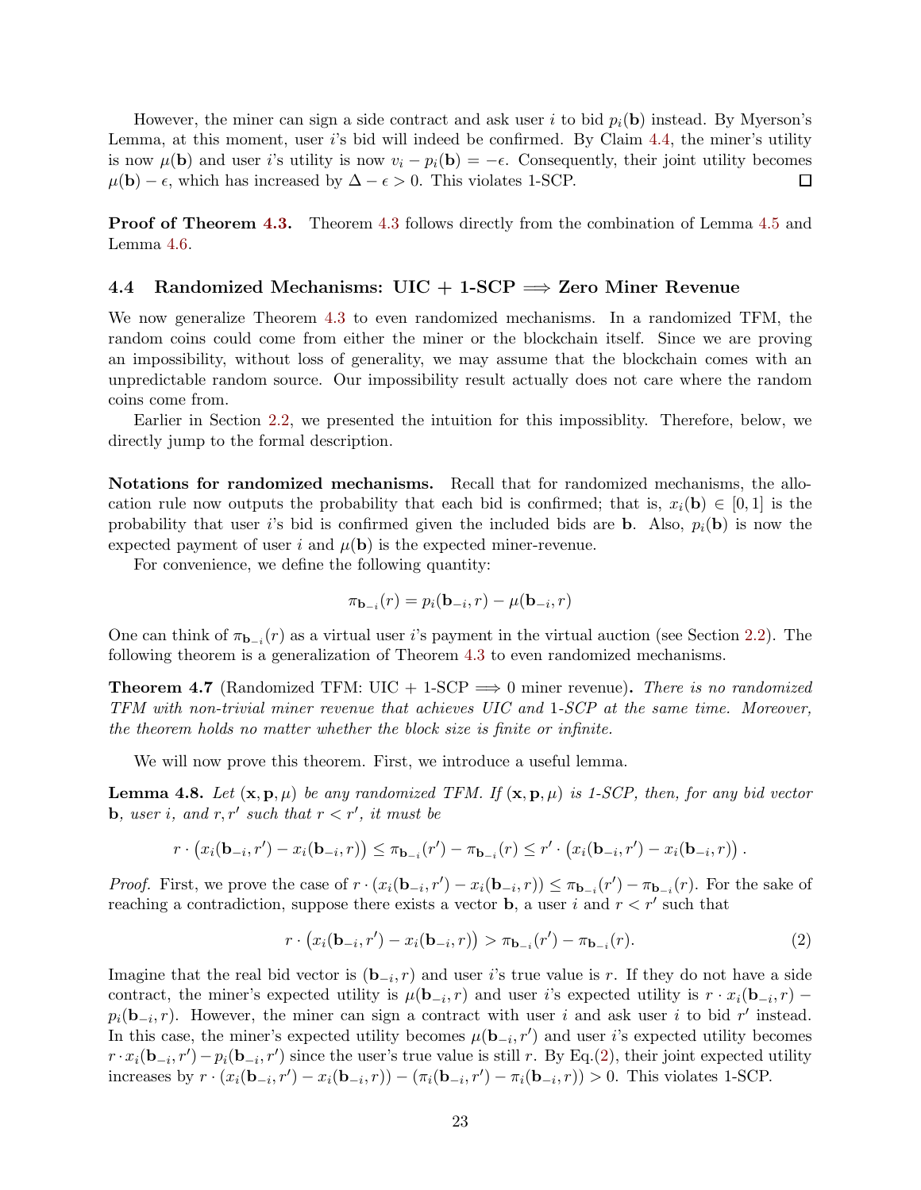However, the miner can sign a side contract and ask user $i$ to bid $p_i(\mathbf{b})$ instead. By Myerson's Lemma, at this moment, user $i$'s bid will indeed be confirmed. By Claim 4.4, the miner's utility is now $\mu(\mathbf{b})$ and user $i$'s utility is now $v_i - p_i(\mathbf{b}) = -\epsilon$. Consequently, their joint utility becomes $\mu(\mathbf{b}) - \epsilon$, which has increased by $\Delta - \epsilon > 0$. This violates 1-SCP. ∎

**Proof of Theorem 4.3.** Theorem 4.3 follows directly from the combination of Lemma 4.5 and Lemma 4.6.

### 4.4 Randomized Mechanisms: UIC + 1-SCP $\implies$ Zero Miner Revenue

We now generalize Theorem 4.3 to even randomized mechanisms. In a randomized TFM, the random coins could come from either the miner or the blockchain itself. Since we are proving an impossibility, without loss of generality, we may assume that the blockchain comes with an unpredictable random source. Our impossibility result actually does not care where the random coins come from.

Earlier in Section 2.2, we presented the intuition for this impossiblity. Therefore, below, we directly jump to the formal description.

**Notations for randomized mechanisms.** Recall that for randomized mechanisms, the allocation rule now outputs the probability that each bid is confirmed; that is, $x_i(\mathbf{b}) \in [0, 1]$ is the probability that user $i$'s bid is confirmed given the included bids are $\mathbf{b}$. Also, $p_i(\mathbf{b})$ is now the expected payment of user $i$ and $\mu(\mathbf{b})$ is the expected miner-revenue.

For convenience, we define the following quantity:

$$\pi_{\mathbf{b}_{-i}}(r) = p_i(\mathbf{b}_{-i}, r) - \mu(\mathbf{b}_{-i}, r)$$

One can think of $\pi_{\mathbf{b}_{-i}}(r)$ as a virtual user $i$'s payment in the virtual auction (see Section 2.2). The following theorem is a generalization of Theorem 4.3 to even randomized mechanisms.

**Theorem 4.7** (Randomized TFM: UIC + 1-SCP $\implies$ 0 miner revenue)**.** *There is no randomized TFM with non-trivial miner revenue that achieves UIC and 1-SCP at the same time. Moreover, the theorem holds no matter whether the block size is finite or infinite.*

We will now prove this theorem. First, we introduce a useful lemma.

**Lemma 4.8.** *Let $(\mathbf{x}, \mathbf{p}, \mu)$ be any randomized TFM. If $(\mathbf{x}, \mathbf{p}, \mu)$ is 1-SCP, then, for any bid vector $\mathbf{b}$, user $i$, and $r, r'$ such that $r < r'$, it must be*

$$r \cdot \left(x_i(\mathbf{b}_{-i}, r') - x_i(\mathbf{b}_{-i}, r)\right) \leq \pi_{\mathbf{b}_{-i}}(r') - \pi_{\mathbf{b}_{-i}}(r) \leq r' \cdot \left(x_i(\mathbf{b}_{-i}, r') - x_i(\mathbf{b}_{-i}, r)\right).$$

*Proof.* First, we prove the case of $r \cdot (x_i(\mathbf{b}_{-i}, r') - x_i(\mathbf{b}_{-i}, r)) \leq \pi_{\mathbf{b}_{-i}}(r') - \pi_{\mathbf{b}_{-i}}(r)$. For the sake of reaching a contradiction, suppose there exists a vector $\mathbf{b}$, a user $i$ and $r < r'$ such that

$$r \cdot \left(x_i(\mathbf{b}_{-i}, r') - x_i(\mathbf{b}_{-i}, r)\right) > \pi_{\mathbf{b}_{-i}}(r') - \pi_{\mathbf{b}_{-i}}(r). \tag{2}$$

Imagine that the real bid vector is $(\mathbf{b}_{-i}, r)$ and user $i$'s true value is $r$. If they do not have a side contract, the miner's expected utility is $\mu(\mathbf{b}_{-i}, r)$ and user $i$'s expected utility is $r \cdot x_i(\mathbf{b}_{-i}, r) - p_i(\mathbf{b}_{-i}, r)$. However, the miner can sign a contract with user $i$ and ask user $i$ to bid $r'$ instead. In this case, the miner's expected utility becomes $\mu(\mathbf{b}_{-i}, r')$ and user $i$'s expected utility becomes $r \cdot x_i(\mathbf{b}_{-i}, r') - p_i(\mathbf{b}_{-i}, r')$ since the user's true value is still $r$. By Eq.(2), their joint expected utility increases by $r \cdot (x_i(\mathbf{b}_{-i}, r') - x_i(\mathbf{b}_{-i}, r)) - (\pi_i(\mathbf{b}_{-i}, r') - \pi_i(\mathbf{b}_{-i}, r)) > 0$. This violates 1-SCP.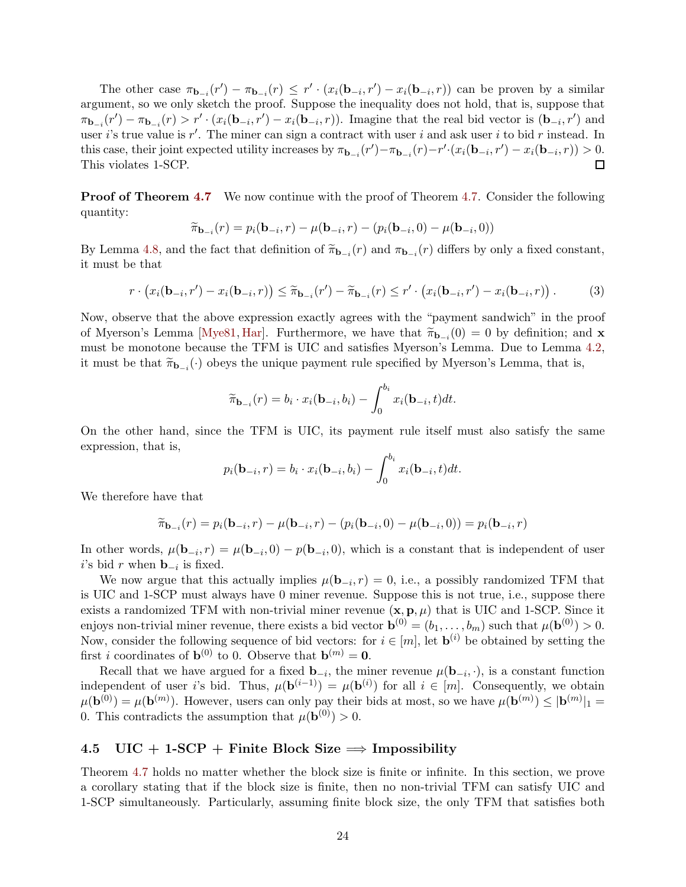The other case $\pi_{\mathbf{b}_{-i}}(r') - \pi_{\mathbf{b}_{-i}}(r) \leq r' \cdot (x_i(\mathbf{b}_{-i}, r') - x_i(\mathbf{b}_{-i}, r))$ can be proven by a similar argument, so we only sketch the proof. Suppose the inequality does not hold, that is, suppose that $\pi_{\mathbf{b}_{-i}}(r') - \pi_{\mathbf{b}_{-i}}(r) > r' \cdot (x_i(\mathbf{b}_{-i}, r') - x_i(\mathbf{b}_{-i}, r))$. Imagine that the real bid vector is $(\mathbf{b}_{-i}, r')$ and user $i$'s true value is $r'$. The miner can sign a contract with user $i$ and ask user $i$ to bid $r$ instead. In this case, their joint expected utility increases by $\pi_{\mathbf{b}_{-i}}(r') - \pi_{\mathbf{b}_{-i}}(r) - r' \cdot (x_i(\mathbf{b}_{-i}, r') - x_i(\mathbf{b}_{-i}, r)) > 0$. This violates 1-SCP. $\square$

**Proof of Theorem 4.7** We now continue with the proof of Theorem 4.7. Consider the following quantity:

$$\widetilde{\pi}_{\mathbf{b}_{-i}}(r) = p_i(\mathbf{b}_{-i}, r) - \mu(\mathbf{b}_{-i}, r) - (p_i(\mathbf{b}_{-i}, 0) - \mu(\mathbf{b}_{-i}, 0))$$

By Lemma 4.8, and the fact that definition of $\widetilde{\pi}_{\mathbf{b}_{-i}}(r)$ and $\pi_{\mathbf{b}_{-i}}(r)$ differs by only a fixed constant, it must be that

$$r \cdot \left(x_i(\mathbf{b}_{-i}, r') - x_i(\mathbf{b}_{-i}, r)\right) \leq \widetilde{\pi}_{\mathbf{b}_{-i}}(r') - \widetilde{\pi}_{\mathbf{b}_{-i}}(r) \leq r' \cdot \left(x_i(\mathbf{b}_{-i}, r') - x_i(\mathbf{b}_{-i}, r)\right). \tag{3}$$

Now, observe that the above expression exactly agrees with the "payment sandwich" in the proof of Myerson's Lemma [Mye81, Har]. Furthermore, we have that $\widetilde{\pi}_{\mathbf{b}_{-i}}(0) = 0$ by definition; and $\mathbf{x}$ must be monotone because the TFM is UIC and satisfies Myerson's Lemma. Due to Lemma 4.2, it must be that $\widetilde{\pi}_{\mathbf{b}_{-i}}(\cdot)$ obeys the unique payment rule specified by Myerson's Lemma, that is,

$$\widetilde{\pi}_{\mathbf{b}_{-i}}(r) = b_i \cdot x_i(\mathbf{b}_{-i}, b_i) - \int_0^{b_i} x_i(\mathbf{b}_{-i}, t)dt.$$

On the other hand, since the TFM is UIC, its payment rule itself must also satisfy the same expression, that is,

$$p_i(\mathbf{b}_{-i}, r) = b_i \cdot x_i(\mathbf{b}_{-i}, b_i) - \int_0^{b_i} x_i(\mathbf{b}_{-i}, t)dt.$$

We therefore have that

$$\widetilde{\pi}_{\mathbf{b}_{-i}}(r) = p_i(\mathbf{b}_{-i}, r) - \mu(\mathbf{b}_{-i}, r) - (p_i(\mathbf{b}_{-i}, 0) - \mu(\mathbf{b}_{-i}, 0)) = p_i(\mathbf{b}_{-i}, r)$$

In other words, $\mu(\mathbf{b}_{-i}, r) = \mu(\mathbf{b}_{-i}, 0) - p(\mathbf{b}_{-i}, 0)$, which is a constant that is independent of user $i$'s bid $r$ when $\mathbf{b}_{-i}$ is fixed.

We now argue that this actually implies $\mu(\mathbf{b}_{-i}, r) = 0$, i.e., a possibly randomized TFM that is UIC and 1-SCP must always have 0 miner revenue. Suppose this is not true, i.e., suppose there exists a randomized TFM with non-trivial miner revenue $(\mathbf{x}, \mathbf{p}, \mu)$ that is UIC and 1-SCP. Since it enjoys non-trivial miner revenue, there exists a bid vector $\mathbf{b}^{(0)} = (b_1, \ldots, b_m)$ such that $\mu(\mathbf{b}^{(0)}) > 0$. Now, consider the following sequence of bid vectors: for $i \in [m]$, let $\mathbf{b}^{(i)}$ be obtained by setting the first $i$ coordinates of $\mathbf{b}^{(0)}$ to 0. Observe that $\mathbf{b}^{(m)} = \mathbf{0}$.

Recall that we have argued for a fixed $\mathbf{b}_{-i}$, the miner revenue $\mu(\mathbf{b}_{-i}, \cdot)$, is a constant function independent of user $i$'s bid. Thus, $\mu(\mathbf{b}^{(i-1)}) = \mu(\mathbf{b}^{(i)})$ for all $i \in [m]$. Consequently, we obtain $\mu(\mathbf{b}^{(0)}) = \mu(\mathbf{b}^{(m)})$. However, users can only pay their bids at most, so we have $\mu(\mathbf{b}^{(m)}) \leq |\mathbf{b}^{(m)}|_1 = 0$. This contradicts the assumption that $\mu(\mathbf{b}^{(0)}) > 0$.

### 4.5 UIC + 1-SCP + Finite Block Size $\implies$ Impossibility

Theorem 4.7 holds no matter whether the block size is finite or infinite. In this section, we prove a corollary stating that if the block size is finite, then no non-trivial TFM can satisfy UIC and 1-SCP simultaneously. Particularly, assuming finite block size, the only TFM that satisfies both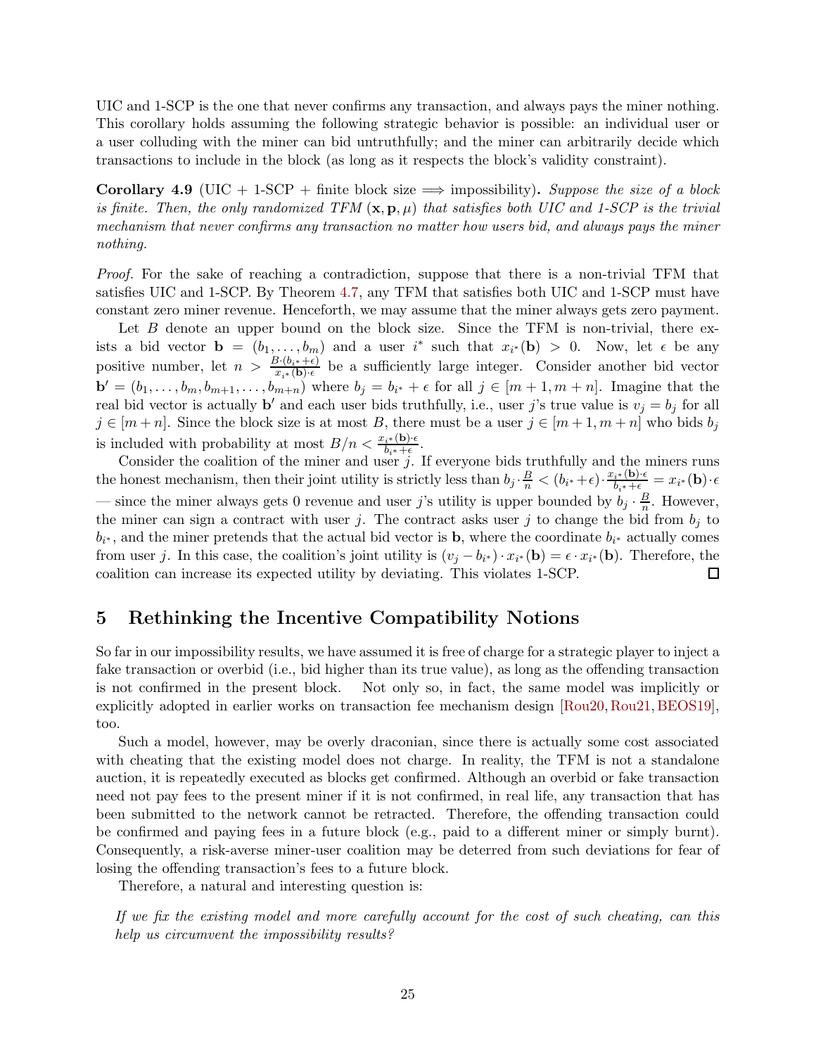UIC and 1-SCP is the one that never confirms any transaction, and always pays the miner nothing. This corollary holds assuming the following strategic behavior is possible: an individual user or a user colluding with the miner can bid untruthfully; and the miner can arbitrarily decide which transactions to include in the block (as long as it respects the block's validity constraint).

**Corollary 4.9** (UIC + 1-SCP + finite block size $\Longrightarrow$ impossibility)**.** *Suppose the size of a block is finite. Then, the only randomized TFM $(\mathbf{x}, \mathbf{p}, \mu)$ that satisfies both UIC and 1-SCP is the trivial mechanism that never confirms any transaction no matter how users bid, and always pays the miner nothing.*

*Proof.* For the sake of reaching a contradiction, suppose that there is a non-trivial TFM that satisfies UIC and 1-SCP. By Theorem 4.7, any TFM that satisfies both UIC and 1-SCP must have constant zero miner revenue. Henceforth, we may assume that the miner always gets zero payment.

Let $B$ denote an upper bound on the block size. Since the TFM is non-trivial, there exists a bid vector $\mathbf{b} = (b_1, \ldots, b_m)$ and a user $i^*$ such that $x_{i^*}(\mathbf{b}) > 0$. Now, let $\epsilon$ be any positive number, let $n > \frac{B \cdot (b_{i^*} + \epsilon)}{x_{i^*}(\mathbf{b}) \cdot \epsilon}$ be a sufficiently large integer. Consider another bid vector $\mathbf{b}' = (b_1, \ldots, b_m, b_{m+1}, \ldots, b_{m+n})$ where $b_j = b_{i^*} + \epsilon$ for all $j \in [m+1, m+n]$. Imagine that the real bid vector is actually $\mathbf{b}'$ and each user bids truthfully, i.e., user $j$'s true value is $v_j = b_j$ for all $j \in [m+n]$. Since the block size is at most $B$, there must be a user $j \in [m+1, m+n]$ who bids $b_j$ is included with probability at most $B/n < \frac{x_{i^*}(\mathbf{b}) \cdot \epsilon}{b_{i^*} + \epsilon}$.

Consider the coalition of the miner and user $j$. If everyone bids truthfully and the miners runs the honest mechanism, then their joint utility is strictly less than $b_j \cdot \frac{B}{n} < (b_{i^*} + \epsilon) \cdot \frac{x_{i^*}(\mathbf{b}) \cdot \epsilon}{b_{i^*} + \epsilon} = x_{i^*}(\mathbf{b}) \cdot \epsilon$ — since the miner always gets 0 revenue and user $j$'s utility is upper bounded by $b_j \cdot \frac{B}{n}$. However, the miner can sign a contract with user $j$. The contract asks user $j$ to change the bid from $b_j$ to $b_{i^*}$, and the miner pretends that the actual bid vector is $\mathbf{b}$, where the coordinate $b_{i^*}$ actually comes from user $j$. In this case, the coalition's joint utility is $(v_j - b_{i^*}) \cdot x_{i^*}(\mathbf{b}) = \epsilon \cdot x_{i^*}(\mathbf{b})$. Therefore, the coalition can increase its expected utility by deviating. This violates 1-SCP. $\square$

## 5 Rethinking the Incentive Compatibility Notions

So far in our impossibility results, we have assumed it is free of charge for a strategic player to inject a fake transaction or overbid (i.e., bid higher than its true value), as long as the offending transaction is not confirmed in the present block. Not only so, in fact, the same model was implicitly or explicitly adopted in earlier works on transaction fee mechanism design [Rou20, Rou21, BEOS19], too.

Such a model, however, may be overly draconian, since there is actually some cost associated with cheating that the existing model does not charge. In reality, the TFM is not a standalone auction, it is repeatedly executed as blocks get confirmed. Although an overbid or fake transaction need not pay fees to the present miner if it is not confirmed, in real life, any transaction that has been submitted to the network cannot be retracted. Therefore, the offending transaction could be confirmed and paying fees in a future block (e.g., paid to a different miner or simply burnt). Consequently, a risk-averse miner-user coalition may be deterred from such deviations for fear of losing the offending transaction's fees to a future block.

Therefore, a natural and interesting question is:

*If we fix the existing model and more carefully account for the cost of such cheating, can this help us circumvent the impossibility results?*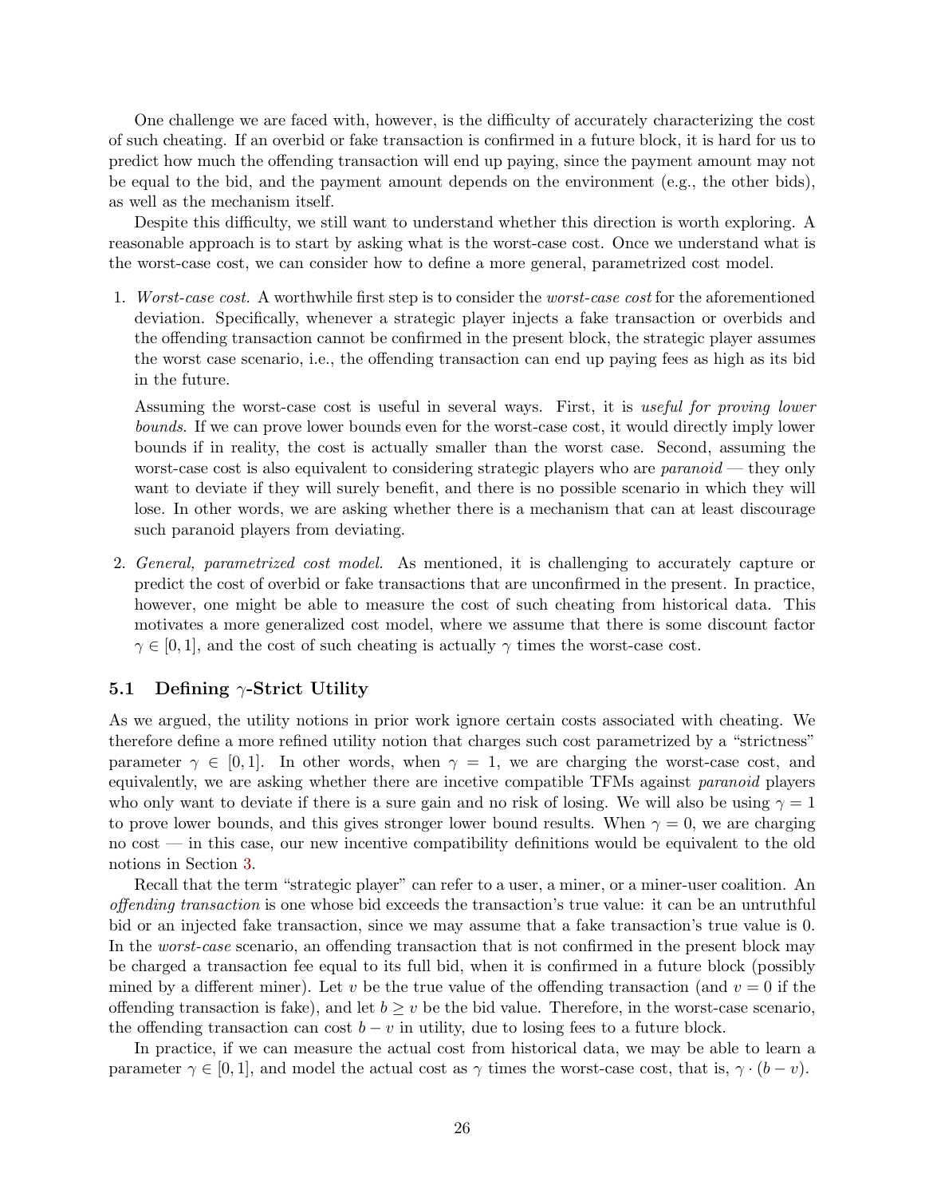One challenge we are faced with, however, is the difficulty of accurately characterizing the cost of such cheating. If an overbid or fake transaction is confirmed in a future block, it is hard for us to predict how much the offending transaction will end up paying, since the payment amount may not be equal to the bid, and the payment amount depends on the environment (e.g., the other bids), as well as the mechanism itself.

Despite this difficulty, we still want to understand whether this direction is worth exploring. A reasonable approach is to start by asking what is the worst-case cost. Once we understand what is the worst-case cost, we can consider how to define a more general, parametrized cost model.

1. *Worst-case cost.* A worthwhile first step is to consider the *worst-case cost* for the aforementioned deviation. Specifically, whenever a strategic player injects a fake transaction or overbids and the offending transaction cannot be confirmed in the present block, the strategic player assumes the worst case scenario, i.e., the offending transaction can end up paying fees as high as its bid in the future.

   Assuming the worst-case cost is useful in several ways. First, it is *useful for proving lower bounds*. If we can prove lower bounds even for the worst-case cost, it would directly imply lower bounds if in reality, the cost is actually smaller than the worst case. Second, assuming the worst-case cost is also equivalent to considering strategic players who are *paranoid* — they only want to deviate if they will surely benefit, and there is no possible scenario in which they will lose. In other words, we are asking whether there is a mechanism that can at least discourage such paranoid players from deviating.

2. *General, parametrized cost model.* As mentioned, it is challenging to accurately capture or predict the cost of overbid or fake transactions that are unconfirmed in the present. In practice, however, one might be able to measure the cost of such cheating from historical data. This motivates a more generalized cost model, where we assume that there is some discount factor $\gamma \in [0, 1]$, and the cost of such cheating is actually $\gamma$ times the worst-case cost.

### 5.1 Defining $\gamma$-Strict Utility

As we argued, the utility notions in prior work ignore certain costs associated with cheating. We therefore define a more refined utility notion that charges such cost parametrized by a "strictness" parameter $\gamma \in [0, 1]$. In other words, when $\gamma = 1$, we are charging the worst-case cost, and equivalently, we are asking whether there are incetive compatible TFMs against *paranoid* players who only want to deviate if there is a sure gain and no risk of losing. We will also be using $\gamma = 1$ to prove lower bounds, and this gives stronger lower bound results. When $\gamma = 0$, we are charging no cost — in this case, our new incentive compatibility definitions would be equivalent to the old notions in Section 3.

Recall that the term "strategic player" can refer to a user, a miner, or a miner-user coalition. An *offending transaction* is one whose bid exceeds the transaction's true value: it can be an untruthful bid or an injected fake transaction, since we may assume that a fake transaction's true value is 0. In the *worst-case* scenario, an offending transaction that is not confirmed in the present block may be charged a transaction fee equal to its full bid, when it is confirmed in a future block (possibly mined by a different miner). Let $v$ be the true value of the offending transaction (and $v = 0$ if the offending transaction is fake), and let $b \geq v$ be the bid value. Therefore, in the worst-case scenario, the offending transaction can cost $b - v$ in utility, due to losing fees to a future block.

In practice, if we can measure the actual cost from historical data, we may be able to learn a parameter $\gamma \in [0, 1]$, and model the actual cost as $\gamma$ times the worst-case cost, that is, $\gamma \cdot (b - v)$.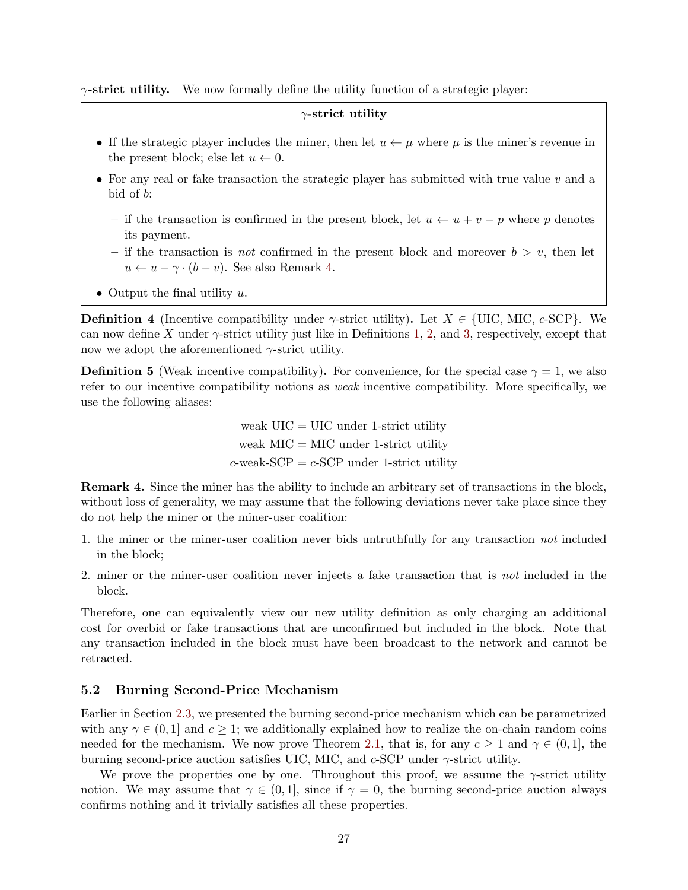**$\gamma$-strict utility.** We now formally define the utility function of a strategic player:

> **$\gamma$-strict utility**
>
> - If the strategic player includes the miner, then let $u \leftarrow \mu$ where $\mu$ is the miner's revenue in the present block; else let $u \leftarrow 0$.
> - For any real or fake transaction the strategic player has submitted with true value $v$ and a bid of $b$:
>   - if the transaction is confirmed in the present block, let $u \leftarrow u + v - p$ where $p$ denotes its payment.
>   - if the transaction is *not* confirmed in the present block and moreover $b > v$, then let $u \leftarrow u - \gamma \cdot (b - v)$. See also Remark 4.
> - Output the final utility $u$.

**Definition 4** (Incentive compatibility under $\gamma$-strict utility)**.** Let $X \in \{\text{UIC}, \text{MIC}, c\text{-SCP}\}$. We can now define $X$ under $\gamma$-strict utility just like in Definitions 1, 2, and 3, respectively, except that now we adopt the aforementioned $\gamma$-strict utility.

**Definition 5** (Weak incentive compatibility)**.** For convenience, for the special case $\gamma = 1$, we also refer to our incentive compatibility notions as *weak* incentive compatibility. More specifically, we use the following aliases:

$$\text{weak UIC} = \text{UIC under 1-strict utility}$$
$$\text{weak MIC} = \text{MIC under 1-strict utility}$$
$$c\text{-weak-SCP} = c\text{-SCP under 1-strict utility}$$

**Remark 4.** Since the miner has the ability to include an arbitrary set of transactions in the block, without loss of generality, we may assume that the following deviations never take place since they do not help the miner or the miner-user coalition:

1. the miner or the miner-user coalition never bids untruthfully for any transaction *not* included in the block;
2. miner or the miner-user coalition never injects a fake transaction that is *not* included in the block.

Therefore, one can equivalently view our new utility definition as only charging an additional cost for overbid or fake transactions that are unconfirmed but included in the block. Note that any transaction included in the block must have been broadcast to the network and cannot be retracted.

### 5.2 Burning Second-Price Mechanism

Earlier in Section 2.3, we presented the burning second-price mechanism which can be parametrized with any $\gamma \in (0, 1]$ and $c \geq 1$; we additionally explained how to realize the on-chain random coins needed for the mechanism. We now prove Theorem 2.1, that is, for any $c \geq 1$ and $\gamma \in (0, 1]$, the burning second-price auction satisfies UIC, MIC, and $c$-SCP under $\gamma$-strict utility.

We prove the properties one by one. Throughout this proof, we assume the $\gamma$-strict utility notion. We may assume that $\gamma \in (0, 1]$, since if $\gamma = 0$, the burning second-price auction always confirms nothing and it trivially satisfies all these properties.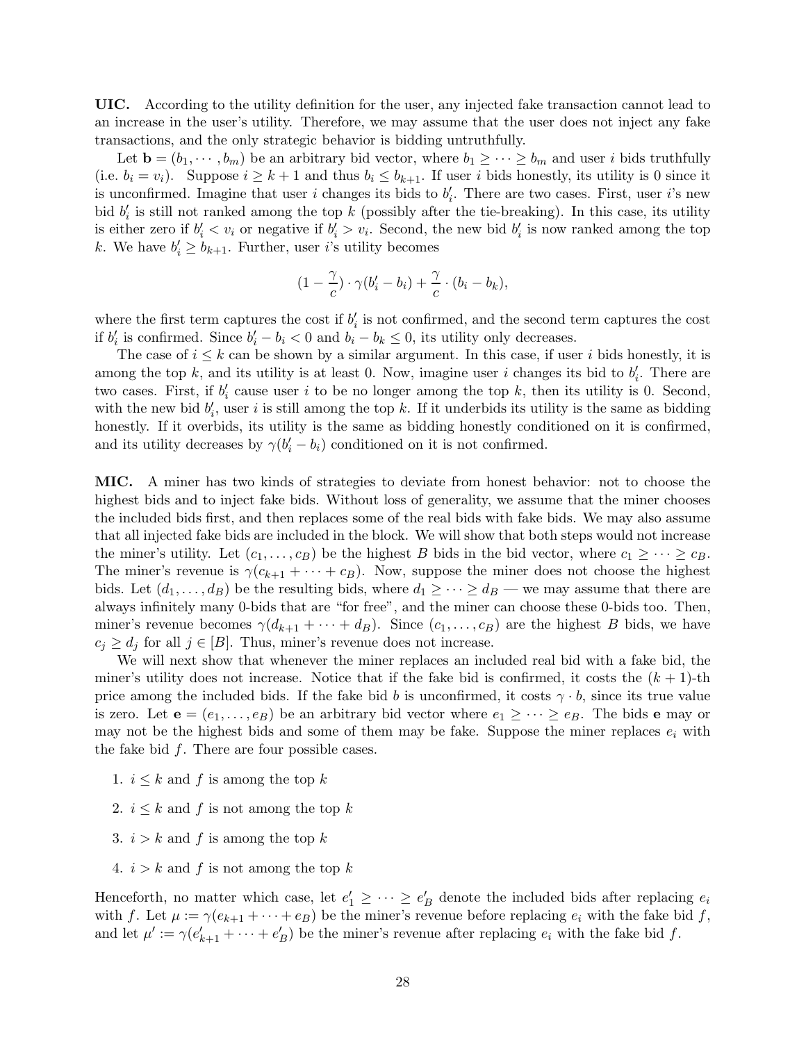**UIC.** According to the utility definition for the user, any injected fake transaction cannot lead to an increase in the user's utility. Therefore, we may assume that the user does not inject any fake transactions, and the only strategic behavior is bidding untruthfully.

Let $\mathbf{b} = (b_1, \cdots, b_m)$ be an arbitrary bid vector, where $b_1 \geq \cdots \geq b_m$ and user $i$ bids truthfully (i.e. $b_i = v_i$). Suppose $i \geq k+1$ and thus $b_i \leq b_{k+1}$. If user $i$ bids honestly, its utility is 0 since it is unconfirmed. Imagine that user $i$ changes its bids to $b'_i$. There are two cases. First, user $i$'s new bid $b'_i$ is still not ranked among the top $k$ (possibly after the tie-breaking). In this case, its utility is either zero if $b'_i < v_i$ or negative if $b'_i > v_i$. Second, the new bid $b'_i$ is now ranked among the top $k$. We have $b'_i \geq b_{k+1}$. Further, user $i$'s utility becomes

$$(1 - \frac{\gamma}{c}) \cdot \gamma(b'_i - b_i) + \frac{\gamma}{c} \cdot (b_i - b_k),$$

where the first term captures the cost if $b'_i$ is not confirmed, and the second term captures the cost if $b'_i$ is confirmed. Since $b'_i - b_i < 0$ and $b_i - b_k \leq 0$, its utility only decreases.

The case of $i \leq k$ can be shown by a similar argument. In this case, if user $i$ bids honestly, it is among the top $k$, and its utility is at least 0. Now, imagine user $i$ changes its bid to $b'_i$. There are two cases. First, if $b'_i$ cause user $i$ to be no longer among the top $k$, then its utility is 0. Second, with the new bid $b'_i$, user $i$ is still among the top $k$. If it underbids its utility is the same as bidding honestly. If it overbids, its utility is the same as bidding honestly conditioned on it is confirmed, and its utility decreases by $\gamma(b'_i - b_i)$ conditioned on it is not confirmed.

**MIC.** A miner has two kinds of strategies to deviate from honest behavior: not to choose the highest bids and to inject fake bids. Without loss of generality, we assume that the miner chooses the included bids first, and then replaces some of the real bids with fake bids. We may also assume that all injected fake bids are included in the block. We will show that both steps would not increase the miner's utility. Let $(c_1, \ldots, c_B)$ be the highest $B$ bids in the bid vector, where $c_1 \geq \cdots \geq c_B$. The miner's revenue is $\gamma(c_{k+1} + \cdots + c_B)$. Now, suppose the miner does not choose the highest bids. Let $(d_1, \ldots, d_B)$ be the resulting bids, where $d_1 \geq \cdots \geq d_B$ — we may assume that there are always infinitely many 0-bids that are "for free", and the miner can choose these 0-bids too. Then, miner's revenue becomes $\gamma(d_{k+1} + \cdots + d_B)$. Since $(c_1, \ldots, c_B)$ are the highest $B$ bids, we have $c_j \geq d_j$ for all $j \in [B]$. Thus, miner's revenue does not increase.

We will next show that whenever the miner replaces an included real bid with a fake bid, the miner's utility does not increase. Notice that if the fake bid is confirmed, it costs the $(k+1)$-th price among the included bids. If the fake bid $b$ is unconfirmed, it costs $\gamma \cdot b$, since its true value is zero. Let $\mathbf{e} = (e_1, \ldots, e_B)$ be an arbitrary bid vector where $e_1 \geq \cdots \geq e_B$. The bids $\mathbf{e}$ may or may not be the highest bids and some of them may be fake. Suppose the miner replaces $e_i$ with the fake bid $f$. There are four possible cases.

1. $i \leq k$ and $f$ is among the top $k$
2. $i \leq k$ and $f$ is not among the top $k$
3. $i > k$ and $f$ is among the top $k$
4. $i > k$ and $f$ is not among the top $k$

Henceforth, no matter which case, let $e'_1 \geq \cdots \geq e'_B$ denote the included bids after replacing $e_i$ with $f$. Let $\mu := \gamma(e_{k+1} + \cdots + e_B)$ be the miner's revenue before replacing $e_i$ with the fake bid $f$, and let $\mu' := \gamma(e'_{k+1} + \cdots + e'_B)$ be the miner's revenue after replacing $e_i$ with the fake bid $f$.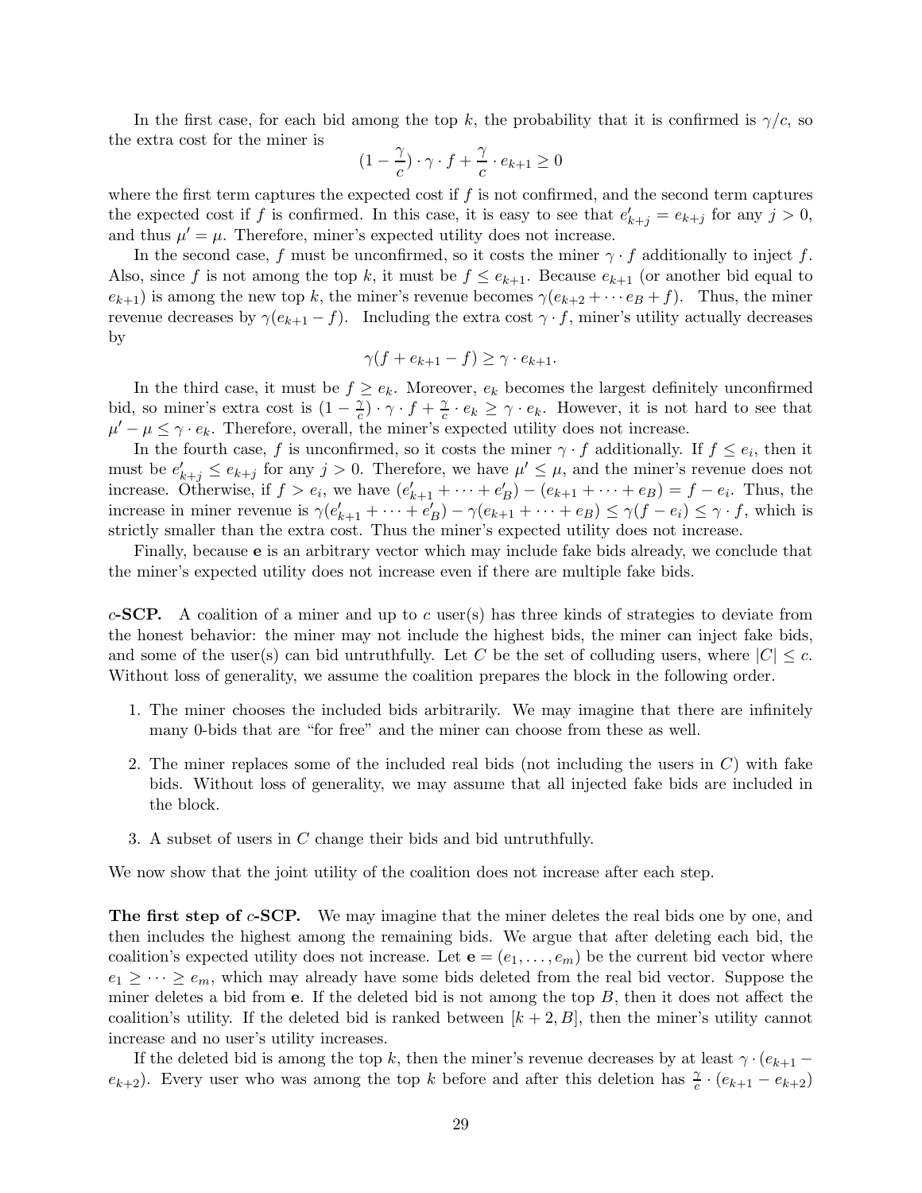In the first case, for each bid among the top $k$, the probability that it is confirmed is $\gamma/c$, so the extra cost for the miner is

$$(1 - \frac{\gamma}{c}) \cdot \gamma \cdot f + \frac{\gamma}{c} \cdot e_{k+1} \geq 0$$

where the first term captures the expected cost if $f$ is not confirmed, and the second term captures the expected cost if $f$ is confirmed. In this case, it is easy to see that $e'_{k+j} = e_{k+j}$ for any $j > 0$, and thus $\mu' = \mu$. Therefore, miner's expected utility does not increase.

In the second case, $f$ must be unconfirmed, so it costs the miner $\gamma \cdot f$ additionally to inject $f$. Also, since $f$ is not among the top $k$, it must be $f \leq e_{k+1}$. Because $e_{k+1}$ (or another bid equal to $e_{k+1}$) is among the new top $k$, the miner's revenue becomes $\gamma(e_{k+2} + \cdots e_B + f)$. Thus, the miner revenue decreases by $\gamma(e_{k+1} - f)$. Including the extra cost $\gamma \cdot f$, miner's utility actually decreases by

$$\gamma(f + e_{k+1} - f) \geq \gamma \cdot e_{k+1}.$$

In the third case, it must be $f \geq e_k$. Moreover, $e_k$ becomes the largest definitely unconfirmed bid, so miner's extra cost is $(1 - \frac{\gamma}{c}) \cdot \gamma \cdot f + \frac{\gamma}{c} \cdot e_k \geq \gamma \cdot e_k$. However, it is not hard to see that $\mu' - \mu \leq \gamma \cdot e_k$. Therefore, overall, the miner's expected utility does not increase.

In the fourth case, $f$ is unconfirmed, so it costs the miner $\gamma \cdot f$ additionally. If $f \leq e_i$, then it must be $e'_{k+j} \leq e_{k+j}$ for any $j > 0$. Therefore, we have $\mu' \leq \mu$, and the miner's revenue does not increase. Otherwise, if $f > e_i$, we have $(e'_{k+1} + \cdots + e'_B) - (e_{k+1} + \cdots + e_B) = f - e_i$. Thus, the increase in miner revenue is $\gamma(e'_{k+1} + \cdots + e'_B) - \gamma(e_{k+1} + \cdots + e_B) \leq \gamma(f - e_i) \leq \gamma \cdot f$, which is strictly smaller than the extra cost. Thus the miner's expected utility does not increase.

Finally, because $\mathbf{e}$ is an arbitrary vector which may include fake bids already, we conclude that the miner's expected utility does not increase even if there are multiple fake bids.

**$c$-SCP.** A coalition of a miner and up to $c$ user(s) has three kinds of strategies to deviate from the honest behavior: the miner may not include the highest bids, the miner can inject fake bids, and some of the user(s) can bid untruthfully. Let $C$ be the set of colluding users, where $|C| \leq c$. Without loss of generality, we assume the coalition prepares the block in the following order.

1. The miner chooses the included bids arbitrarily. We may imagine that there are infinitely many 0-bids that are "for free" and the miner can choose from these as well.
2. The miner replaces some of the included real bids (not including the users in $C$) with fake bids. Without loss of generality, we may assume that all injected fake bids are included in the block.
3. A subset of users in $C$ change their bids and bid untruthfully.

We now show that the joint utility of the coalition does not increase after each step.

**The first step of $c$-SCP.** We may imagine that the miner deletes the real bids one by one, and then includes the highest among the remaining bids. We argue that after deleting each bid, the coalition's expected utility does not increase. Let $\mathbf{e} = (e_1, \ldots, e_m)$ be the current bid vector where $e_1 \geq \cdots \geq e_m$, which may already have some bids deleted from the real bid vector. Suppose the miner deletes a bid from $\mathbf{e}$. If the deleted bid is not among the top $B$, then it does not affect the coalition's utility. If the deleted bid is ranked between $[k+2, B]$, then the miner's utility cannot increase and no user's utility increases.

If the deleted bid is among the top $k$, then the miner's revenue decreases by at least $\gamma \cdot (e_{k+1} - e_{k+2})$. Every user who was among the top $k$ before and after this deletion has $\frac{\gamma}{c} \cdot (e_{k+1} - e_{k+2})$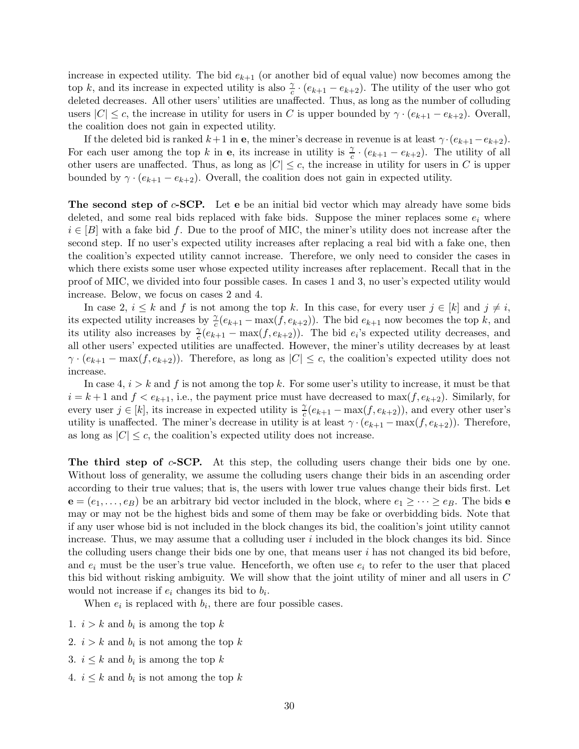increase in expected utility. The bid $e_{k+1}$ (or another bid of equal value) now becomes among the top $k$, and its increase in expected utility is also $\frac{\gamma}{c} \cdot (e_{k+1} - e_{k+2})$. The utility of the user who got deleted decreases. All other users' utilities are unaffected. Thus, as long as the number of colluding users $|C| \leq c$, the increase in utility for users in $C$ is upper bounded by $\gamma \cdot (e_{k+1} - e_{k+2})$. Overall, the coalition does not gain in expected utility.

If the deleted bid is ranked $k+1$ in $\mathbf{e}$, the miner's decrease in revenue is at least $\gamma \cdot (e_{k+1} - e_{k+2})$. For each user among the top $k$ in $\mathbf{e}$, its increase in utility is $\frac{\gamma}{c} \cdot (e_{k+1} - e_{k+2})$. The utility of all other users are unaffected. Thus, as long as $|C| \leq c$, the increase in utility for users in $C$ is upper bounded by $\gamma \cdot (e_{k+1} - e_{k+2})$. Overall, the coalition does not gain in expected utility.

**The second step of $c$-SCP.** Let $\mathbf{e}$ be an initial bid vector which may already have some bids deleted, and some real bids replaced with fake bids. Suppose the miner replaces some $e_i$ where $i \in [B]$ with a fake bid $f$. Due to the proof of MIC, the miner's utility does not increase after the second step. If no user's expected utility increases after replacing a real bid with a fake one, then the coalition's expected utility cannot increase. Therefore, we only need to consider the cases in which there exists some user whose expected utility increases after replacement. Recall that in the proof of MIC, we divided into four possible cases. In cases 1 and 3, no user's expected utility would increase. Below, we focus on cases 2 and 4.

In case 2, $i \leq k$ and $f$ is not among the top $k$. In this case, for every user $j \in [k]$ and $j \neq i$, its expected utility increases by $\frac{\gamma}{c}(e_{k+1} - \max(f, e_{k+2}))$. The bid $e_{k+1}$ now becomes the top $k$, and its utility also increases by $\frac{\gamma}{c}(e_{k+1} - \max(f, e_{k+2}))$. The bid $e_i$'s expected utility decreases, and all other users' expected utilities are unaffected. However, the miner's utility decreases by at least $\gamma \cdot (e_{k+1} - \max(f, e_{k+2}))$. Therefore, as long as $|C| \leq c$, the coalition's expected utility does not increase.

In case 4, $i > k$ and $f$ is not among the top $k$. For some user's utility to increase, it must be that $i = k+1$ and $f < e_{k+1}$, i.e., the payment price must have decreased to $\max(f, e_{k+2})$. Similarly, for every user $j \in [k]$, its increase in expected utility is $\frac{\gamma}{c}(e_{k+1} - \max(f, e_{k+2}))$, and every other user's utility is unaffected. The miner's decrease in utility is at least $\gamma \cdot (e_{k+1} - \max(f, e_{k+2}))$. Therefore, as long as $|C| \leq c$, the coalition's expected utility does not increase.

**The third step of $c$-SCP.** At this step, the colluding users change their bids one by one. Without loss of generality, we assume the colluding users change their bids in an ascending order according to their true values; that is, the users with lower true values change their bids first. Let $\mathbf{e} = (e_1, \ldots, e_B)$ be an arbitrary bid vector included in the block, where $e_1 \geq \cdots \geq e_B$. The bids $\mathbf{e}$ may or may not be the highest bids and some of them may be fake or overbidding bids. Note that if any user whose bid is not included in the block changes its bid, the coalition's joint utility cannot increase. Thus, we may assume that a colluding user $i$ included in the block changes its bid. Since the colluding users change their bids one by one, that means user $i$ has not changed its bid before, and $e_i$ must be the user's true value. Henceforth, we often use $e_i$ to refer to the user that placed this bid without risking ambiguity. We will show that the joint utility of miner and all users in $C$ would not increase if $e_i$ changes its bid to $b_i$.

When $e_i$ is replaced with $b_i$, there are four possible cases.

1. $i > k$ and $b_i$ is among the top $k$
2. $i > k$ and $b_i$ is not among the top $k$
3. $i \leq k$ and $b_i$ is among the top $k$
4. $i \leq k$ and $b_i$ is not among the top $k$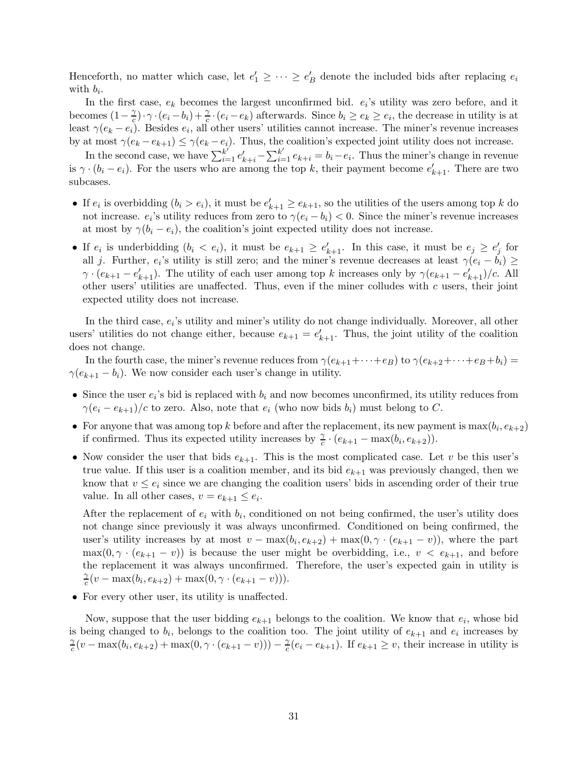Henceforth, no matter which case, let $e'_1 \geq \cdots \geq e'_B$ denote the included bids after replacing $e_i$ with $b_i$.

In the first case, $e_k$ becomes the largest unconfirmed bid. $e_i$'s utility was zero before, and it becomes $(1 - \frac{\gamma}{c}) \cdot \gamma \cdot (e_i - b_i) + \frac{\gamma}{c} \cdot (e_i - e_k)$ afterwards. Since $b_i \geq e_k \geq e_i$, the decrease in utility is at least $\gamma(e_k - e_i)$. Besides $e_i$, all other users' utilities cannot increase. The miner's revenue increases by at most $\gamma(e_k - e_{k+1}) \leq \gamma(e_k - e_i)$. Thus, the coalition's expected joint utility does not increase.

In the second case, we have $\sum_{i=1}^{k'} e'_{k+i} - \sum_{i=1}^{k'} e_{k+i} = b_i - e_i$. Thus the miner's change in revenue is $\gamma \cdot (b_i - e_i)$. For the users who are among the top $k$, their payment become $e'_{k+1}$. There are two subcases.

- If $e_i$ is overbidding ($b_i > e_i$), it must be $e'_{k+1} \geq e_{k+1}$, so the utilities of the users among top $k$ do not increase. $e_i$'s utility reduces from zero to $\gamma(e_i - b_i) < 0$. Since the miner's revenue increases at most by $\gamma(b_i - e_i)$, the coalition's joint expected utility does not increase.
- If $e_i$ is underbidding ($b_i < e_i$), it must be $e_{k+1} \geq e'_{k+1}$. In this case, it must be $e_j \geq e'_j$ for all $j$. Further, $e_i$'s utility is still zero; and the miner's revenue decreases at least $\gamma(e_i - b_i) \geq \gamma \cdot (e_{k+1} - e'_{k+1})$. The utility of each user among top $k$ increases only by $\gamma(e_{k+1} - e'_{k+1})/c$. All other users' utilities are unaffected. Thus, even if the miner colludes with $c$ users, their joint expected utility does not increase.

In the third case, $e_i$'s utility and miner's utility do not change individually. Moreover, all other users' utilities do not change either, because $e_{k+1} = e'_{k+1}$. Thus, the joint utility of the coalition does not change.

In the fourth case, the miner's revenue reduces from $\gamma(e_{k+1} + \cdots + e_B)$ to $\gamma(e_{k+2} + \cdots + e_B + b_i) = \gamma(e_{k+1} - b_i)$. We now consider each user's change in utility.

- Since the user $e_i$'s bid is replaced with $b_i$ and now becomes unconfirmed, its utility reduces from $\gamma(e_i - e_{k+1})/c$ to zero. Also, note that $e_i$ (who now bids $b_i$) must belong to $C$.
- For anyone that was among top $k$ before and after the replacement, its new payment is $\max(b_i, e_{k+2})$ if confirmed. Thus its expected utility increases by $\frac{\gamma}{c} \cdot (e_{k+1} - \max(b_i, e_{k+2}))$.
- Now consider the user that bids $e_{k+1}$. This is the most complicated case. Let $v$ be this user's true value. If this user is a coalition member, and its bid $e_{k+1}$ was previously changed, then we know that $v \leq e_i$ since we are changing the coalition users' bids in ascending order of their true value. In all other cases, $v = e_{k+1} \leq e_i$.

  After the replacement of $e_i$ with $b_i$, conditioned on not being confirmed, the user's utility does not change since previously it was always unconfirmed. Conditioned on being confirmed, the user's utility increases by at most $v - \max(b_i, e_{k+2}) + \max(0, \gamma \cdot (e_{k+1} - v))$, where the part $\max(0, \gamma \cdot (e_{k+1} - v))$ is because the user might be overbidding, i.e., $v < e_{k+1}$, and before the replacement it was always unconfirmed. Therefore, the user's expected gain in utility is $\frac{\gamma}{c}(v - \max(b_i, e_{k+2}) + \max(0, \gamma \cdot (e_{k+1} - v)))$.
- For every other user, its utility is unaffected.

Now, suppose that the user bidding $e_{k+1}$ belongs to the coalition. We know that $e_i$, whose bid is being changed to $b_i$, belongs to the coalition too. The joint utility of $e_{k+1}$ and $e_i$ increases by $\frac{\gamma}{c}(v - \max(b_i, e_{k+2}) + \max(0, \gamma \cdot (e_{k+1} - v))) - \frac{\gamma}{c}(e_i - e_{k+1})$. If $e_{k+1} \geq v$, their increase in utility is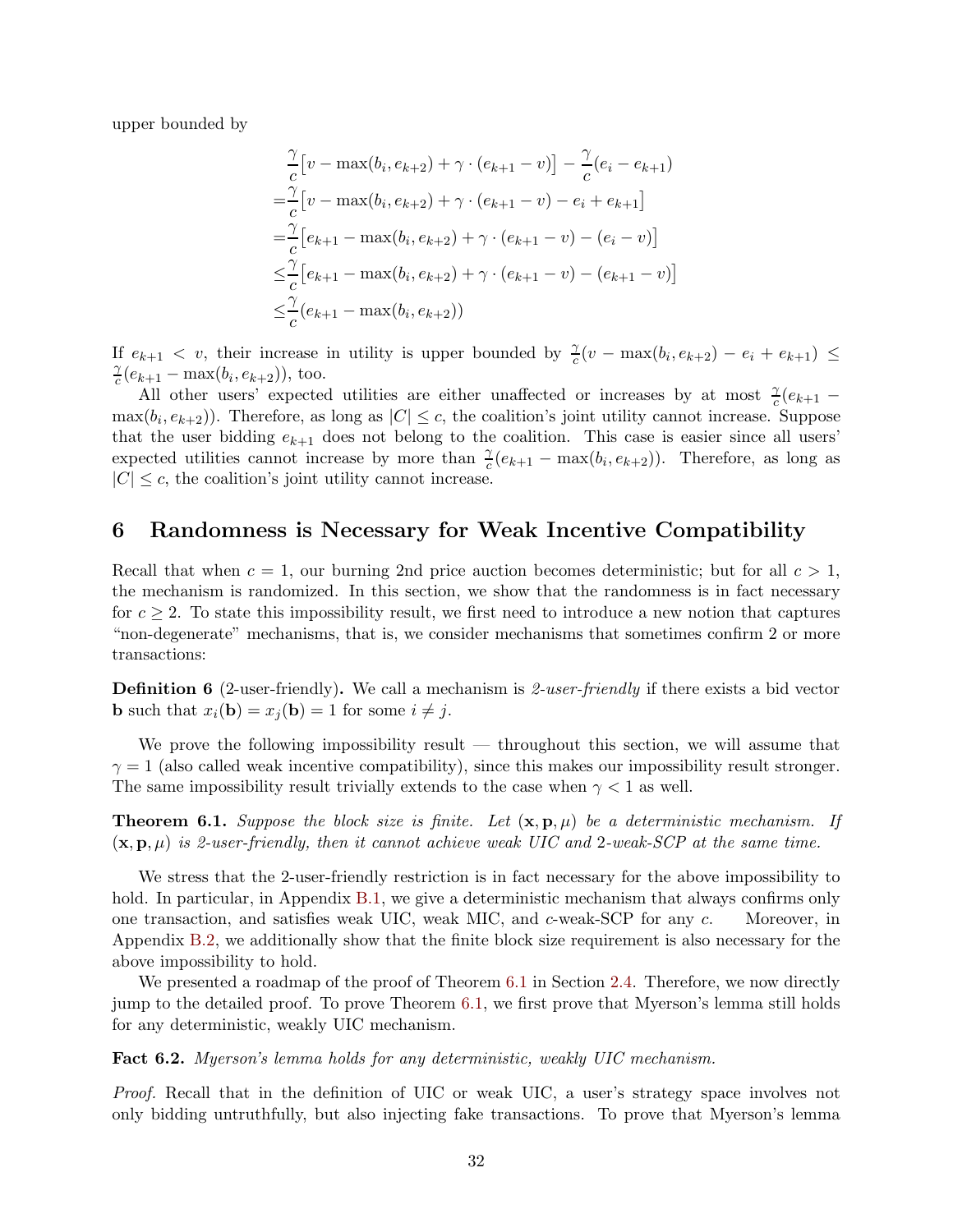upper bounded by

$$
\begin{aligned}
&\frac{\gamma}{c}\big[v - \max(b_i, e_{k+2}) + \gamma \cdot (e_{k+1} - v)\big] - \frac{\gamma}{c}(e_i - e_{k+1}) \\
=&\frac{\gamma}{c}\big[v - \max(b_i, e_{k+2}) + \gamma \cdot (e_{k+1} - v) - e_i + e_{k+1}\big] \\
=&\frac{\gamma}{c}\big[e_{k+1} - \max(b_i, e_{k+2}) + \gamma \cdot (e_{k+1} - v) - (e_i - v)\big] \\
\leq&\frac{\gamma}{c}\big[e_{k+1} - \max(b_i, e_{k+2}) + \gamma \cdot (e_{k+1} - v) - (e_{k+1} - v)\big] \\
\leq&\frac{\gamma}{c}(e_{k+1} - \max(b_i, e_{k+2}))
\end{aligned}
$$

If $e_{k+1} < v$, their increase in utility is upper bounded by $\frac{\gamma}{c}(v - \max(b_i, e_{k+2}) - e_i + e_{k+1}) \leq \frac{\gamma}{c}(e_{k+1} - \max(b_i, e_{k+2}))$, too.

All other users' expected utilities are either unaffected or increases by at most $\frac{\gamma}{c}(e_{k+1} - \max(b_i, e_{k+2}))$. Therefore, as long as $|C| \leq c$, the coalition's joint utility cannot increase. Suppose that the user bidding $e_{k+1}$ does not belong to the coalition. This case is easier since all users' expected utilities cannot increase by more than $\frac{\gamma}{c}(e_{k+1} - \max(b_i, e_{k+2}))$. Therefore, as long as $|C| \leq c$, the coalition's joint utility cannot increase.

## 6 Randomness is Necessary for Weak Incentive Compatibility

Recall that when $c = 1$, our burning 2nd price auction becomes deterministic; but for all $c > 1$, the mechanism is randomized. In this section, we show that the randomness is in fact necessary for $c \geq 2$. To state this impossibility result, we first need to introduce a new notion that captures "non-degenerate" mechanisms, that is, we consider mechanisms that sometimes confirm 2 or more transactions:

**Definition 6** (2-user-friendly)**.** We call a mechanism is *2-user-friendly* if there exists a bid vector $\mathbf{b}$ such that $x_i(\mathbf{b}) = x_j(\mathbf{b}) = 1$ for some $i \neq j$.

We prove the following impossibility result — throughout this section, we will assume that $\gamma = 1$ (also called weak incentive compatibility), since this makes our impossibility result stronger. The same impossibility result trivially extends to the case when $\gamma < 1$ as well.

**Theorem 6.1.** *Suppose the block size is finite. Let $(\mathbf{x}, \mathbf{p}, \mu)$ be a deterministic mechanism. If $(\mathbf{x}, \mathbf{p}, \mu)$ is 2-user-friendly, then it cannot achieve weak UIC and 2-weak-SCP at the same time.*

We stress that the 2-user-friendly restriction is in fact necessary for the above impossibility to hold. In particular, in Appendix B.1, we give a deterministic mechanism that always confirms only one transaction, and satisfies weak UIC, weak MIC, and $c$-weak-SCP for any $c$. Moreover, in Appendix B.2, we additionally show that the finite block size requirement is also necessary for the above impossibility to hold.

We presented a roadmap of the proof of Theorem 6.1 in Section 2.4. Therefore, we now directly jump to the detailed proof. To prove Theorem 6.1, we first prove that Myerson's lemma still holds for any deterministic, weakly UIC mechanism.

**Fact 6.2.** *Myerson's lemma holds for any deterministic, weakly UIC mechanism.*

*Proof.* Recall that in the definition of UIC or weak UIC, a user's strategy space involves not only bidding untruthfully, but also injecting fake transactions. To prove that Myerson's lemma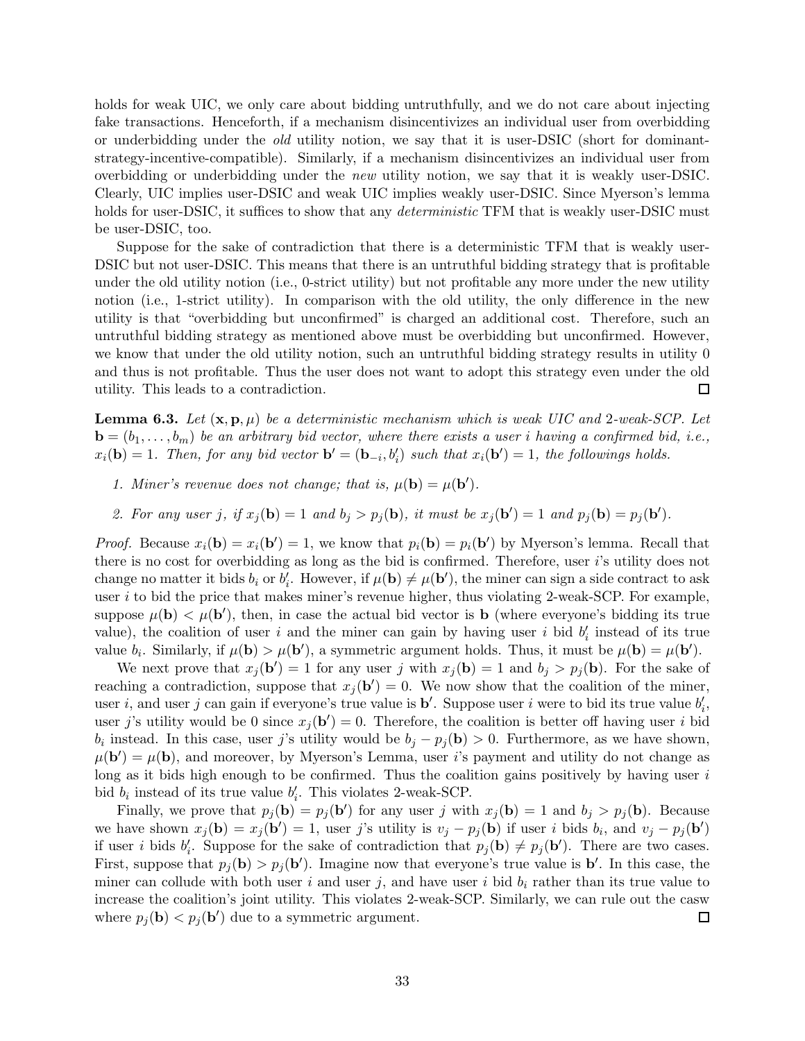holds for weak UIC, we only care about bidding untruthfully, and we do not care about injecting fake transactions. Henceforth, if a mechanism disincentivizes an individual user from overbidding or underbidding under the *old* utility notion, we say that it is user-DSIC (short for dominant-strategy-incentive-compatible). Similarly, if a mechanism disincentivizes an individual user from overbidding or underbidding under the *new* utility notion, we say that it is weakly user-DSIC. Clearly, UIC implies user-DSIC and weak UIC implies weakly user-DSIC. Since Myerson's lemma holds for user-DSIC, it suffices to show that any *deterministic* TFM that is weakly user-DSIC must be user-DSIC, too.

Suppose for the sake of contradiction that there is a deterministic TFM that is weakly user-DSIC but not user-DSIC. This means that there is an untruthful bidding strategy that is profitable under the old utility notion (i.e., 0-strict utility) but not profitable any more under the new utility notion (i.e., 1-strict utility). In comparison with the old utility, the only difference in the new utility is that "overbidding but unconfirmed" is charged an additional cost. Therefore, such an untruthful bidding strategy as mentioned above must be overbidding but unconfirmed. However, we know that under the old utility notion, such an untruthful bidding strategy results in utility 0 and thus is not profitable. Thus the user does not want to adopt this strategy even under the old utility. This leads to a contradiction. ◻

**Lemma 6.3.** *Let $(\mathbf{x}, \mathbf{p}, \mu)$ be a deterministic mechanism which is weak UIC and 2-weak-SCP. Let $\mathbf{b} = (b_1, \ldots, b_m)$ be an arbitrary bid vector, where there exists a user $i$ having a confirmed bid, i.e., $x_i(\mathbf{b}) = 1$. Then, for any bid vector $\mathbf{b}' = (\mathbf{b}_{-i}, b_i')$ such that $x_i(\mathbf{b}') = 1$, the followings holds.*

1. *Miner's revenue does not change; that is, $\mu(\mathbf{b}) = \mu(\mathbf{b}')$.*
2. *For any user $j$, if $x_j(\mathbf{b}) = 1$ and $b_j > p_j(\mathbf{b})$, it must be $x_j(\mathbf{b}') = 1$ and $p_j(\mathbf{b}) = p_j(\mathbf{b}')$.*

*Proof.* Because $x_i(\mathbf{b}) = x_i(\mathbf{b}') = 1$, we know that $p_i(\mathbf{b}) = p_i(\mathbf{b}')$ by Myerson's lemma. Recall that there is no cost for overbidding as long as the bid is confirmed. Therefore, user $i$'s utility does not change no matter it bids $b_i$ or $b_i'$. However, if $\mu(\mathbf{b}) \neq \mu(\mathbf{b}')$, the miner can sign a side contract to ask user $i$ to bid the price that makes miner's revenue higher, thus violating 2-weak-SCP. For example, suppose $\mu(\mathbf{b}) < \mu(\mathbf{b}')$, then, in case the actual bid vector is $\mathbf{b}$ (where everyone's bidding its true value), the coalition of user $i$ and the miner can gain by having user $i$ bid $b_i'$ instead of its true value $b_i$. Similarly, if $\mu(\mathbf{b}) > \mu(\mathbf{b}')$, a symmetric argument holds. Thus, it must be $\mu(\mathbf{b}) = \mu(\mathbf{b}')$.

We next prove that $x_j(\mathbf{b}') = 1$ for any user $j$ with $x_j(\mathbf{b}) = 1$ and $b_j > p_j(\mathbf{b})$. For the sake of reaching a contradiction, suppose that $x_j(\mathbf{b}') = 0$. We now show that the coalition of the miner, user $i$, and user $j$ can gain if everyone's true value is $\mathbf{b}'$. Suppose user $i$ were to bid its true value $b_i'$, user $j$'s utility would be 0 since $x_j(\mathbf{b}') = 0$. Therefore, the coalition is better off having user $i$ bid $b_i$ instead. In this case, user $j$'s utility would be $b_j - p_j(\mathbf{b}) > 0$. Furthermore, as we have shown, $\mu(\mathbf{b}') = \mu(\mathbf{b})$, and moreover, by Myerson's Lemma, user $i$'s payment and utility do not change as long as it bids high enough to be confirmed. Thus the coalition gains positively by having user $i$ bid $b_i$ instead of its true value $b_i'$. This violates 2-weak-SCP.

Finally, we prove that $p_j(\mathbf{b}) = p_j(\mathbf{b}')$ for any user $j$ with $x_j(\mathbf{b}) = 1$ and $b_j > p_j(\mathbf{b})$. Because we have shown $x_j(\mathbf{b}) = x_j(\mathbf{b}') = 1$, user $j$'s utility is $v_j - p_j(\mathbf{b})$ if user $i$ bids $b_i$, and $v_j - p_j(\mathbf{b}')$ if user $i$ bids $b_i'$. Suppose for the sake of contradiction that $p_j(\mathbf{b}) \neq p_j(\mathbf{b}')$. There are two cases. First, suppose that $p_j(\mathbf{b}) > p_j(\mathbf{b}')$. Imagine now that everyone's true value is $\mathbf{b}'$. In this case, the miner can collude with both user $i$ and user $j$, and have user $i$ bid $b_i$ rather than its true value to increase the coalition's joint utility. This violates 2-weak-SCP. Similarly, we can rule out the casw where $p_j(\mathbf{b}) < p_j(\mathbf{b}')$ due to a symmetric argument. ◻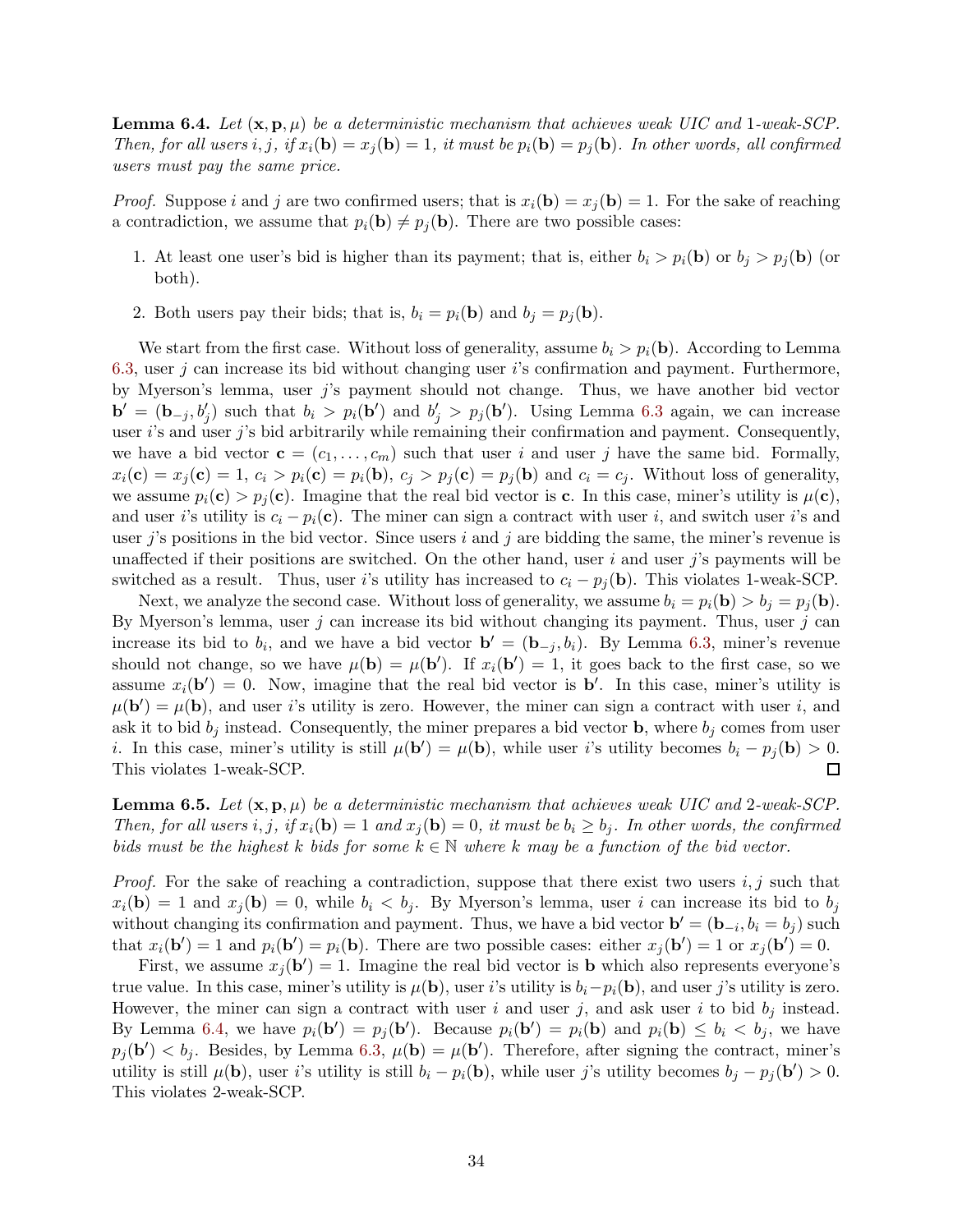**Lemma 6.4.** *Let* $(\mathbf{x}, \mathbf{p}, \mu)$ *be a deterministic mechanism that achieves weak UIC and 1-weak-SCP. Then, for all users* $i, j$*, if* $x_i(\mathbf{b}) = x_j(\mathbf{b}) = 1$*, it must be* $p_i(\mathbf{b}) = p_j(\mathbf{b})$*. In other words, all confirmed users must pay the same price.*

*Proof.* Suppose $i$ and $j$ are two confirmed users; that is $x_i(\mathbf{b}) = x_j(\mathbf{b}) = 1$. For the sake of reaching a contradiction, we assume that $p_i(\mathbf{b}) \neq p_j(\mathbf{b})$. There are two possible cases:

1. At least one user's bid is higher than its payment; that is, either $b_i > p_i(\mathbf{b})$ or $b_j > p_j(\mathbf{b})$ (or both).
2. Both users pay their bids; that is, $b_i = p_i(\mathbf{b})$ and $b_j = p_j(\mathbf{b})$.

We start from the first case. Without loss of generality, assume $b_i > p_i(\mathbf{b})$. According to Lemma 6.3, user $j$ can increase its bid without changing user $i$'s confirmation and payment. Furthermore, by Myerson's lemma, user $j$'s payment should not change. Thus, we have another bid vector $\mathbf{b}' = (\mathbf{b}_{-j}, b'_j)$ such that $b_i > p_i(\mathbf{b}')$ and $b'_j > p_j(\mathbf{b}')$. Using Lemma 6.3 again, we can increase user $i$'s and user $j$'s bid arbitrarily while remaining their confirmation and payment. Consequently, we have a bid vector $\mathbf{c} = (c_1, \ldots, c_m)$ such that user $i$ and user $j$ have the same bid. Formally, $x_i(\mathbf{c}) = x_j(\mathbf{c}) = 1$, $c_i > p_i(\mathbf{c}) = p_i(\mathbf{b})$, $c_j > p_j(\mathbf{c}) = p_j(\mathbf{b})$ and $c_i = c_j$. Without loss of generality, we assume $p_i(\mathbf{c}) > p_j(\mathbf{c})$. Imagine that the real bid vector is $\mathbf{c}$. In this case, miner's utility is $\mu(\mathbf{c})$, and user $i$'s utility is $c_i - p_i(\mathbf{c})$. The miner can sign a contract with user $i$, and switch user $i$'s and user $j$'s positions in the bid vector. Since users $i$ and $j$ are bidding the same, the miner's revenue is unaffected if their positions are switched. On the other hand, user $i$ and user $j$'s payments will be switched as a result. Thus, user $i$'s utility has increased to $c_i - p_j(\mathbf{b})$. This violates 1-weak-SCP.

Next, we analyze the second case. Without loss of generality, we assume $b_i = p_i(\mathbf{b}) > b_j = p_j(\mathbf{b})$. By Myerson's lemma, user $j$ can increase its bid without changing its payment. Thus, user $j$ can increase its bid to $b_i$, and we have a bid vector $\mathbf{b}' = (\mathbf{b}_{-j}, b_i)$. By Lemma 6.3, miner's revenue should not change, so we have $\mu(\mathbf{b}) = \mu(\mathbf{b}')$. If $x_i(\mathbf{b}') = 1$, it goes back to the first case, so we assume $x_i(\mathbf{b}') = 0$. Now, imagine that the real bid vector is $\mathbf{b}'$. In this case, miner's utility is $\mu(\mathbf{b}') = \mu(\mathbf{b})$, and user $i$'s utility is zero. However, the miner can sign a contract with user $i$, and ask it to bid $b_j$ instead. Consequently, the miner prepares a bid vector $\mathbf{b}$, where $b_j$ comes from user $i$. In this case, miner's utility is still $\mu(\mathbf{b}') = \mu(\mathbf{b})$, while user $i$'s utility becomes $b_i - p_j(\mathbf{b}) > 0$. This violates 1-weak-SCP. ∎

**Lemma 6.5.** *Let* $(\mathbf{x}, \mathbf{p}, \mu)$ *be a deterministic mechanism that achieves weak UIC and 2-weak-SCP. Then, for all users* $i, j$*, if* $x_i(\mathbf{b}) = 1$ *and* $x_j(\mathbf{b}) = 0$*, it must be* $b_i \geq b_j$*. In other words, the confirmed bids must be the highest* $k$ *bids for some* $k \in \mathbb{N}$ *where* $k$ *may be a function of the bid vector.*

*Proof.* For the sake of reaching a contradiction, suppose that there exist two users $i, j$ such that $x_i(\mathbf{b}) = 1$ and $x_j(\mathbf{b}) = 0$, while $b_i < b_j$. By Myerson's lemma, user $i$ can increase its bid to $b_j$ without changing its confirmation and payment. Thus, we have a bid vector $\mathbf{b}' = (\mathbf{b}_{-i}, b_i = b_j)$ such that $x_i(\mathbf{b}') = 1$ and $p_i(\mathbf{b}') = p_i(\mathbf{b})$. There are two possible cases: either $x_j(\mathbf{b}') = 1$ or $x_j(\mathbf{b}') = 0$.

First, we assume $x_j(\mathbf{b}') = 1$. Imagine the real bid vector is $\mathbf{b}$ which also represents everyone's true value. In this case, miner's utility is $\mu(\mathbf{b})$, user $i$'s utility is $b_i - p_i(\mathbf{b})$, and user $j$'s utility is zero. However, the miner can sign a contract with user $i$ and user $j$, and ask user $i$ to bid $b_j$ instead. By Lemma 6.4, we have $p_i(\mathbf{b}') = p_j(\mathbf{b}')$. Because $p_i(\mathbf{b}') = p_i(\mathbf{b})$ and $p_i(\mathbf{b}) \leq b_i < b_j$, we have $p_j(\mathbf{b}') < b_j$. Besides, by Lemma 6.3, $\mu(\mathbf{b}) = \mu(\mathbf{b}')$. Therefore, after signing the contract, miner's utility is still $\mu(\mathbf{b})$, user $i$'s utility is still $b_i - p_i(\mathbf{b})$, while user $j$'s utility becomes $b_j - p_j(\mathbf{b}') > 0$. This violates 2-weak-SCP.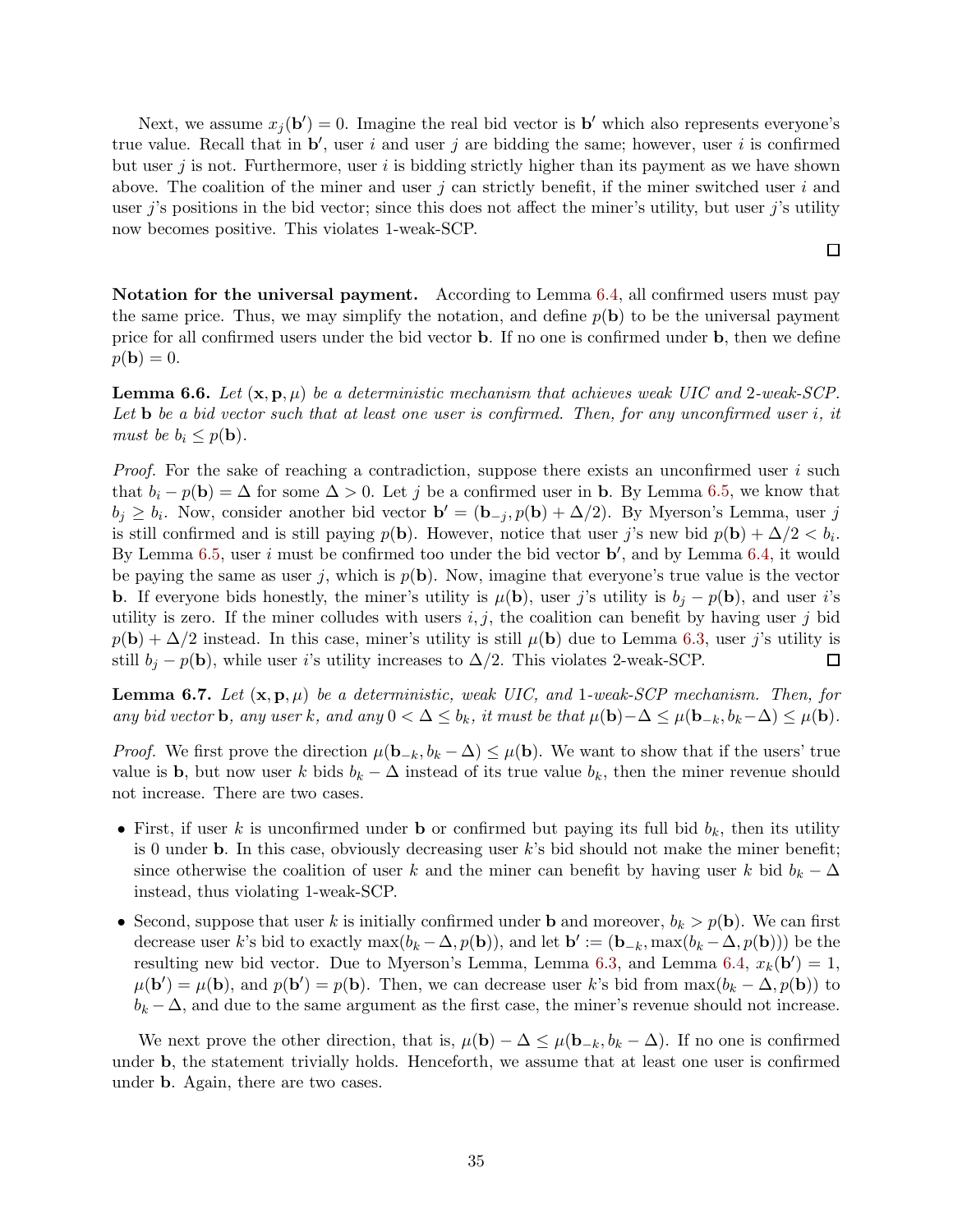Next, we assume $x_j(\mathbf{b}') = 0$. Imagine the real bid vector is $\mathbf{b}'$ which also represents everyone's true value. Recall that in $\mathbf{b}'$, user $i$ and user $j$ are bidding the same; however, user $i$ is confirmed but user $j$ is not. Furthermore, user $i$ is bidding strictly higher than its payment as we have shown above. The coalition of the miner and user $j$ can strictly benefit, if the miner switched user $i$ and user $j$'s positions in the bid vector; since this does not affect the miner's utility, but user $j$'s utility now becomes positive. This violates 1-weak-SCP.

□

**Notation for the universal payment.** According to Lemma 6.4, all confirmed users must pay the same price. Thus, we may simplify the notation, and define $p(\mathbf{b})$ to be the universal payment price for all confirmed users under the bid vector $\mathbf{b}$. If no one is confirmed under $\mathbf{b}$, then we define $p(\mathbf{b}) = 0$.

**Lemma 6.6.** *Let $(\mathbf{x}, \mathbf{p}, \mu)$ be a deterministic mechanism that achieves weak UIC and 2-weak-SCP. Let $\mathbf{b}$ be a bid vector such that at least one user is confirmed. Then, for any unconfirmed user $i$, it must be $b_i \leq p(\mathbf{b})$.*

*Proof.* For the sake of reaching a contradiction, suppose there exists an unconfirmed user $i$ such that $b_i - p(\mathbf{b}) = \Delta$ for some $\Delta > 0$. Let $j$ be a confirmed user in $\mathbf{b}$. By Lemma 6.5, we know that $b_j \geq b_i$. Now, consider another bid vector $\mathbf{b}' = (\mathbf{b}_{-j}, p(\mathbf{b}) + \Delta/2)$. By Myerson's Lemma, user $j$ is still confirmed and is still paying $p(\mathbf{b})$. However, notice that user $j$'s new bid $p(\mathbf{b}) + \Delta/2 < b_i$. By Lemma 6.5, user $i$ must be confirmed too under the bid vector $\mathbf{b}'$, and by Lemma 6.4, it would be paying the same as user $j$, which is $p(\mathbf{b})$. Now, imagine that everyone's true value is the vector $\mathbf{b}$. If everyone bids honestly, the miner's utility is $\mu(\mathbf{b})$, user $j$'s utility is $b_j - p(\mathbf{b})$, and user $i$'s utility is zero. If the miner colludes with users $i, j$, the coalition can benefit by having user $j$ bid $p(\mathbf{b}) + \Delta/2$ instead. In this case, miner's utility is still $\mu(\mathbf{b})$ due to Lemma 6.3, user $j$'s utility is still $b_j - p(\mathbf{b})$, while user $i$'s utility increases to $\Delta/2$. This violates 2-weak-SCP. □

**Lemma 6.7.** *Let $(\mathbf{x}, \mathbf{p}, \mu)$ be a deterministic, weak UIC, and 1-weak-SCP mechanism. Then, for any bid vector $\mathbf{b}$, any user $k$, and any $0 < \Delta \leq b_k$, it must be that $\mu(\mathbf{b}) - \Delta \leq \mu(\mathbf{b}_{-k}, b_k - \Delta) \leq \mu(\mathbf{b})$.*

*Proof.* We first prove the direction $\mu(\mathbf{b}_{-k}, b_k - \Delta) \leq \mu(\mathbf{b})$. We want to show that if the users' true value is $\mathbf{b}$, but now user $k$ bids $b_k - \Delta$ instead of its true value $b_k$, then the miner revenue should not increase. There are two cases.

- First, if user $k$ is unconfirmed under $\mathbf{b}$ or confirmed but paying its full bid $b_k$, then its utility is 0 under $\mathbf{b}$. In this case, obviously decreasing user $k$'s bid should not make the miner benefit; since otherwise the coalition of user $k$ and the miner can benefit by having user $k$ bid $b_k - \Delta$ instead, thus violating 1-weak-SCP.
- Second, suppose that user $k$ is initially confirmed under $\mathbf{b}$ and moreover, $b_k > p(\mathbf{b})$. We can first decrease user $k$'s bid to exactly $\max(b_k - \Delta, p(\mathbf{b}))$, and let $\mathbf{b}' := (\mathbf{b}_{-k}, \max(b_k - \Delta, p(\mathbf{b})))$ be the resulting new bid vector. Due to Myerson's Lemma, Lemma 6.3, and Lemma 6.4, $x_k(\mathbf{b}') = 1$, $\mu(\mathbf{b}') = \mu(\mathbf{b})$, and $p(\mathbf{b}') = p(\mathbf{b})$. Then, we can decrease user $k$'s bid from $\max(b_k - \Delta, p(\mathbf{b}))$ to $b_k - \Delta$, and due to the same argument as the first case, the miner's revenue should not increase.

We next prove the other direction, that is, $\mu(\mathbf{b}) - \Delta \leq \mu(\mathbf{b}_{-k}, b_k - \Delta)$. If no one is confirmed under $\mathbf{b}$, the statement trivially holds. Henceforth, we assume that at least one user is confirmed under $\mathbf{b}$. Again, there are two cases.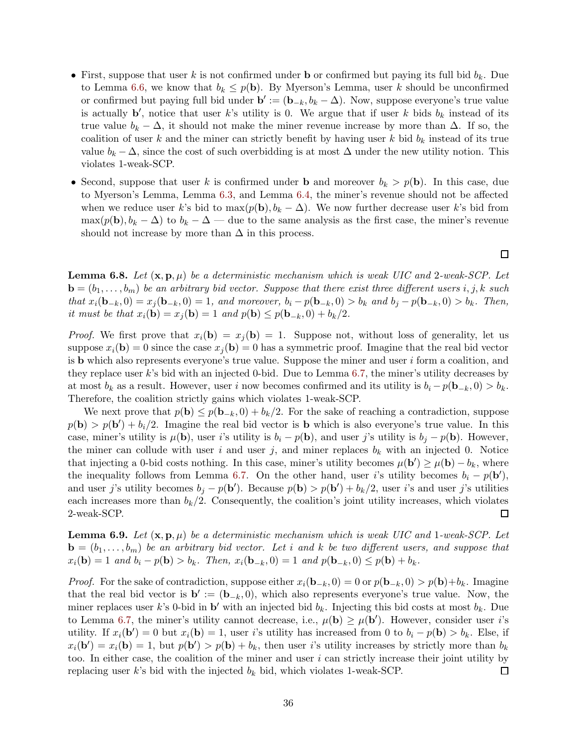- First, suppose that user $k$ is not confirmed under $\mathbf{b}$ or confirmed but paying its full bid $b_k$. Due to Lemma 6.6, we know that $b_k \le p(\mathbf{b})$. By Myerson's Lemma, user $k$ should be unconfirmed or confirmed but paying full bid under $\mathbf{b}' := (\mathbf{b}_{-k}, b_k - \Delta)$. Now, suppose everyone's true value is actually $\mathbf{b}'$, notice that user $k$'s utility is 0. We argue that if user $k$ bids $b_k$ instead of its true value $b_k - \Delta$, it should not make the miner revenue increase by more than $\Delta$. If so, the coalition of user $k$ and the miner can strictly benefit by having user $k$ bid $b_k$ instead of its true value $b_k - \Delta$, since the cost of such overbidding is at most $\Delta$ under the new utility notion. This violates 1-weak-SCP.
- Second, suppose that user $k$ is confirmed under $\mathbf{b}$ and moreover $b_k > p(\mathbf{b})$. In this case, due to Myerson's Lemma, Lemma 6.3, and Lemma 6.4, the miner's revenue should not be affected when we reduce user $k$'s bid to $\max(p(\mathbf{b}), b_k - \Delta)$. We now further decrease user $k$'s bid from $\max(p(\mathbf{b}), b_k - \Delta)$ to $b_k - \Delta$ — due to the same analysis as the first case, the miner's revenue should not increase by more than $\Delta$ in this process.

□

**Lemma 6.8.** *Let $(\mathbf{x}, \mathbf{p}, \mu)$ be a deterministic mechanism which is weak UIC and 2-weak-SCP. Let $\mathbf{b} = (b_1, \ldots, b_m)$ be an arbitrary bid vector. Suppose that there exist three different users $i, j, k$ such that $x_i(\mathbf{b}_{-k}, 0) = x_j(\mathbf{b}_{-k}, 0) = 1$, and moreover, $b_i - p(\mathbf{b}_{-k}, 0) > b_k$ and $b_j - p(\mathbf{b}_{-k}, 0) > b_k$. Then, it must be that $x_i(\mathbf{b}) = x_j(\mathbf{b}) = 1$ and $p(\mathbf{b}) \le p(\mathbf{b}_{-k}, 0) + b_k/2$.*

*Proof.* We first prove that $x_i(\mathbf{b}) = x_j(\mathbf{b}) = 1$. Suppose not, without loss of generality, let us suppose $x_i(\mathbf{b}) = 0$ since the case $x_j(\mathbf{b}) = 0$ has a symmetric proof. Imagine that the real bid vector is $\mathbf{b}$ which also represents everyone's true value. Suppose the miner and user $i$ form a coalition, and they replace user $k$'s bid with an injected 0-bid. Due to Lemma 6.7, the miner's utility decreases by at most $b_k$ as a result. However, user $i$ now becomes confirmed and its utility is $b_i - p(\mathbf{b}_{-k}, 0) > b_k$. Therefore, the coalition strictly gains which violates 1-weak-SCP.

We next prove that $p(\mathbf{b}) \le p(\mathbf{b}_{-k}, 0) + b_k/2$. For the sake of reaching a contradiction, suppose $p(\mathbf{b}) > p(\mathbf{b}') + b_i/2$. Imagine the real bid vector is $\mathbf{b}$ which is also everyone's true value. In this case, miner's utility is $\mu(\mathbf{b})$, user $i$'s utility is $b_i - p(\mathbf{b})$, and user $j$'s utility is $b_j - p(\mathbf{b})$. However, the miner can collude with user $i$ and user $j$, and miner replaces $b_k$ with an injected 0. Notice that injecting a 0-bid costs nothing. In this case, miner's utility becomes $\mu(\mathbf{b}') \ge \mu(\mathbf{b}) - b_k$, where the inequality follows from Lemma 6.7. On the other hand, user $i$'s utility becomes $b_i - p(\mathbf{b}')$, and user $j$'s utility becomes $b_j - p(\mathbf{b}')$. Because $p(\mathbf{b}) > p(\mathbf{b}') + b_k/2$, user $i$'s and user $j$'s utilities each increases more than $b_k/2$. Consequently, the coalition's joint utility increases, which violates 2-weak-SCP. □

**Lemma 6.9.** *Let $(\mathbf{x}, \mathbf{p}, \mu)$ be a deterministic mechanism which is weak UIC and 1-weak-SCP. Let $\mathbf{b} = (b_1, \ldots, b_m)$ be an arbitrary bid vector. Let $i$ and $k$ be two different users, and suppose that $x_i(\mathbf{b}) = 1$ and $b_i - p(\mathbf{b}) > b_k$. Then, $x_i(\mathbf{b}_{-k}, 0) = 1$ and $p(\mathbf{b}_{-k}, 0) \le p(\mathbf{b}) + b_k$.*

*Proof.* For the sake of contradiction, suppose either $x_i(\mathbf{b}_{-k}, 0) = 0$ or $p(\mathbf{b}_{-k}, 0) > p(\mathbf{b}) + b_k$. Imagine that the real bid vector is $\mathbf{b}' := (\mathbf{b}_{-k}, 0)$, which also represents everyone's true value. Now, the miner replaces user $k$'s 0-bid in $\mathbf{b}'$ with an injected bid $b_k$. Injecting this bid costs at most $b_k$. Due to Lemma 6.7, the miner's utility cannot decrease, i.e., $\mu(\mathbf{b}) \ge \mu(\mathbf{b}')$. However, consider user $i$'s utility. If $x_i(\mathbf{b}') = 0$ but $x_i(\mathbf{b}) = 1$, user $i$'s utility has increased from 0 to $b_i - p(\mathbf{b}) > b_k$. Else, if $x_i(\mathbf{b}') = x_i(\mathbf{b}) = 1$, but $p(\mathbf{b}') > p(\mathbf{b}) + b_k$, then user $i$'s utility increases by strictly more than $b_k$ too. In either case, the coalition of the miner and user $i$ can strictly increase their joint utility by replacing user $k$'s bid with the injected $b_k$ bid, which violates 1-weak-SCP. □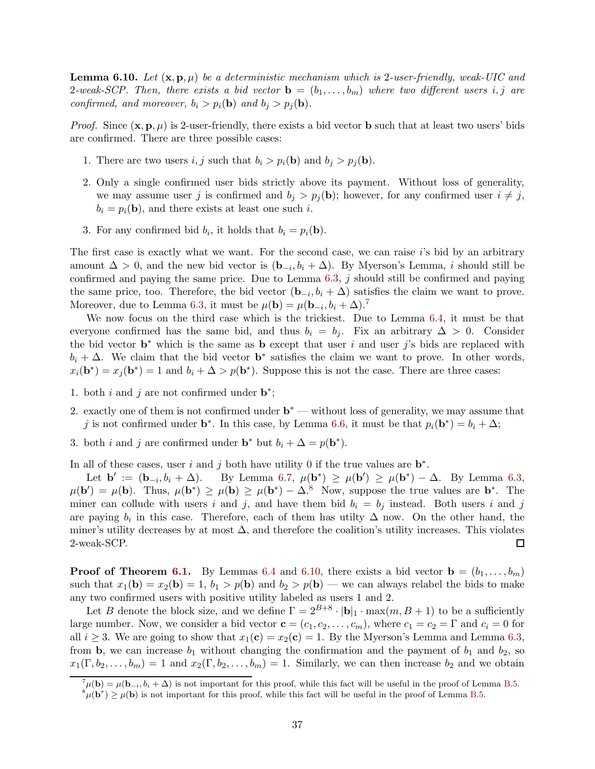**Lemma 6.10.** *Let $(\mathbf{x}, \mathbf{p}, \mu)$ be a deterministic mechanism which is 2-user-friendly, weak-UIC and 2-weak-SCP. Then, there exists a bid vector $\mathbf{b} = (b_1, \ldots, b_m)$ where two different users $i, j$ are confirmed, and moreover, $b_i > p_i(\mathbf{b})$ and $b_j > p_j(\mathbf{b})$.*

*Proof.* Since $(\mathbf{x}, \mathbf{p}, \mu)$ is 2-user-friendly, there exists a bid vector $\mathbf{b}$ such that at least two users' bids are confirmed. There are three possible cases:

1. There are two users $i, j$ such that $b_i > p_i(\mathbf{b})$ and $b_j > p_j(\mathbf{b})$.
2. Only a single confirmed user bids strictly above its payment. Without loss of generality, we may assume user $j$ is confirmed and $b_j > p_j(\mathbf{b})$; however, for any confirmed user $i \neq j$, $b_i = p_i(\mathbf{b})$, and there exists at least one such $i$.
3. For any confirmed bid $b_i$, it holds that $b_i = p_i(\mathbf{b})$.

The first case is exactly what we want. For the second case, we can raise $i$'s bid by an arbitrary amount $\Delta > 0$, and the new bid vector is $(\mathbf{b}_{-i}, b_i + \Delta)$. By Myerson's Lemma, $i$ should still be confirmed and paying the same price. Due to Lemma 6.3, $j$ should still be confirmed and paying the same price, too. Therefore, the bid vector $(\mathbf{b}_{-i}, b_i + \Delta)$ satisfies the claim we want to prove. Moreover, due to Lemma 6.3, it must be $\mu(\mathbf{b}) = \mu(\mathbf{b}_{-i}, b_i + \Delta)$.[7]

We now focus on the third case which is the trickiest. Due to Lemma 6.4, it must be that everyone confirmed has the same bid, and thus $b_i = b_j$. Fix an arbitrary $\Delta > 0$. Consider the bid vector $\mathbf{b}^*$ which is the same as $\mathbf{b}$ except that user $i$ and user $j$'s bids are replaced with $b_i + \Delta$. We claim that the bid vector $\mathbf{b}^*$ satisfies the claim we want to prove. In other words, $x_i(\mathbf{b}^*) = x_j(\mathbf{b}^*) = 1$ and $b_i + \Delta > p(\mathbf{b}^*)$. Suppose this is not the case. There are three cases:

1. both $i$ and $j$ are not confirmed under $\mathbf{b}^*$;
2. exactly one of them is not confirmed under $\mathbf{b}^*$ — without loss of generality, we may assume that $j$ is not confirmed under $\mathbf{b}^*$. In this case, by Lemma 6.6, it must be that $p_i(\mathbf{b}^*) = b_i + \Delta$;
3. both $i$ and $j$ are confirmed under $\mathbf{b}^*$ but $b_i + \Delta = p(\mathbf{b}^*)$.

In all of these cases, user $i$ and $j$ both have utility 0 if the true values are $\mathbf{b}^*$.

Let $\mathbf{b}' := (\mathbf{b}_{-i}, b_i + \Delta)$. By Lemma 6.7, $\mu(\mathbf{b}^*) \geq \mu(\mathbf{b}') \geq \mu(\mathbf{b}^*) - \Delta$. By Lemma 6.3, $\mu(\mathbf{b}') = \mu(\mathbf{b})$. Thus, $\mu(\mathbf{b}^*) \geq \mu(\mathbf{b}) \geq \mu(\mathbf{b}^*) - \Delta$.[8] Now, suppose the true values are $\mathbf{b}^*$. The miner can collude with users $i$ and $j$, and have them bid $b_i = b_j$ instead. Both users $i$ and $j$ are paying $b_i$ in this case. Therefore, each of them has utilty $\Delta$ now. On the other hand, the miner's utility decreases by at most $\Delta$, and therefore the coalition's utility increases. This violates 2-weak-SCP. ∎

**Proof of Theorem 6.1.** By Lemmas 6.4 and 6.10, there exists a bid vector $\mathbf{b} = (b_1, \ldots, b_m)$ such that $x_1(\mathbf{b}) = x_2(\mathbf{b}) = 1$, $b_1 > p(\mathbf{b})$ and $b_2 > p(\mathbf{b})$ — we can always relabel the bids to make any two confirmed users with positive utility labeled as users 1 and 2.

Let $B$ denote the block size, and we define $\Gamma = 2^{B+8} \cdot |\mathbf{b}|_1 \cdot \max(m, B+1)$ to be a sufficiently large number. Now, we consider a bid vector $\mathbf{c} = (c_1, c_2, \ldots, c_m)$, where $c_1 = c_2 = \Gamma$ and $c_i = 0$ for all $i \geq 3$. We are going to show that $x_1(\mathbf{c}) = x_2(\mathbf{c}) = 1$. By the Myerson's Lemma and Lemma 6.3, from $\mathbf{b}$, we can increase $b_1$ without changing the confirmation and the payment of $b_1$ and $b_2$, so $x_1(\Gamma, b_2, \ldots, b_m) = 1$ and $x_2(\Gamma, b_2, \ldots, b_m) = 1$. Similarly, we can then increase $b_2$ and we obtain

[7] $\mu(\mathbf{b}) = \mu(\mathbf{b}_{-i}, b_i + \Delta)$ is not important for this proof, while this fact will be useful in the proof of Lemma B.5.

[8] $\mu(\mathbf{b}^*) \geq \mu(\mathbf{b})$ is not important for this proof, while this fact will be useful in the proof of Lemma B.5.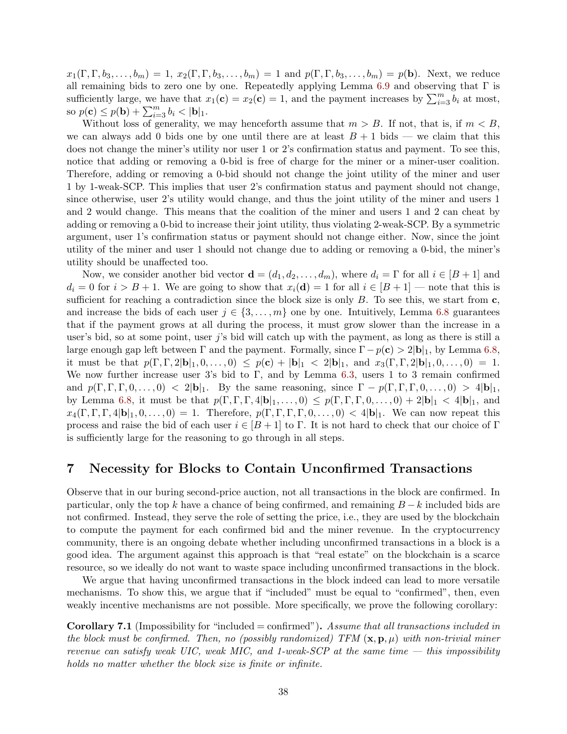$x_1(\Gamma, \Gamma, b_3, \ldots, b_m) = 1$, $x_2(\Gamma, \Gamma, b_3, \ldots, b_m) = 1$ and $p(\Gamma, \Gamma, b_3, \ldots, b_m) = p(\mathbf{b})$. Next, we reduce all remaining bids to zero one by one. Repeatedly applying Lemma 6.9 and observing that $\Gamma$ is sufficiently large, we have that $x_1(\mathbf{c}) = x_2(\mathbf{c}) = 1$, and the payment increases by $\sum_{i=3}^{m} b_i$ at most, so $p(\mathbf{c}) \leq p(\mathbf{b}) + \sum_{i=3}^{m} b_i < |\mathbf{b}|_1$.

Without loss of generality, we may henceforth assume that $m > B$. If not, that is, if $m < B$, we can always add 0 bids one by one until there are at least $B + 1$ bids — we claim that this does not change the miner's utility nor user 1 or 2's confirmation status and payment. To see this, notice that adding or removing a 0-bid is free of charge for the miner or a miner-user coalition. Therefore, adding or removing a 0-bid should not change the joint utility of the miner and user 1 by 1-weak-SCP. This implies that user 2's confirmation status and payment should not change, since otherwise, user 2's utility would change, and thus the joint utility of the miner and users 1 and 2 would change. This means that the coalition of the miner and users 1 and 2 can cheat by adding or removing a 0-bid to increase their joint utility, thus violating 2-weak-SCP. By a symmetric argument, user 1's confirmation status or payment should not change either. Now, since the joint utility of the miner and user 1 should not change due to adding or removing a 0-bid, the miner's utility should be unaffected too.

Now, we consider another bid vector $\mathbf{d} = (d_1, d_2, \ldots, d_m)$, where $d_i = \Gamma$ for all $i \in [B+1]$ and $d_i = 0$ for $i > B + 1$. We are going to show that $x_i(\mathbf{d}) = 1$ for all $i \in [B+1]$ — note that this is sufficient for reaching a contradiction since the block size is only $B$. To see this, we start from $\mathbf{c}$, and increase the bids of each user $j \in \{3, \ldots, m\}$ one by one. Intuitively, Lemma 6.8 guarantees that if the payment grows at all during the process, it must grow slower than the increase in a user's bid, so at some point, user $j$'s bid will catch up with the payment, as long as there is still a large enough gap left between $\Gamma$ and the payment. Formally, since $\Gamma - p(\mathbf{c}) > 2|\mathbf{b}|_1$, by Lemma 6.8, it must be that $p(\Gamma, \Gamma, 2|\mathbf{b}|_1, 0, \ldots, 0) \leq p(\mathbf{c}) + |\mathbf{b}|_1 < 2|\mathbf{b}|_1$, and $x_3(\Gamma, \Gamma, 2|\mathbf{b}|_1, 0, \ldots, 0) = 1$. We now further increase user 3's bid to $\Gamma$, and by Lemma 6.3, users 1 to 3 remain confirmed and $p(\Gamma, \Gamma, \Gamma, 0, \ldots, 0) < 2|\mathbf{b}|_1$. By the same reasoning, since $\Gamma - p(\Gamma, \Gamma, \Gamma, 0, \ldots, 0) > 4|\mathbf{b}|_1$, by Lemma 6.8, it must be that $p(\Gamma, \Gamma, \Gamma, 4|\mathbf{b}|_1, \ldots, 0) \leq p(\Gamma, \Gamma, \Gamma, 0, \ldots, 0) + 2|\mathbf{b}|_1 < 4|\mathbf{b}|_1$, and $x_4(\Gamma, \Gamma, \Gamma, 4|\mathbf{b}|_1, 0, \ldots, 0) = 1$. Therefore, $p(\Gamma, \Gamma, \Gamma, \Gamma, 0, \ldots, 0) < 4|\mathbf{b}|_1$. We can now repeat this process and raise the bid of each user $i \in [B+1]$ to $\Gamma$. It is not hard to check that our choice of $\Gamma$ is sufficiently large for the reasoning to go through in all steps.

# 7 Necessity for Blocks to Contain Unconfirmed Transactions

Observe that in our buring second-price auction, not all transactions in the block are confirmed. In particular, only the top $k$ have a chance of being confirmed, and remaining $B - k$ included bids are not confirmed. Instead, they serve the role of setting the price, i.e., they are used by the blockchain to compute the payment for each confirmed bid and the miner revenue. In the cryptocurrency community, there is an ongoing debate whether including unconfirmed transactions in a block is a good idea. The argument against this approach is that "real estate" on the blockchain is a scarce resource, so we ideally do not want to waste space including unconfirmed transactions in the block.

We argue that having unconfirmed transactions in the block indeed can lead to more versatile mechanisms. To show this, we argue that if "included" must be equal to "confirmed", then, even weakly incentive mechanisms are not possible. More specifically, we prove the following corollary:

**Corollary 7.1** (Impossibility for "included = confirmed"). *Assume that all transactions included in the block must be confirmed. Then, no (possibly randomized) TFM $(\mathbf{x}, \mathbf{p}, \mu)$ with non-trivial miner revenue can satisfy weak UIC, weak MIC, and 1-weak-SCP at the same time — this impossibility holds no matter whether the block size is finite or infinite.*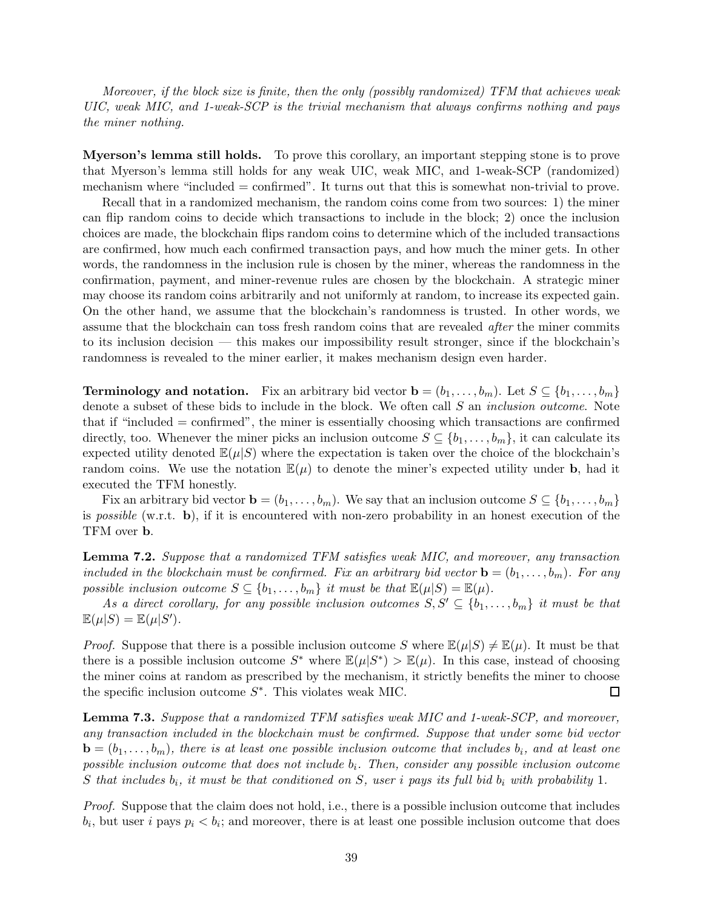*Moreover, if the block size is finite, then the only (possibly randomized) TFM that achieves weak UIC, weak MIC, and 1-weak-SCP is the trivial mechanism that always confirms nothing and pays the miner nothing.*

**Myerson's lemma still holds.** To prove this corollary, an important stepping stone is to prove that Myerson's lemma still holds for any weak UIC, weak MIC, and 1-weak-SCP (randomized) mechanism where "included = confirmed". It turns out that this is somewhat non-trivial to prove.

Recall that in a randomized mechanism, the random coins come from two sources: 1) the miner can flip random coins to decide which transactions to include in the block; 2) once the inclusion choices are made, the blockchain flips random coins to determine which of the included transactions are confirmed, how much each confirmed transaction pays, and how much the miner gets. In other words, the randomness in the inclusion rule is chosen by the miner, whereas the randomness in the confirmation, payment, and miner-revenue rules are chosen by the blockchain. A strategic miner may choose its random coins arbitrarily and not uniformly at random, to increase its expected gain. On the other hand, we assume that the blockchain's randomness is trusted. In other words, we assume that the blockchain can toss fresh random coins that are revealed *after* the miner commits to its inclusion decision — this makes our impossibility result stronger, since if the blockchain's randomness is revealed to the miner earlier, it makes mechanism design even harder.

**Terminology and notation.** Fix an arbitrary bid vector $\mathbf{b} = (b_1, \ldots, b_m)$. Let $S \subseteq \{b_1, \ldots, b_m\}$ denote a subset of these bids to include in the block. We often call $S$ an *inclusion outcome*. Note that if "included = confirmed", the miner is essentially choosing which transactions are confirmed directly, too. Whenever the miner picks an inclusion outcome $S \subseteq \{b_1, \ldots, b_m\}$, it can calculate its expected utility denoted $\mathbb{E}(\mu|S)$ where the expectation is taken over the choice of the blockchain's random coins. We use the notation $\mathbb{E}(\mu)$ to denote the miner's expected utility under $\mathbf{b}$, had it executed the TFM honestly.

Fix an arbitrary bid vector $\mathbf{b} = (b_1, \ldots, b_m)$. We say that an inclusion outcome $S \subseteq \{b_1, \ldots, b_m\}$ is *possible* (w.r.t. $\mathbf{b}$), if it is encountered with non-zero probability in an honest execution of the TFM over $\mathbf{b}$.

**Lemma 7.2.** *Suppose that a randomized TFM satisfies weak MIC, and moreover, any transaction included in the blockchain must be confirmed. Fix an arbitrary bid vector $\mathbf{b} = (b_1, \ldots, b_m)$. For any possible inclusion outcome $S \subseteq \{b_1, \ldots, b_m\}$ it must be that $\mathbb{E}(\mu|S) = \mathbb{E}(\mu)$.*

*As a direct corollary, for any possible inclusion outcomes $S, S' \subseteq \{b_1, \ldots, b_m\}$ it must be that $\mathbb{E}(\mu|S) = \mathbb{E}(\mu|S')$.*

*Proof.* Suppose that there is a possible inclusion outcome $S$ where $\mathbb{E}(\mu|S) \neq \mathbb{E}(\mu)$. It must be that there is a possible inclusion outcome $S^*$ where $\mathbb{E}(\mu|S^*) > \mathbb{E}(\mu)$. In this case, instead of choosing the miner coins at random as prescribed by the mechanism, it strictly benefits the miner to choose the specific inclusion outcome $S^*$. This violates weak MIC. ∎

**Lemma 7.3.** *Suppose that a randomized TFM satisfies weak MIC and 1-weak-SCP, and moreover, any transaction included in the blockchain must be confirmed. Suppose that under some bid vector $\mathbf{b} = (b_1, \ldots, b_m)$, there is at least one possible inclusion outcome that includes $b_i$, and at least one possible inclusion outcome that does not include $b_i$. Then, consider any possible inclusion outcome $S$ that includes $b_i$, it must be that conditioned on $S$, user $i$ pays its full bid $b_i$ with probability 1.*

*Proof.* Suppose that the claim does not hold, i.e., there is a possible inclusion outcome that includes $b_i$, but user $i$ pays $p_i < b_i$; and moreover, there is at least one possible inclusion outcome that does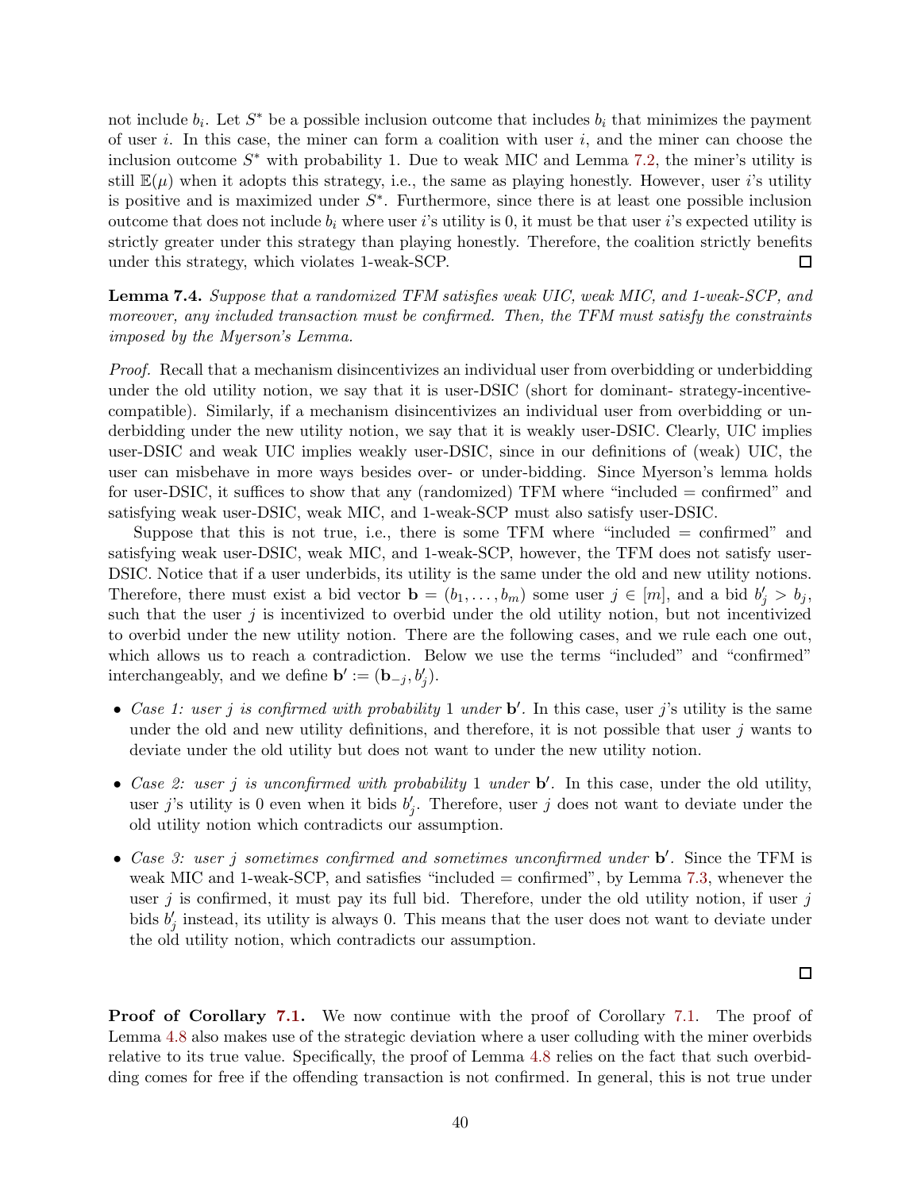not include $b_i$. Let $S^*$ be a possible inclusion outcome that includes $b_i$ that minimizes the payment of user $i$. In this case, the miner can form a coalition with user $i$, and the miner can choose the inclusion outcome $S^*$ with probability 1. Due to weak MIC and Lemma 7.2, the miner's utility is still $\mathbb{E}(\mu)$ when it adopts this strategy, i.e., the same as playing honestly. However, user $i$'s utility is positive and is maximized under $S^*$. Furthermore, since there is at least one possible inclusion outcome that does not include $b_i$ where user $i$'s utility is 0, it must be that user $i$'s expected utility is strictly greater under this strategy than playing honestly. Therefore, the coalition strictly benefits under this strategy, which violates 1-weak-SCP. $\square$

**Lemma 7.4.** *Suppose that a randomized TFM satisfies weak UIC, weak MIC, and 1-weak-SCP, and moreover, any included transaction must be confirmed. Then, the TFM must satisfy the constraints imposed by the Myerson's Lemma.*

*Proof.* Recall that a mechanism disincentivizes an individual user from overbidding or underbidding under the old utility notion, we say that it is user-DSIC (short for dominant- strategy-incentive-compatible). Similarly, if a mechanism disincentivizes an individual user from overbidding or underbidding under the new utility notion, we say that it is weakly user-DSIC. Clearly, UIC implies user-DSIC and weak UIC implies weakly user-DSIC, since in our definitions of (weak) UIC, the user can misbehave in more ways besides over- or under-bidding. Since Myerson's lemma holds for user-DSIC, it suffices to show that any (randomized) TFM where "included = confirmed" and satisfying weak user-DSIC, weak MIC, and 1-weak-SCP must also satisfy user-DSIC.

Suppose that this is not true, i.e., there is some TFM where "included = confirmed" and satisfying weak user-DSIC, weak MIC, and 1-weak-SCP, however, the TFM does not satisfy user-DSIC. Notice that if a user underbids, its utility is the same under the old and new utility notions. Therefore, there must exist a bid vector $\mathbf{b} = (b_1, \ldots, b_m)$ some user $j \in [m]$, and a bid $b'_j > b_j$, such that the user $j$ is incentivized to overbid under the old utility notion, but not incentivized to overbid under the new utility notion. There are the following cases, and we rule each one out, which allows us to reach a contradiction. Below we use the terms "included" and "confirmed" interchangeably, and we define $\mathbf{b}' := (\mathbf{b}_{-j}, b'_j)$.

- *Case 1: user $j$ is confirmed with probability 1 under $\mathbf{b}'$.* In this case, user $j$'s utility is the same under the old and new utility definitions, and therefore, it is not possible that user $j$ wants to deviate under the old utility but does not want to under the new utility notion.
- *Case 2: user $j$ is unconfirmed with probability 1 under $\mathbf{b}'$.* In this case, under the old utility, user $j$'s utility is 0 even when it bids $b'_j$. Therefore, user $j$ does not want to deviate under the old utility notion which contradicts our assumption.
- *Case 3: user $j$ sometimes confirmed and sometimes unconfirmed under $\mathbf{b}'$.* Since the TFM is weak MIC and 1-weak-SCP, and satisfies "included = confirmed", by Lemma 7.3, whenever the user $j$ is confirmed, it must pay its full bid. Therefore, under the old utility notion, if user $j$ bids $b'_j$ instead, its utility is always 0. This means that the user does not want to deviate under the old utility notion, which contradicts our assumption.

$\square$

**Proof of Corollary 7.1.** We now continue with the proof of Corollary 7.1. The proof of Lemma 4.8 also makes use of the strategic deviation where a user colluding with the miner overbids relative to its true value. Specifically, the proof of Lemma 4.8 relies on the fact that such overbidding comes for free if the offending transaction is not confirmed. In general, this is not true under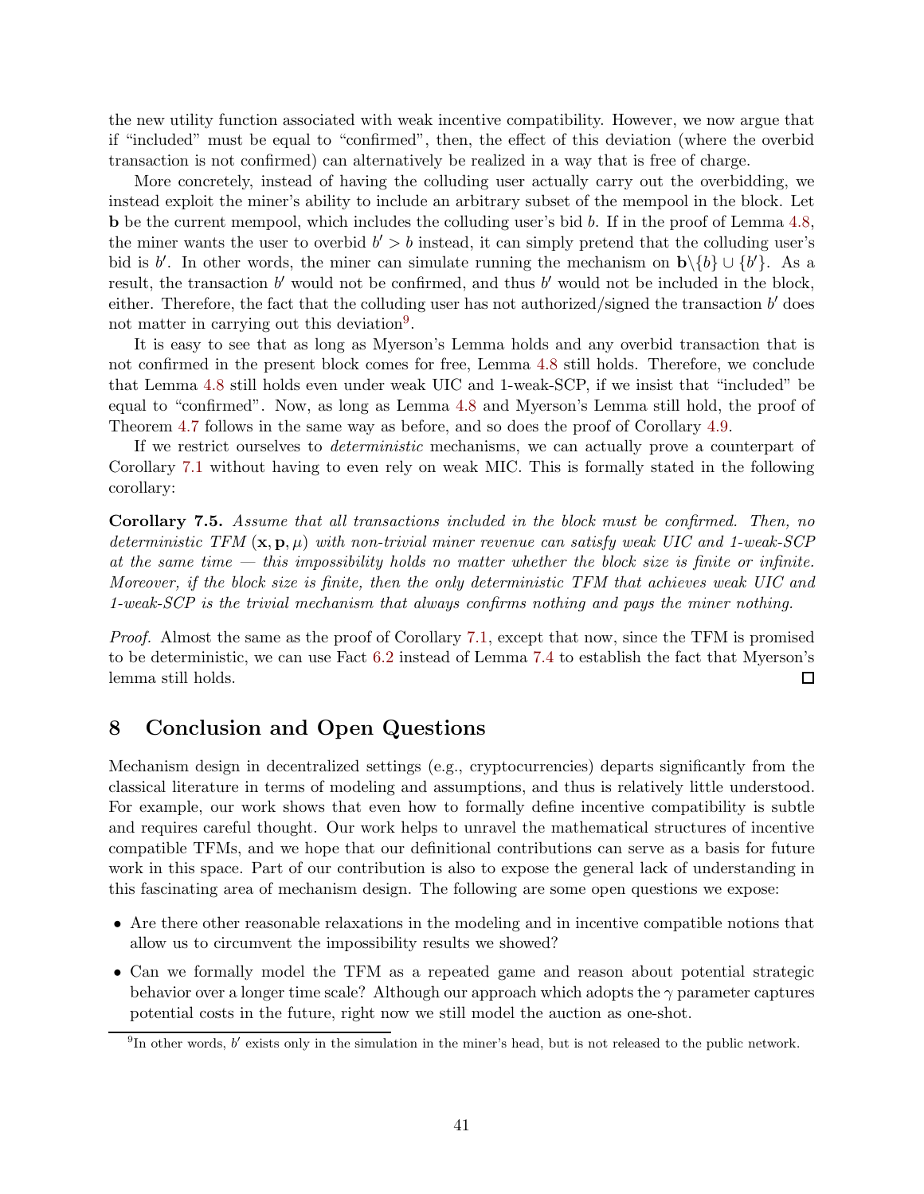the new utility function associated with weak incentive compatibility. However, we now argue that if "included" must be equal to "confirmed", then, the effect of this deviation (where the overbid transaction is not confirmed) can alternatively be realized in a way that is free of charge.

More concretely, instead of having the colluding user actually carry out the overbidding, we instead exploit the miner's ability to include an arbitrary subset of the mempool in the block. Let $\mathbf{b}$ be the current mempool, which includes the colluding user's bid $b$. If in the proof of Lemma 4.8, the miner wants the user to overbid $b' > b$ instead, it can simply pretend that the colluding user's bid is $b'$. In other words, the miner can simulate running the mechanism on $\mathbf{b} \backslash \{b\} \cup \{b'\}$. As a result, the transaction $b'$ would not be confirmed, and thus $b'$ would not be included in the block, either. Therefore, the fact that the colluding user has not authorized/signed the transaction $b'$ does not matter in carrying out this deviation[9].

It is easy to see that as long as Myerson's Lemma holds and any overbid transaction that is not confirmed in the present block comes for free, Lemma 4.8 still holds. Therefore, we conclude that Lemma 4.8 still holds even under weak UIC and 1-weak-SCP, if we insist that "included" be equal to "confirmed". Now, as long as Lemma 4.8 and Myerson's Lemma still hold, the proof of Theorem 4.7 follows in the same way as before, and so does the proof of Corollary 4.9.

If we restrict ourselves to *deterministic* mechanisms, we can actually prove a counterpart of Corollary 7.1 without having to even rely on weak MIC. This is formally stated in the following corollary:

**Corollary 7.5.** *Assume that all transactions included in the block must be confirmed. Then, no deterministic TFM $(\mathbf{x}, \mathbf{p}, \mu)$ with non-trivial miner revenue can satisfy weak UIC and 1-weak-SCP at the same time — this impossibility holds no matter whether the block size is finite or infinite. Moreover, if the block size is finite, then the only deterministic TFM that achieves weak UIC and 1-weak-SCP is the trivial mechanism that always confirms nothing and pays the miner nothing.*

*Proof.* Almost the same as the proof of Corollary 7.1, except that now, since the TFM is promised to be deterministic, we can use Fact 6.2 instead of Lemma 7.4 to establish the fact that Myerson's lemma still holds. ∎

## 8 Conclusion and Open Questions

Mechanism design in decentralized settings (e.g., cryptocurrencies) departs significantly from the classical literature in terms of modeling and assumptions, and thus is relatively little understood. For example, our work shows that even how to formally define incentive compatibility is subtle and requires careful thought. Our work helps to unravel the mathematical structures of incentive compatible TFMs, and we hope that our definitional contributions can serve as a basis for future work in this space. Part of our contribution is also to expose the general lack of understanding in this fascinating area of mechanism design. The following are some open questions we expose:

- Are there other reasonable relaxations in the modeling and in incentive compatible notions that allow us to circumvent the impossibility results we showed?
- Can we formally model the TFM as a repeated game and reason about potential strategic behavior over a longer time scale? Although our approach which adopts the $\gamma$ parameter captures potential costs in the future, right now we still model the auction as one-shot.

[9] In other words, $b'$ exists only in the simulation in the miner's head, but is not released to the public network.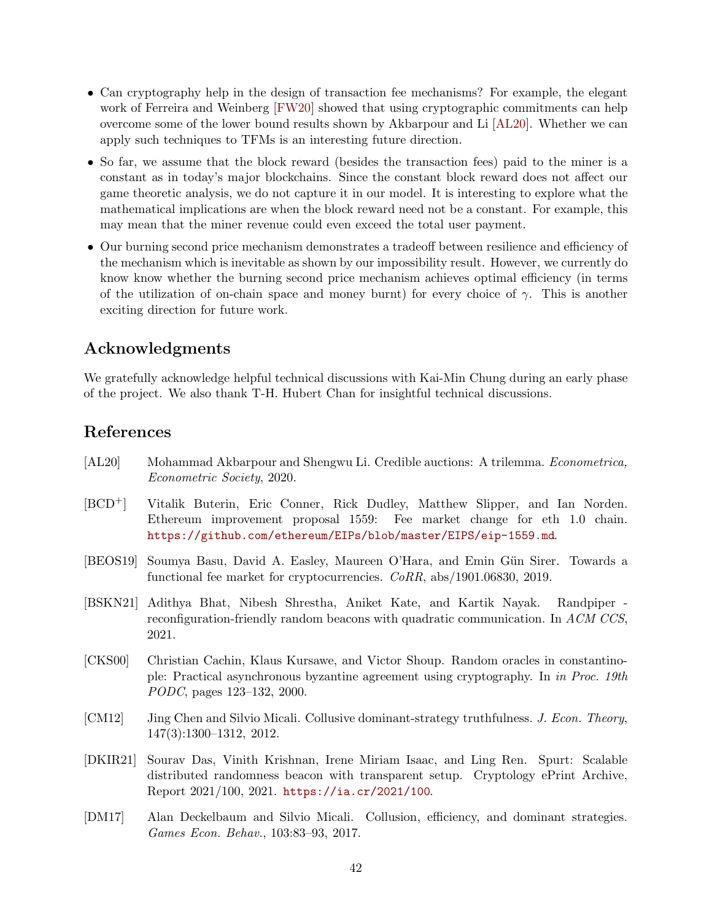- Can cryptography help in the design of transaction fee mechanisms? For example, the elegant work of Ferreira and Weinberg [FW20] showed that using cryptographic commitments can help overcome some of the lower bound results shown by Akbarpour and Li [AL20]. Whether we can apply such techniques to TFMs is an interesting future direction.
- So far, we assume that the block reward (besides the transaction fees) paid to the miner is a constant as in today's major blockchains. Since the constant block reward does not affect our game theoretic analysis, we do not capture it in our model. It is interesting to explore what the mathematical implications are when the block reward need not be a constant. For example, this may mean that the miner revenue could even exceed the total user payment.
- Our burning second price mechanism demonstrates a tradeoff between resilience and efficiency of the mechanism which is inevitable as shown by our impossibility result. However, we currently do know know whether the burning second price mechanism achieves optimal efficiency (in terms of the utilization of on-chain space and money burnt) for every choice of $\gamma$. This is another exciting direction for future work.

## Acknowledgments

We gratefully acknowledge helpful technical discussions with Kai-Min Chung during an early phase of the project. We also thank T-H. Hubert Chan for insightful technical discussions.

## References

[AL20] Mohammad Akbarpour and Shengwu Li. Credible auctions: A trilemma. *Econometrica, Econometric Society*, 2020.

[BCD+] Vitalik Buterin, Eric Conner, Rick Dudley, Matthew Slipper, and Ian Norden. Ethereum improvement proposal 1559: Fee market change for eth 1.0 chain. https://github.com/ethereum/EIPs/blob/master/EIPS/eip-1559.md.

[BEOS19] Soumya Basu, David A. Easley, Maureen O'Hara, and Emin Gün Sirer. Towards a functional fee market for cryptocurrencies. *CoRR*, abs/1901.06830, 2019.

[BSKN21] Adithya Bhat, Nibesh Shrestha, Aniket Kate, and Kartik Nayak. Randpiper - reconfiguration-friendly random beacons with quadratic communication. In *ACM CCS*, 2021.

[CKS00] Christian Cachin, Klaus Kursawe, and Victor Shoup. Random oracles in constantinople: Practical asynchronous byzantine agreement using cryptography. In *in Proc. 19th PODC*, pages 123–132, 2000.

[CM12] Jing Chen and Silvio Micali. Collusive dominant-strategy truthfulness. *J. Econ. Theory*, 147(3):1300–1312, 2012.

[DKIR21] Sourav Das, Vinith Krishnan, Irene Miriam Isaac, and Ling Ren. Spurt: Scalable distributed randomness beacon with transparent setup. Cryptology ePrint Archive, Report 2021/100, 2021. https://ia.cr/2021/100.

[DM17] Alan Deckelbaum and Silvio Micali. Collusion, efficiency, and dominant strategies. *Games Econ. Behav.*, 103:83–93, 2017.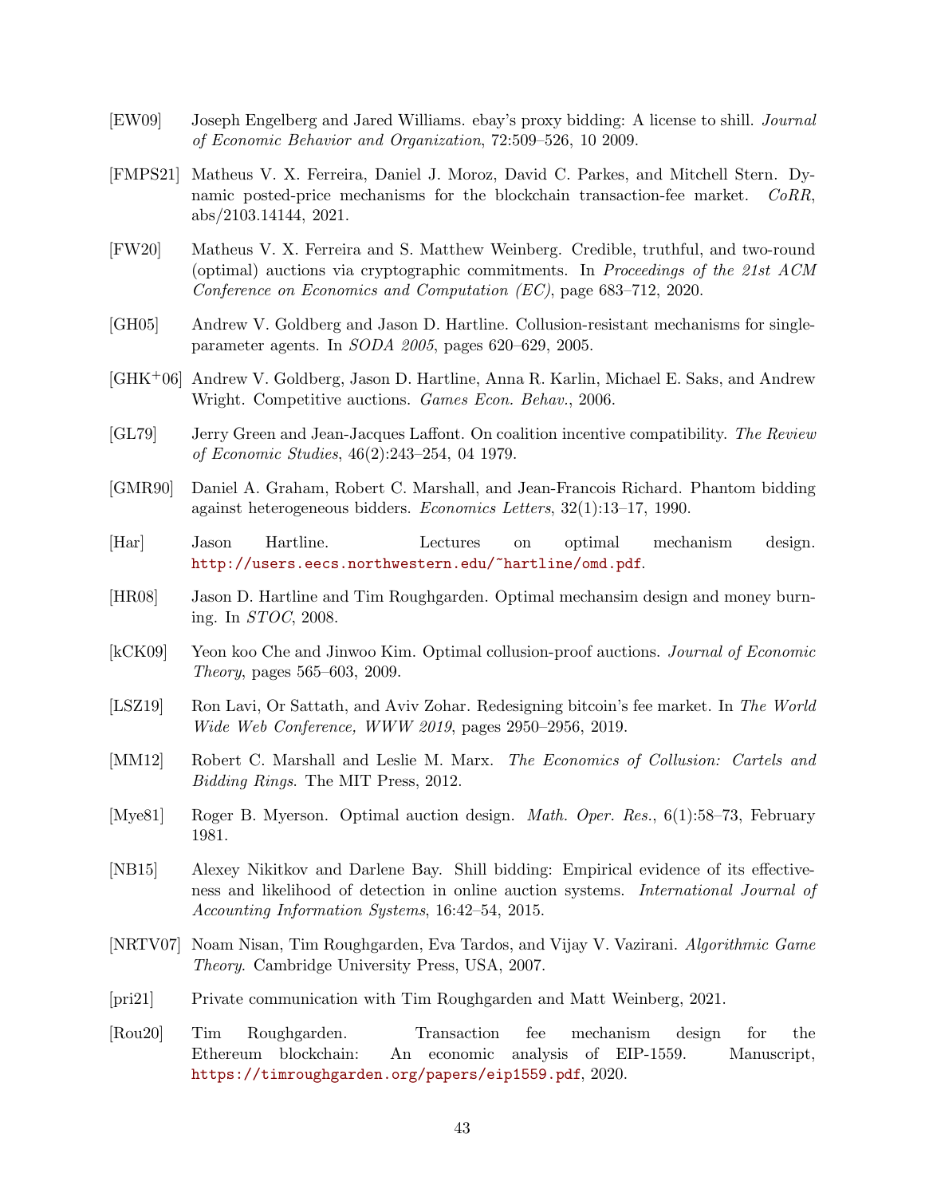[EW09] Joseph Engelberg and Jared Williams. ebay's proxy bidding: A license to shill. *Journal of Economic Behavior and Organization*, 72:509–526, 10 2009.

[FMPS21] Matheus V. X. Ferreira, Daniel J. Moroz, David C. Parkes, and Mitchell Stern. Dynamic posted-price mechanisms for the blockchain transaction-fee market. *CoRR*, abs/2103.14144, 2021.

[FW20] Matheus V. X. Ferreira and S. Matthew Weinberg. Credible, truthful, and two-round (optimal) auctions via cryptographic commitments. In *Proceedings of the 21st ACM Conference on Economics and Computation (EC)*, page 683–712, 2020.

[GH05] Andrew V. Goldberg and Jason D. Hartline. Collusion-resistant mechanisms for single-parameter agents. In *SODA 2005*, pages 620–629, 2005.

[GHK+06] Andrew V. Goldberg, Jason D. Hartline, Anna R. Karlin, Michael E. Saks, and Andrew Wright. Competitive auctions. *Games Econ. Behav.*, 2006.

[GL79] Jerry Green and Jean-Jacques Laffont. On coalition incentive compatibility. *The Review of Economic Studies*, 46(2):243–254, 04 1979.

[GMR90] Daniel A. Graham, Robert C. Marshall, and Jean-Francois Richard. Phantom bidding against heterogeneous bidders. *Economics Letters*, 32(1):13–17, 1990.

[Har] Jason Hartline. Lectures on optimal mechanism design. http://users.eecs.northwestern.edu/~hartline/omd.pdf.

[HR08] Jason D. Hartline and Tim Roughgarden. Optimal mechansim design and money burning. In *STOC*, 2008.

[kCK09] Yeon koo Che and Jinwoo Kim. Optimal collusion-proof auctions. *Journal of Economic Theory*, pages 565–603, 2009.

[LSZ19] Ron Lavi, Or Sattath, and Aviv Zohar. Redesigning bitcoin's fee market. In *The World Wide Web Conference, WWW 2019*, pages 2950–2956, 2019.

[MM12] Robert C. Marshall and Leslie M. Marx. *The Economics of Collusion: Cartels and Bidding Rings*. The MIT Press, 2012.

[Mye81] Roger B. Myerson. Optimal auction design. *Math. Oper. Res.*, 6(1):58–73, February 1981.

[NB15] Alexey Nikitkov and Darlene Bay. Shill bidding: Empirical evidence of its effectiveness and likelihood of detection in online auction systems. *International Journal of Accounting Information Systems*, 16:42–54, 2015.

[NRTV07] Noam Nisan, Tim Roughgarden, Eva Tardos, and Vijay V. Vazirani. *Algorithmic Game Theory*. Cambridge University Press, USA, 2007.

[pri21] Private communication with Tim Roughgarden and Matt Weinberg, 2021.

[Rou20] Tim Roughgarden. Transaction fee mechanism design for the Ethereum blockchain: An economic analysis of EIP-1559. Manuscript, https://timroughgarden.org/papers/eip1559.pdf, 2020.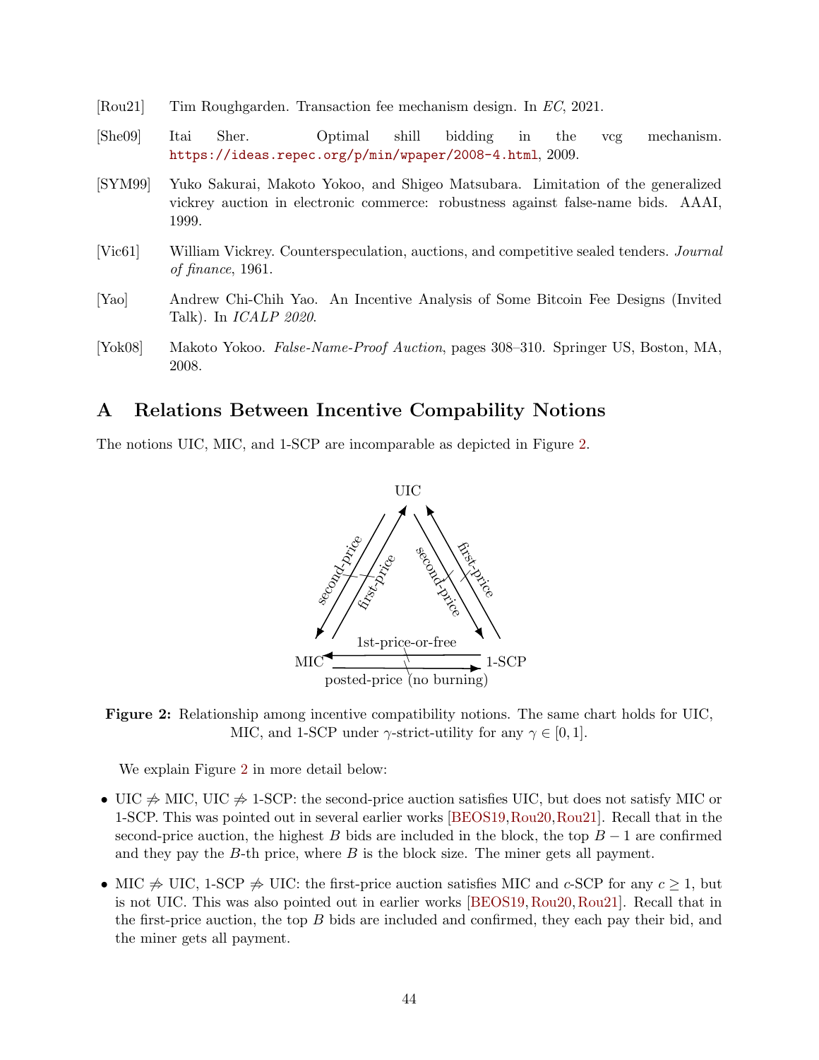[Rou21] Tim Roughgarden. Transaction fee mechanism design. In *EC*, 2021.

[She09] Itai Sher. Optimal shill bidding in the vcg mechanism. https://ideas.repec.org/p/min/wpaper/2008-4.html, 2009.

[SYM99] Yuko Sakurai, Makoto Yokoo, and Shigeo Matsubara. Limitation of the generalized vickrey auction in electronic commerce: robustness against false-name bids. AAAI, 1999.

[Vic61] William Vickrey. Counterspeculation, auctions, and competitive sealed tenders. *Journal of finance*, 1961.

[Yao] Andrew Chi-Chih Yao. An Incentive Analysis of Some Bitcoin Fee Designs (Invited Talk). In *ICALP 2020*.

[Yok08] Makoto Yokoo. *False-Name-Proof Auction*, pages 308–310. Springer US, Boston, MA, 2008.

# A Relations Between Incentive Compability Notions

The notions UIC, MIC, and 1-SCP are incomparable as depicted in Figure 2.

**Figure 2:** Relationship among incentive compatibility notions. The same chart holds for UIC, MIC, and 1-SCP under $\gamma$-strict-utility for any $\gamma \in [0, 1]$.

We explain Figure 2 in more detail below:

- UIC $\not\Rightarrow$ MIC, UIC $\not\Rightarrow$ 1-SCP: the second-price auction satisfies UIC, but does not satisfy MIC or 1-SCP. This was pointed out in several earlier works [BEOS19, Rou20, Rou21]. Recall that in the second-price auction, the highest $B$ bids are included in the block, the top $B - 1$ are confirmed and they pay the $B$-th price, where $B$ is the block size. The miner gets all payment.
- MIC $\not\Rightarrow$ UIC, 1-SCP $\not\Rightarrow$ UIC: the first-price auction satisfies MIC and $c$-SCP for any $c \geq 1$, but is not UIC. This was also pointed out in earlier works [BEOS19, Rou20, Rou21]. Recall that in the first-price auction, the top $B$ bids are included and confirmed, they each pay their bid, and the miner gets all payment.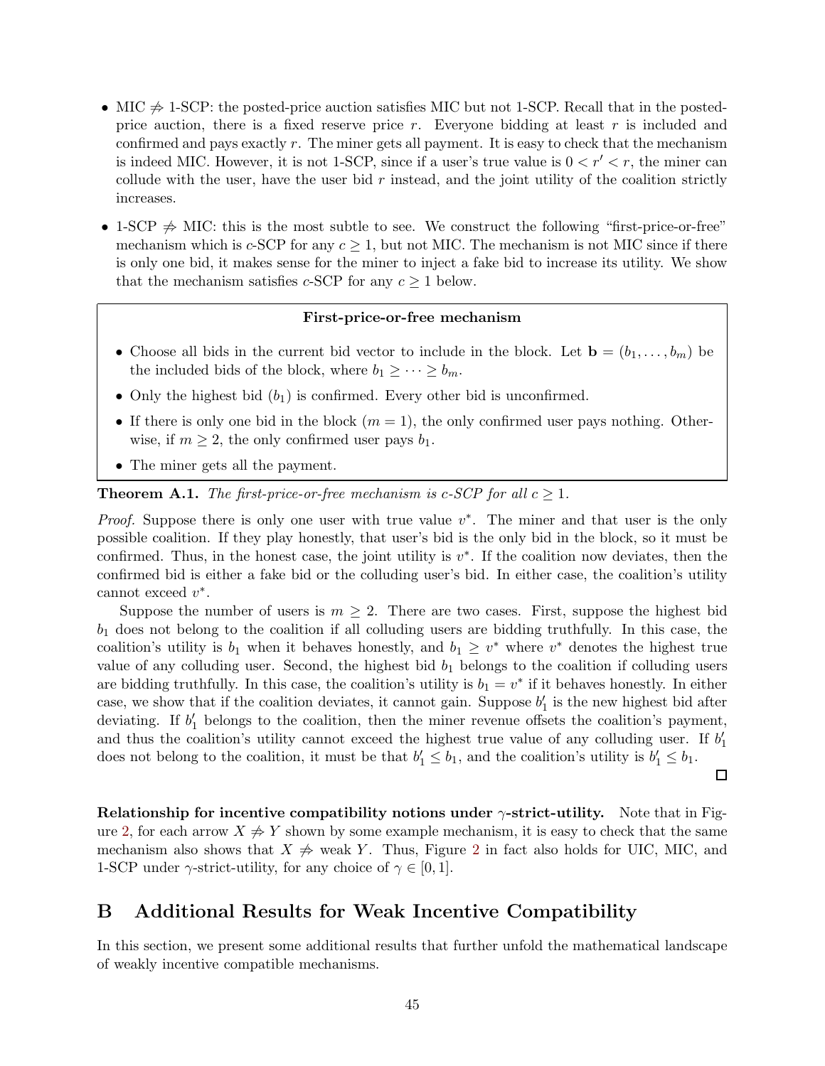- MIC $\not\Rightarrow$ 1-SCP: the posted-price auction satisfies MIC but not 1-SCP. Recall that in the posted-price auction, there is a fixed reserve price $r$. Everyone bidding at least $r$ is included and confirmed and pays exactly $r$. The miner gets all payment. It is easy to check that the mechanism is indeed MIC. However, it is not 1-SCP, since if a user's true value is $0 < r' < r$, the miner can collude with the user, have the user bid $r$ instead, and the joint utility of the coalition strictly increases.
- 1-SCP $\not\Rightarrow$ MIC: this is the most subtle to see. We construct the following "first-price-or-free" mechanism which is $c$-SCP for any $c \geq 1$, but not MIC. The mechanism is not MIC since if there is only one bid, it makes sense for the miner to inject a fake bid to increase its utility. We show that the mechanism satisfies $c$-SCP for any $c \geq 1$ below.

**First-price-or-free mechanism**

- Choose all bids in the current bid vector to include in the block. Let $\mathbf{b} = (b_1, \ldots, b_m)$ be the included bids of the block, where $b_1 \geq \cdots \geq b_m$.
- Only the highest bid ($b_1$) is confirmed. Every other bid is unconfirmed.
- If there is only one bid in the block ($m = 1$), the only confirmed user pays nothing. Otherwise, if $m \geq 2$, the only confirmed user pays $b_1$.
- The miner gets all the payment.

**Theorem A.1.** *The first-price-or-free mechanism is $c$-SCP for all $c \geq 1$.*

*Proof.* Suppose there is only one user with true value $v^*$. The miner and that user is the only possible coalition. If they play honestly, that user's bid is the only bid in the block, so it must be confirmed. Thus, in the honest case, the joint utility is $v^*$. If the coalition now deviates, then the confirmed bid is either a fake bid or the colluding user's bid. In either case, the coalition's utility cannot exceed $v^*$.

Suppose the number of users is $m \geq 2$. There are two cases. First, suppose the highest bid $b_1$ does not belong to the coalition if all colluding users are bidding truthfully. In this case, the coalition's utility is $b_1$ when it behaves honestly, and $b_1 \geq v^*$ where $v^*$ denotes the highest true value of any colluding user. Second, the highest bid $b_1$ belongs to the coalition if colluding users are bidding truthfully. In this case, the coalition's utility is $b_1 = v^*$ if it behaves honestly. In either case, we show that if the coalition deviates, it cannot gain. Suppose $b'_1$ is the new highest bid after deviating. If $b'_1$ belongs to the coalition, then the miner revenue offsets the coalition's payment, and thus the coalition's utility cannot exceed the highest true value of any colluding user. If $b'_1$ does not belong to the coalition, it must be that $b'_1 \leq b_1$, and the coalition's utility is $b'_1 \leq b_1$. ∎

**Relationship for incentive compatibility notions under $\gamma$-strict-utility.** Note that in Figure 2, for each arrow $X \not\Rightarrow Y$ shown by some example mechanism, it is easy to check that the same mechanism also shows that $X \not\Rightarrow$ weak $Y$. Thus, Figure 2 in fact also holds for UIC, MIC, and 1-SCP under $\gamma$-strict-utility, for any choice of $\gamma \in [0, 1]$.

# B Additional Results for Weak Incentive Compatibility

In this section, we present some additional results that further unfold the mathematical landscape of weakly incentive compatible mechanisms.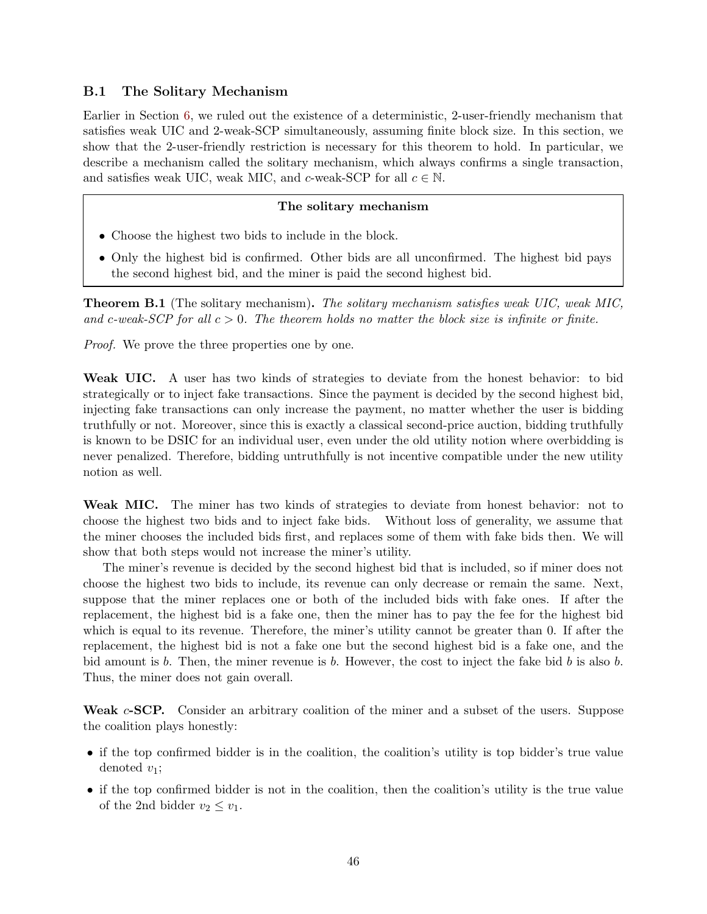### B.1 The Solitary Mechanism

Earlier in Section 6, we ruled out the existence of a deterministic, 2-user-friendly mechanism that satisfies weak UIC and 2-weak-SCP simultaneously, assuming finite block size. In this section, we show that the 2-user-friendly restriction is necessary for this theorem to hold. In particular, we describe a mechanism called the solitary mechanism, which always confirms a single transaction, and satisfies weak UIC, weak MIC, and $c$-weak-SCP for all $c \in \mathbb{N}$.

> **The solitary mechanism**
>
> - Choose the highest two bids to include in the block.
> - Only the highest bid is confirmed. Other bids are all unconfirmed. The highest bid pays the second highest bid, and the miner is paid the second highest bid.

**Theorem B.1** (The solitary mechanism)**.** *The solitary mechanism satisfies weak UIC, weak MIC, and $c$-weak-SCP for all $c > 0$. The theorem holds no matter the block size is infinite or finite.*

*Proof.* We prove the three properties one by one.

**Weak UIC.** A user has two kinds of strategies to deviate from the honest behavior: to bid strategically or to inject fake transactions. Since the payment is decided by the second highest bid, injecting fake transactions can only increase the payment, no matter whether the user is bidding truthfully or not. Moreover, since this is exactly a classical second-price auction, bidding truthfully is known to be DSIC for an individual user, even under the old utility notion where overbidding is never penalized. Therefore, bidding untruthfully is not incentive compatible under the new utility notion as well.

**Weak MIC.** The miner has two kinds of strategies to deviate from honest behavior: not to choose the highest two bids and to inject fake bids. Without loss of generality, we assume that the miner chooses the included bids first, and replaces some of them with fake bids then. We will show that both steps would not increase the miner's utility.

The miner's revenue is decided by the second highest bid that is included, so if miner does not choose the highest two bids to include, its revenue can only decrease or remain the same. Next, suppose that the miner replaces one or both of the included bids with fake ones. If after the replacement, the highest bid is a fake one, then the miner has to pay the fee for the highest bid which is equal to its revenue. Therefore, the miner's utility cannot be greater than 0. If after the replacement, the highest bid is not a fake one but the second highest bid is a fake one, and the bid amount is $b$. Then, the miner revenue is $b$. However, the cost to inject the fake bid $b$ is also $b$. Thus, the miner does not gain overall.

**Weak $c$-SCP.** Consider an arbitrary coalition of the miner and a subset of the users. Suppose the coalition plays honestly:

- if the top confirmed bidder is in the coalition, the coalition's utility is top bidder's true value denoted $v_1$;
- if the top confirmed bidder is not in the coalition, then the coalition's utility is the true value of the 2nd bidder $v_2 \leq v_1$.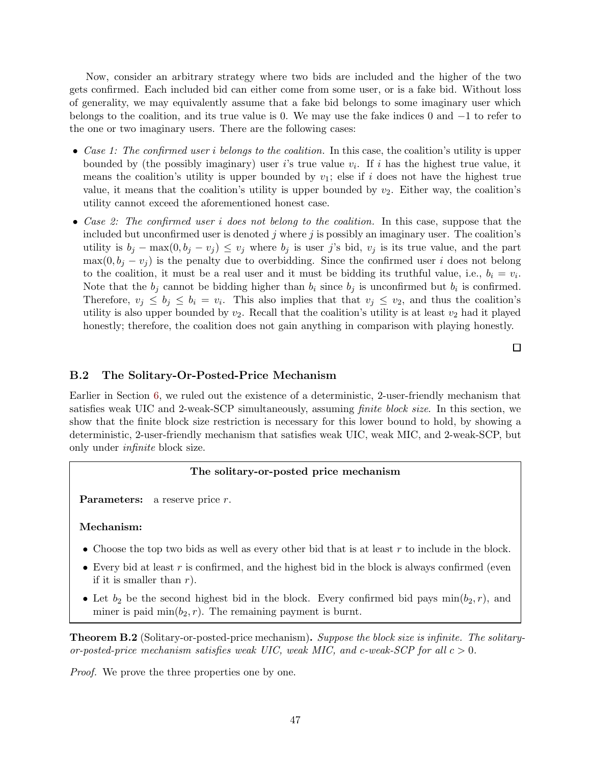Now, consider an arbitrary strategy where two bids are included and the higher of the two gets confirmed. Each included bid can either come from some user, or is a fake bid. Without loss of generality, we may equivalently assume that a fake bid belongs to some imaginary user which belongs to the coalition, and its true value is 0. We may use the fake indices 0 and $-1$ to refer to the one or two imaginary users. There are the following cases:

- *Case 1: The confirmed user $i$ belongs to the coalition.* In this case, the coalition's utility is upper bounded by (the possibly imaginary) user $i$'s true value $v_i$. If $i$ has the highest true value, it means the coalition's utility is upper bounded by $v_1$; else if $i$ does not have the highest true value, it means that the coalition's utility is upper bounded by $v_2$. Either way, the coalition's utility cannot exceed the aforementioned honest case.
- *Case 2: The confirmed user $i$ does not belong to the coalition.* In this case, suppose that the included but unconfirmed user is denoted $j$ where $j$ is possibly an imaginary user. The coalition's utility is $b_j - \max(0, b_j - v_j) \leq v_j$ where $b_j$ is user $j$'s bid, $v_j$ is its true value, and the part $\max(0, b_j - v_j)$ is the penalty due to overbidding. Since the confirmed user $i$ does not belong to the coalition, it must be a real user and it must be bidding its truthful value, i.e., $b_i = v_i$. Note that the $b_j$ cannot be bidding higher than $b_i$ since $b_j$ is unconfirmed but $b_i$ is confirmed. Therefore, $v_j \leq b_j \leq b_i = v_i$. This also implies that that $v_j \leq v_2$, and thus the coalition's utility is also upper bounded by $v_2$. Recall that the coalition's utility is at least $v_2$ had it played honestly; therefore, the coalition does not gain anything in comparison with playing honestly.

□

### B.2 The Solitary-Or-Posted-Price Mechanism

Earlier in Section 6, we ruled out the existence of a deterministic, 2-user-friendly mechanism that satisfies weak UIC and 2-weak-SCP simultaneously, assuming *finite block size*. In this section, we show that the finite block size restriction is necessary for this lower bound to hold, by showing a deterministic, 2-user-friendly mechanism that satisfies weak UIC, weak MIC, and 2-weak-SCP, but only under *infinite* block size.

**The solitary-or-posted price mechanism**

**Parameters:** a reserve price $r$.

**Mechanism:**

- Choose the top two bids as well as every other bid that is at least $r$ to include in the block.
- Every bid at least $r$ is confirmed, and the highest bid in the block is always confirmed (even if it is smaller than $r$).
- Let $b_2$ be the second highest bid in the block. Every confirmed bid pays $\min(b_2, r)$, and miner is paid $\min(b_2, r)$. The remaining payment is burnt.

**Theorem B.2** (Solitary-or-posted-price mechanism)**.** *Suppose the block size is infinite. The solitary-or-posted-price mechanism satisfies weak UIC, weak MIC, and c-weak-SCP for all $c > 0$.*

*Proof.* We prove the three properties one by one.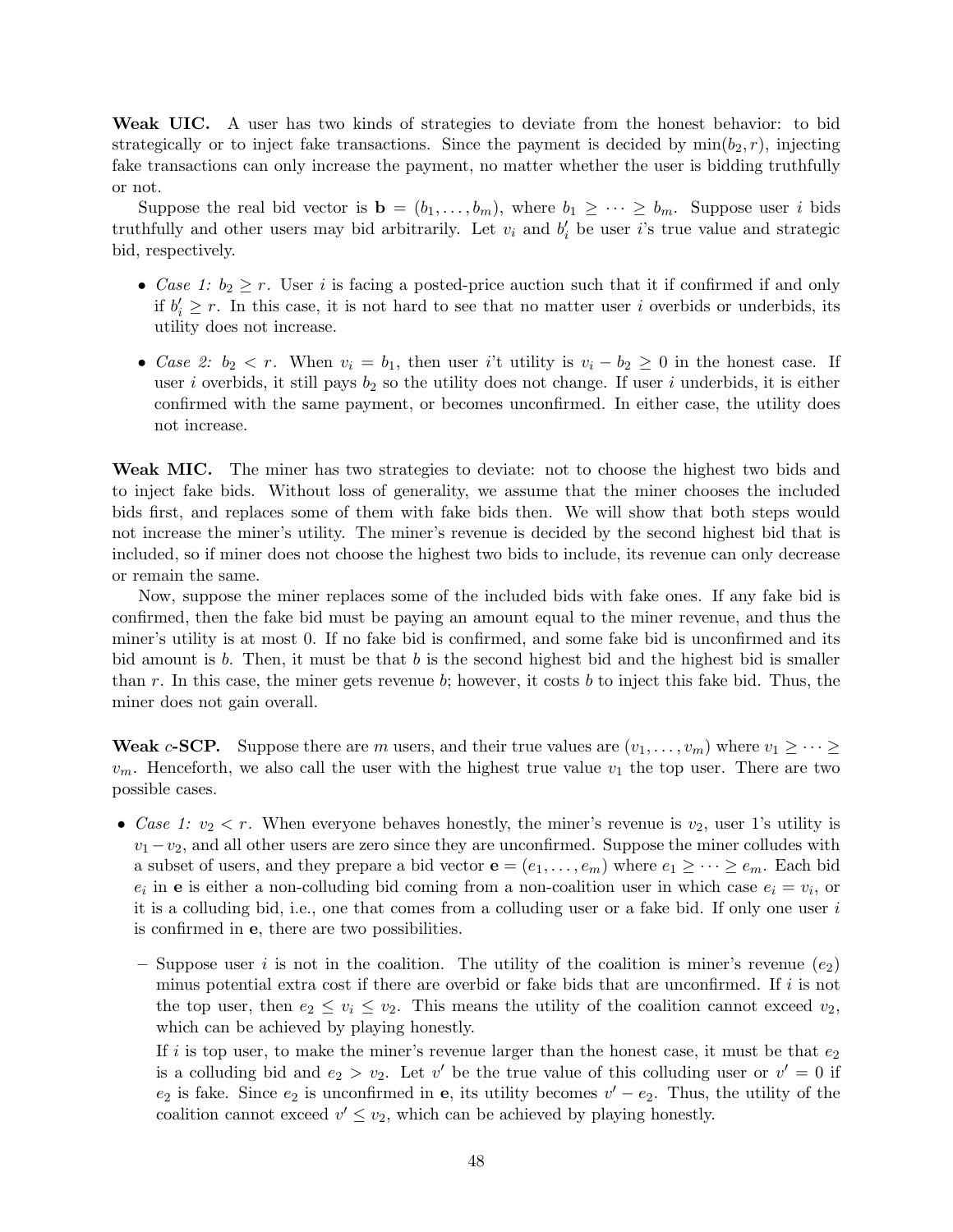**Weak UIC.** A user has two kinds of strategies to deviate from the honest behavior: to bid strategically or to inject fake transactions. Since the payment is decided by $\min(b_2, r)$, injecting fake transactions can only increase the payment, no matter whether the user is bidding truthfully or not.

Suppose the real bid vector is $\mathbf{b} = (b_1, \ldots, b_m)$, where $b_1 \geq \cdots \geq b_m$. Suppose user $i$ bids truthfully and other users may bid arbitrarily. Let $v_i$ and $b'_i$ be user $i$'s true value and strategic bid, respectively.

- *Case 1: $b_2 \geq r$.* User $i$ is facing a posted-price auction such that it if confirmed if and only if $b'_i \geq r$. In this case, it is not hard to see that no matter user $i$ overbids or underbids, its utility does not increase.
- *Case 2: $b_2 < r$.* When $v_i = b_1$, then user $i$'t utility is $v_i - b_2 \geq 0$ in the honest case. If user $i$ overbids, it still pays $b_2$ so the utility does not change. If user $i$ underbids, it is either confirmed with the same payment, or becomes unconfirmed. In either case, the utility does not increase.

**Weak MIC.** The miner has two strategies to deviate: not to choose the highest two bids and to inject fake bids. Without loss of generality, we assume that the miner chooses the included bids first, and replaces some of them with fake bids then. We will show that both steps would not increase the miner's utility. The miner's revenue is decided by the second highest bid that is included, so if miner does not choose the highest two bids to include, its revenue can only decrease or remain the same.

Now, suppose the miner replaces some of the included bids with fake ones. If any fake bid is confirmed, then the fake bid must be paying an amount equal to the miner revenue, and thus the miner's utility is at most 0. If no fake bid is confirmed, and some fake bid is unconfirmed and its bid amount is $b$. Then, it must be that $b$ is the second highest bid and the highest bid is smaller than $r$. In this case, the miner gets revenue $b$; however, it costs $b$ to inject this fake bid. Thus, the miner does not gain overall.

**Weak $c$-SCP.** Suppose there are $m$ users, and their true values are $(v_1, \ldots, v_m)$ where $v_1 \geq \cdots \geq v_m$. Henceforth, we also call the user with the highest true value $v_1$ the top user. There are two possible cases.

- *Case 1: $v_2 < r$.* When everyone behaves honestly, the miner's revenue is $v_2$, user 1's utility is $v_1 - v_2$, and all other users are zero since they are unconfirmed. Suppose the miner colludes with a subset of users, and they prepare a bid vector $\mathbf{e} = (e_1, \ldots, e_m)$ where $e_1 \geq \cdots \geq e_m$. Each bid $e_i$ in $\mathbf{e}$ is either a non-colluding bid coming from a non-coalition user in which case $e_i = v_i$, or it is a colluding bid, i.e., one that comes from a colluding user or a fake bid. If only one user $i$ is confirmed in $\mathbf{e}$, there are two possibilities.
  - Suppose user $i$ is not in the coalition. The utility of the coalition is miner's revenue ($e_2$) minus potential extra cost if there are overbid or fake bids that are unconfirmed. If $i$ is not the top user, then $e_2 \leq v_i \leq v_2$. This means the utility of the coalition cannot exceed $v_2$, which can be achieved by playing honestly.

    If $i$ is top user, to make the miner's revenue larger than the honest case, it must be that $e_2$ is a colluding bid and $e_2 > v_2$. Let $v'$ be the true value of this colluding user or $v' = 0$ if $e_2$ is fake. Since $e_2$ is unconfirmed in $\mathbf{e}$, its utility becomes $v' - e_2$. Thus, the utility of the coalition cannot exceed $v' \leq v_2$, which can be achieved by playing honestly.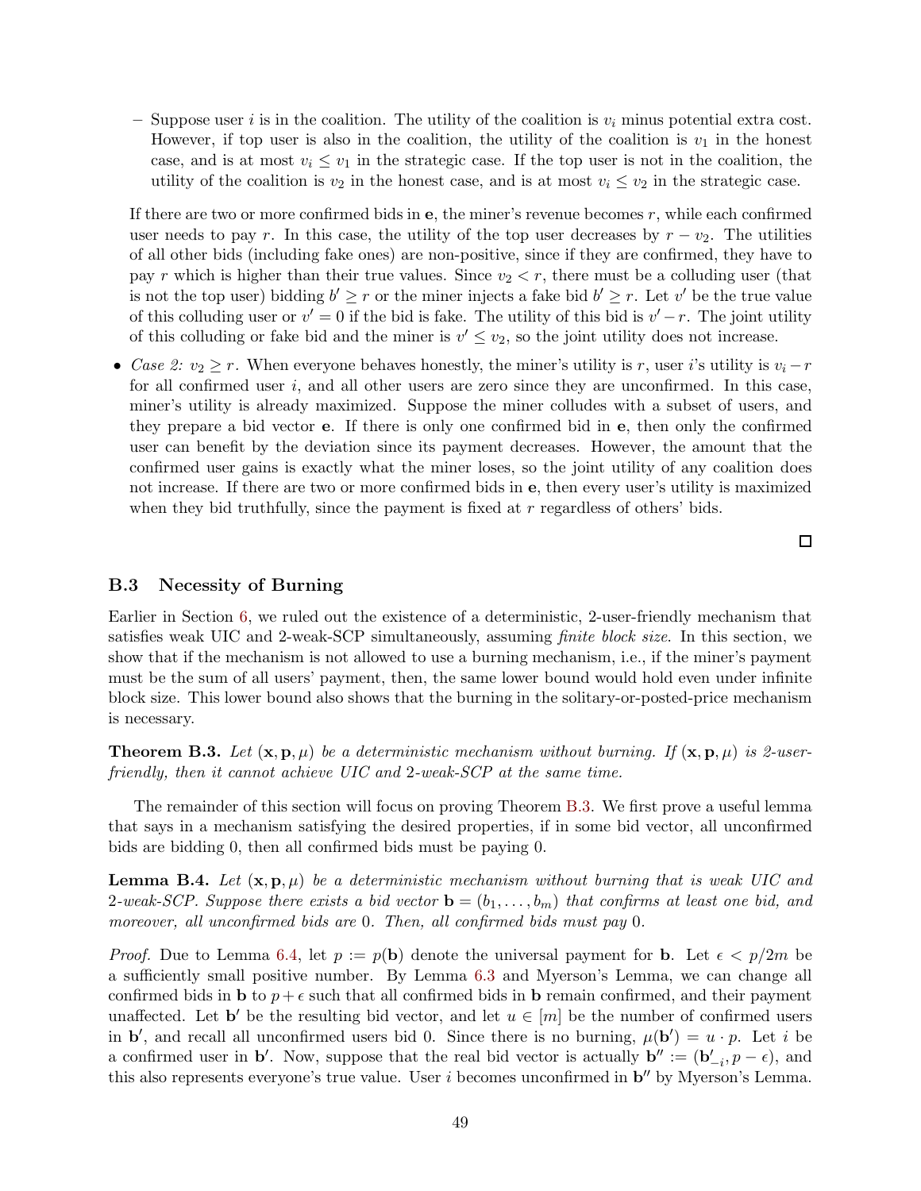- Suppose user $i$ is in the coalition. The utility of the coalition is $v_i$ minus potential extra cost. However, if top user is also in the coalition, the utility of the coalition is $v_1$ in the honest case, and is at most $v_i \leq v_1$ in the strategic case. If the top user is not in the coalition, the utility of the coalition is $v_2$ in the honest case, and is at most $v_i \leq v_2$ in the strategic case.

  If there are two or more confirmed bids in $\mathbf{e}$, the miner's revenue becomes $r$, while each confirmed user needs to pay $r$. In this case, the utility of the top user decreases by $r - v_2$. The utilities of all other bids (including fake ones) are non-positive, since if they are confirmed, they have to pay $r$ which is higher than their true values. Since $v_2 < r$, there must be a colluding user (that is not the top user) bidding $b' \geq r$ or the miner injects a fake bid $b' \geq r$. Let $v'$ be the true value of this colluding user or $v' = 0$ if the bid is fake. The utility of this bid is $v' - r$. The joint utility of this colluding or fake bid and the miner is $v' \leq v_2$, so the joint utility does not increase.

- *Case 2: $v_2 \geq r$.* When everyone behaves honestly, the miner's utility is $r$, user $i$'s utility is $v_i - r$ for all confirmed user $i$, and all other users are zero since they are unconfirmed. In this case, miner's utility is already maximized. Suppose the miner colludes with a subset of users, and they prepare a bid vector $\mathbf{e}$. If there is only one confirmed bid in $\mathbf{e}$, then only the confirmed user can benefit by the deviation since its payment decreases. However, the amount that the confirmed user gains is exactly what the miner loses, so the joint utility of any coalition does not increase. If there are two or more confirmed bids in $\mathbf{e}$, then every user's utility is maximized when they bid truthfully, since the payment is fixed at $r$ regardless of others' bids.

□

### B.3 Necessity of Burning

Earlier in Section 6, we ruled out the existence of a deterministic, 2-user-friendly mechanism that satisfies weak UIC and 2-weak-SCP simultaneously, assuming *finite block size*. In this section, we show that if the mechanism is not allowed to use a burning mechanism, i.e., if the miner's payment must be the sum of all users' payment, then, the same lower bound would hold even under infinite block size. This lower bound also shows that the burning in the solitary-or-posted-price mechanism is necessary.

**Theorem B.3.** *Let $(\mathbf{x}, \mathbf{p}, \mu)$ be a deterministic mechanism without burning. If $(\mathbf{x}, \mathbf{p}, \mu)$ is 2-user-friendly, then it cannot achieve UIC and 2-weak-SCP at the same time.*

The remainder of this section will focus on proving Theorem B.3. We first prove a useful lemma that says in a mechanism satisfying the desired properties, if in some bid vector, all unconfirmed bids are bidding 0, then all confirmed bids must be paying 0.

**Lemma B.4.** *Let $(\mathbf{x}, \mathbf{p}, \mu)$ be a deterministic mechanism without burning that is weak UIC and 2-weak-SCP. Suppose there exists a bid vector $\mathbf{b} = (b_1, \ldots, b_m)$ that confirms at least one bid, and moreover, all unconfirmed bids are 0. Then, all confirmed bids must pay 0.*

*Proof.* Due to Lemma 6.4, let $p := p(\mathbf{b})$ denote the universal payment for $\mathbf{b}$. Let $\epsilon < p/2m$ be a sufficiently small positive number. By Lemma 6.3 and Myerson's Lemma, we can change all confirmed bids in $\mathbf{b}$ to $p + \epsilon$ such that all confirmed bids in $\mathbf{b}$ remain confirmed, and their payment unaffected. Let $\mathbf{b}'$ be the resulting bid vector, and let $u \in [m]$ be the number of confirmed users in $\mathbf{b}'$, and recall all unconfirmed users bid 0. Since there is no burning, $\mu(\mathbf{b}') = u \cdot p$. Let $i$ be a confirmed user in $\mathbf{b}'$. Now, suppose that the real bid vector is actually $\mathbf{b}'' := (\mathbf{b}'_{-i}, p - \epsilon)$, and this also represents everyone's true value. User $i$ becomes unconfirmed in $\mathbf{b}''$ by Myerson's Lemma.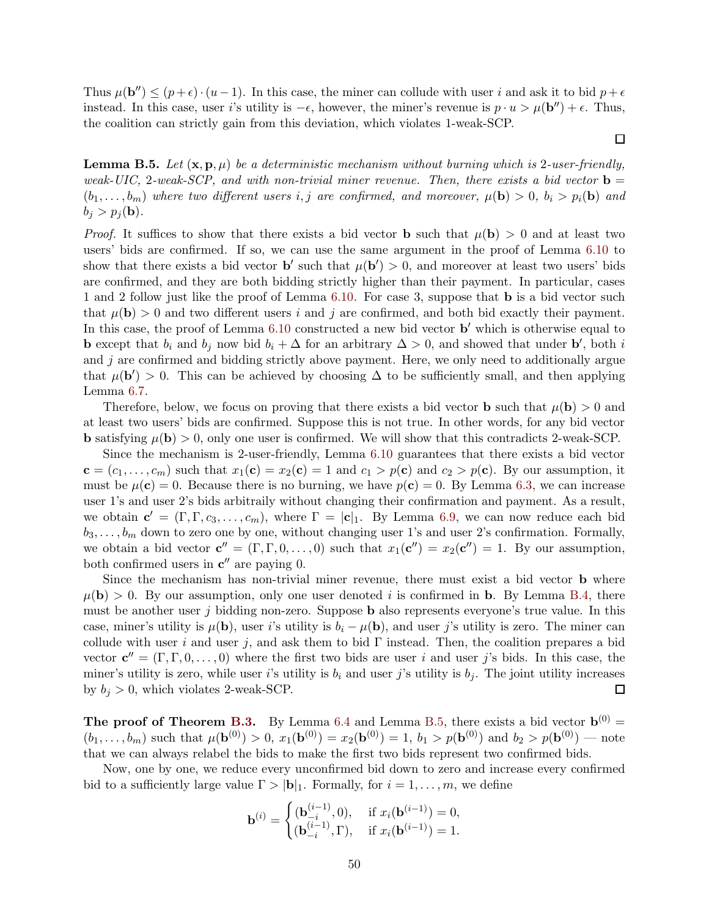Thus $\mu(\mathbf{b}'') \leq (p+\epsilon)\cdot(u-1)$. In this case, the miner can collude with user $i$ and ask it to bid $p+\epsilon$ instead. In this case, user $i$'s utility is $-\epsilon$, however, the miner's revenue is $p \cdot u > \mu(\mathbf{b}'') + \epsilon$. Thus, the coalition can strictly gain from this deviation, which violates 1-weak-SCP. ☐

**Lemma B.5.** *Let $(\mathbf{x}, \mathbf{p}, \mu)$ be a deterministic mechanism without burning which is 2-user-friendly, weak-UIC, 2-weak-SCP, and with non-trivial miner revenue. Then, there exists a bid vector $\mathbf{b} = (b_1, \dots, b_m)$ where two different users $i, j$ are confirmed, and moreover, $\mu(\mathbf{b}) > 0$, $b_i > p_i(\mathbf{b})$ and $b_j > p_j(\mathbf{b})$.*

*Proof.* It suffices to show that there exists a bid vector $\mathbf{b}$ such that $\mu(\mathbf{b}) > 0$ and at least two users' bids are confirmed. If so, we can use the same argument in the proof of Lemma 6.10 to show that there exists a bid vector $\mathbf{b}'$ such that $\mu(\mathbf{b}') > 0$, and moreover at least two users' bids are confirmed, and they are both bidding strictly higher than their payment. In particular, cases 1 and 2 follow just like the proof of Lemma 6.10. For case 3, suppose that $\mathbf{b}$ is a bid vector such that $\mu(\mathbf{b}) > 0$ and two different users $i$ and $j$ are confirmed, and both bid exactly their payment. In this case, the proof of Lemma 6.10 constructed a new bid vector $\mathbf{b}'$ which is otherwise equal to $\mathbf{b}$ except that $b_i$ and $b_j$ now bid $b_i + \Delta$ for an arbitrary $\Delta > 0$, and showed that under $\mathbf{b}'$, both $i$ and $j$ are confirmed and bidding strictly above payment. Here, we only need to additionally argue that $\mu(\mathbf{b}') > 0$. This can be achieved by choosing $\Delta$ to be sufficiently small, and then applying Lemma 6.7.

Therefore, below, we focus on proving that there exists a bid vector $\mathbf{b}$ such that $\mu(\mathbf{b}) > 0$ and at least two users' bids are confirmed. Suppose this is not true. In other words, for any bid vector $\mathbf{b}$ satisfying $\mu(\mathbf{b}) > 0$, only one user is confirmed. We will show that this contradicts 2-weak-SCP.

Since the mechanism is 2-user-friendly, Lemma 6.10 guarantees that there exists a bid vector $\mathbf{c} = (c_1, \dots, c_m)$ such that $x_1(\mathbf{c}) = x_2(\mathbf{c}) = 1$ and $c_1 > p(\mathbf{c})$ and $c_2 > p(\mathbf{c})$. By our assumption, it must be $\mu(\mathbf{c}) = 0$. Because there is no burning, we have $p(\mathbf{c}) = 0$. By Lemma 6.3, we can increase user 1's and user 2's bids arbitraily without changing their confirmation and payment. As a result, we obtain $\mathbf{c}' = (\Gamma, \Gamma, c_3, \dots, c_m)$, where $\Gamma = |\mathbf{c}|_1$. By Lemma 6.9, we can now reduce each bid $b_3, \dots, b_m$ down to zero one by one, without changing user 1's and user 2's confirmation. Formally, we obtain a bid vector $\mathbf{c}'' = (\Gamma, \Gamma, 0, \dots, 0)$ such that $x_1(\mathbf{c}'') = x_2(\mathbf{c}'') = 1$. By our assumption, both confirmed users in $\mathbf{c}''$ are paying 0.

Since the mechanism has non-trivial miner revenue, there must exist a bid vector $\mathbf{b}$ where $\mu(\mathbf{b}) > 0$. By our assumption, only one user denoted $i$ is confirmed in $\mathbf{b}$. By Lemma B.4, there must be another user $j$ bidding non-zero. Suppose $\mathbf{b}$ also represents everyone's true value. In this case, miner's utility is $\mu(\mathbf{b})$, user $i$'s utility is $b_i - \mu(\mathbf{b})$, and user $j$'s utility is zero. The miner can collude with user $i$ and user $j$, and ask them to bid $\Gamma$ instead. Then, the coalition prepares a bid vector $\mathbf{c}'' = (\Gamma, \Gamma, 0, \dots, 0)$ where the first two bids are user $i$ and user $j$'s bids. In this case, the miner's utility is zero, while user $i$'s utility is $b_i$ and user $j$'s utility is $b_j$. The joint utility increases by $b_j > 0$, which violates 2-weak-SCP. ☐

**The proof of Theorem B.3.** By Lemma 6.4 and Lemma B.5, there exists a bid vector $\mathbf{b}^{(0)} = (b_1, \dots, b_m)$ such that $\mu(\mathbf{b}^{(0)}) > 0$, $x_1(\mathbf{b}^{(0)}) = x_2(\mathbf{b}^{(0)}) = 1$, $b_1 > p(\mathbf{b}^{(0)})$ and $b_2 > p(\mathbf{b}^{(0)})$ — note that we can always relabel the bids to make the first two bids represent two confirmed bids.

Now, one by one, we reduce every unconfirmed bid down to zero and increase every confirmed bid to a sufficiently large value $\Gamma > |\mathbf{b}|_1$. Formally, for $i = 1, \dots, m$, we define

$$\mathbf{b}^{(i)} = \begin{cases} (\mathbf{b}_{-i}^{(i-1)}, 0), & \text{if } x_i(\mathbf{b}^{(i-1)}) = 0, \\ (\mathbf{b}_{-i}^{(i-1)}, \Gamma), & \text{if } x_i(\mathbf{b}^{(i-1)}) = 1. \end{cases}$$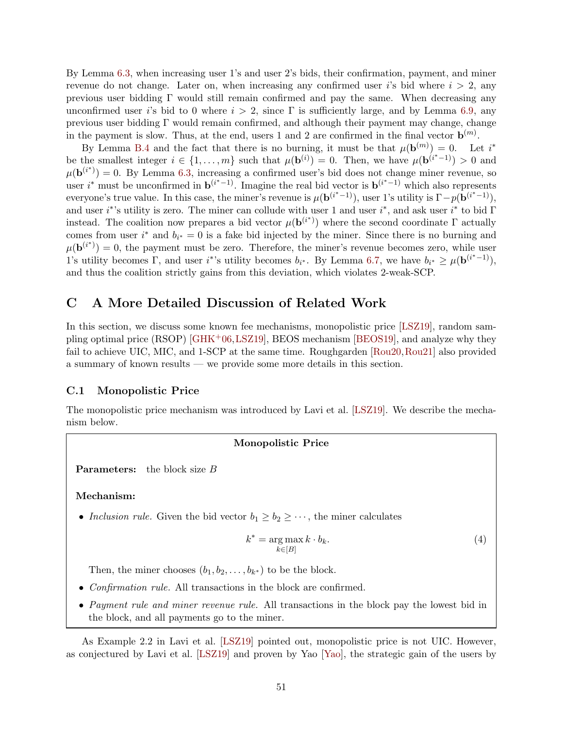By Lemma 6.3, when increasing user 1's and user 2's bids, their confirmation, payment, and miner revenue do not change. Later on, when increasing any confirmed user $i$'s bid where $i > 2$, any previous user bidding $\Gamma$ would still remain confirmed and pay the same. When decreasing any unconfirmed user $i$'s bid to 0 where $i > 2$, since $\Gamma$ is sufficiently large, and by Lemma 6.9, any previous user bidding $\Gamma$ would remain confirmed, and although their payment may change, change in the payment is slow. Thus, at the end, users 1 and 2 are confirmed in the final vector $\mathbf{b}^{(m)}$.

By Lemma B.4 and the fact that there is no burning, it must be that $\mu(\mathbf{b}^{(m)}) = 0$. Let $i^*$ be the smallest integer $i \in \{1, \ldots, m\}$ such that $\mu(\mathbf{b}^{(i)}) = 0$. Then, we have $\mu(\mathbf{b}^{(i^*-1)}) > 0$ and $\mu(\mathbf{b}^{(i^*)}) = 0$. By Lemma 6.3, increasing a confirmed user's bid does not change miner revenue, so user $i^*$ must be unconfirmed in $\mathbf{b}^{(i^*-1)}$. Imagine the real bid vector is $\mathbf{b}^{(i^*-1)}$ which also represents everyone's true value. In this case, the miner's revenue is $\mu(\mathbf{b}^{(i^*-1)})$, user 1's utility is $\Gamma - p(\mathbf{b}^{(i^*-1)})$, and user $i^*$'s utility is zero. The miner can collude with user 1 and user $i^*$, and ask user $i^*$ to bid $\Gamma$ instead. The coalition now prepares a bid vector $\mu(\mathbf{b}^{(i^*)})$ where the second coordinate $\Gamma$ actually comes from user $i^*$ and $b_{i^*} = 0$ is a fake bid injected by the miner. Since there is no burning and $\mu(\mathbf{b}^{(i^*)}) = 0$, the payment must be zero. Therefore, the miner's revenue becomes zero, while user 1's utility becomes $\Gamma$, and user $i^*$'s utility becomes $b_{i^*}$. By Lemma 6.7, we have $b_{i^*} \geq \mu(\mathbf{b}^{(i^*-1)})$, and thus the coalition strictly gains from this deviation, which violates 2-weak-SCP.

# C A More Detailed Discussion of Related Work

In this section, we discuss some known fee mechanisms, monopolistic price [LSZ19], random sampling optimal price (RSOP) [GHK+06,LSZ19], BEOS mechanism [BEOS19], and analyze why they fail to achieve UIC, MIC, and 1-SCP at the same time. Roughgarden [Rou20,Rou21] also provided a summary of known results — we provide some more details in this section.

## C.1 Monopolistic Price

The monopolistic price mechanism was introduced by Lavi et al. [LSZ19]. We describe the mechanism below.

> **Monopolistic Price**
>
> **Parameters:** the block size $B$
>
> **Mechanism:**
>
> - *Inclusion rule.* Given the bid vector $b_1 \geq b_2 \geq \cdots$, the miner calculates
>
> $$k^* = \underset{k \in [B]}{\arg\max}\, k \cdot b_k. \tag{4}$$
>
>   Then, the miner chooses $(b_1, b_2, \ldots, b_{k^*})$ to be the block.
> - *Confirmation rule.* All transactions in the block are confirmed.
> - *Payment rule and miner revenue rule.* All transactions in the block pay the lowest bid in the block, and all payments go to the miner.

As Example 2.2 in Lavi et al. [LSZ19] pointed out, monopolistic price is not UIC. However, as conjectured by Lavi et al. [LSZ19] and proven by Yao [Yao], the strategic gain of the users by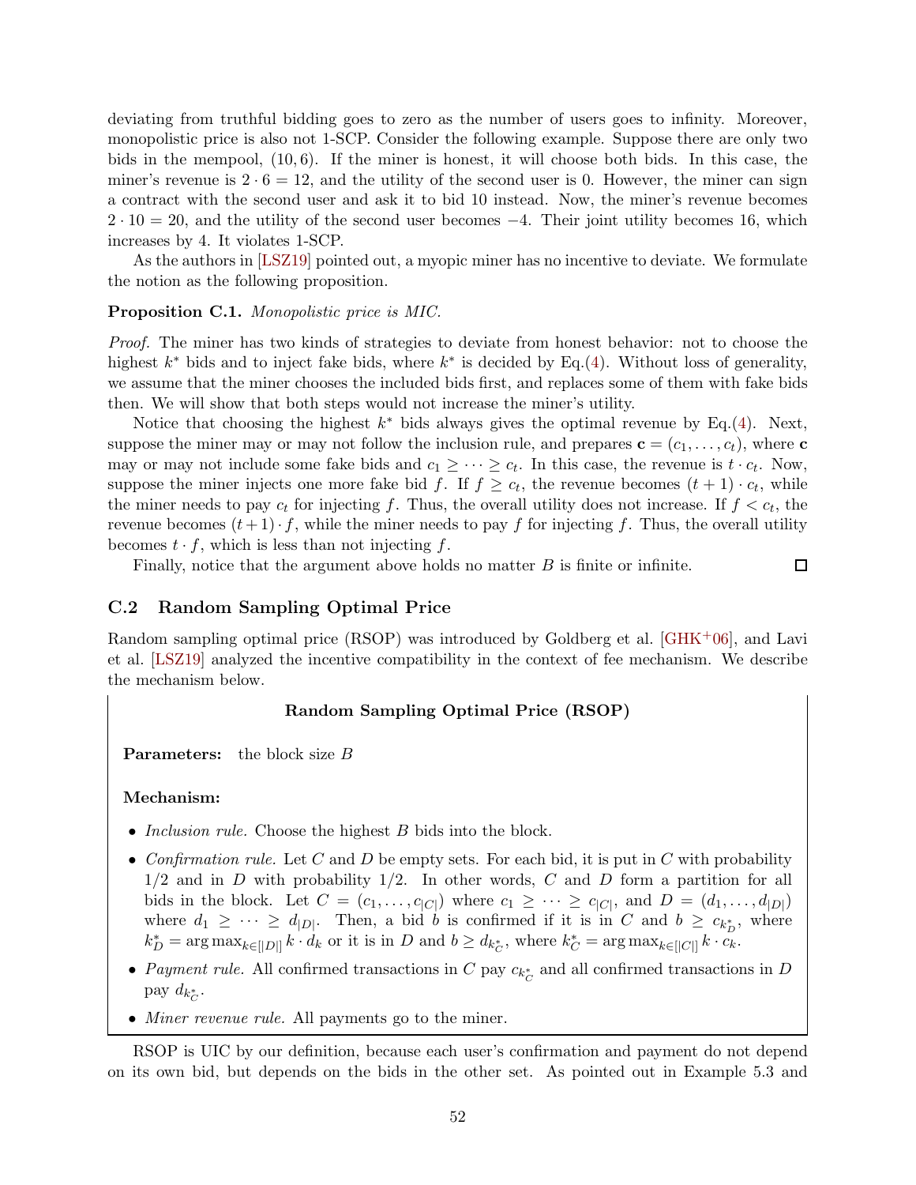deviating from truthful bidding goes to zero as the number of users goes to infinity. Moreover, monopolistic price is also not 1-SCP. Consider the following example. Suppose there are only two bids in the mempool, $(10, 6)$. If the miner is honest, it will choose both bids. In this case, the miner's revenue is $2 \cdot 6 = 12$, and the utility of the second user is 0. However, the miner can sign a contract with the second user and ask it to bid 10 instead. Now, the miner's revenue becomes $2 \cdot 10 = 20$, and the utility of the second user becomes $-4$. Their joint utility becomes 16, which increases by 4. It violates 1-SCP.

As the authors in [LSZ19] pointed out, a myopic miner has no incentive to deviate. We formulate the notion as the following proposition.

**Proposition C.1.** *Monopolistic price is MIC.*

*Proof.* The miner has two kinds of strategies to deviate from honest behavior: not to choose the highest $k^*$ bids and to inject fake bids, where $k^*$ is decided by Eq.(4). Without loss of generality, we assume that the miner chooses the included bids first, and replaces some of them with fake bids then. We will show that both steps would not increase the miner's utility.

Notice that choosing the highest $k^*$ bids always gives the optimal revenue by Eq.(4). Next, suppose the miner may or may not follow the inclusion rule, and prepares $\mathbf{c} = (c_1, \ldots, c_t)$, where $\mathbf{c}$ may or may not include some fake bids and $c_1 \geq \cdots \geq c_t$. In this case, the revenue is $t \cdot c_t$. Now, suppose the miner injects one more fake bid $f$. If $f \geq c_t$, the revenue becomes $(t+1) \cdot c_t$, while the miner needs to pay $c_t$ for injecting $f$. Thus, the overall utility does not increase. If $f < c_t$, the revenue becomes $(t+1) \cdot f$, while the miner needs to pay $f$ for injecting $f$. Thus, the overall utility becomes $t \cdot f$, which is less than not injecting $f$.

Finally, notice that the argument above holds no matter $B$ is finite or infinite. ∎

## C.2 Random Sampling Optimal Price

Random sampling optimal price (RSOP) was introduced by Goldberg et al. [GHK+06], and Lavi et al. [LSZ19] analyzed the incentive compatibility in the context of fee mechanism. We describe the mechanism below.

**Random Sampling Optimal Price (RSOP)**

**Parameters:** the block size $B$

**Mechanism:**

- *Inclusion rule.* Choose the highest $B$ bids into the block.
- *Confirmation rule.* Let $C$ and $D$ be empty sets. For each bid, it is put in $C$ with probability $1/2$ and in $D$ with probability $1/2$. In other words, $C$ and $D$ form a partition for all bids in the block. Let $C = (c_1, \ldots, c_{|C|})$ where $c_1 \geq \cdots \geq c_{|C|}$, and $D = (d_1, \ldots, d_{|D|})$ where $d_1 \geq \cdots \geq d_{|D|}$. Then, a bid $b$ is confirmed if it is in $C$ and $b \geq c_{k^*_D}$, where $k^*_D = \arg\max_{k \in [|D|]} k \cdot d_k$ or it is in $D$ and $b \geq d_{k^*_C}$, where $k^*_C = \arg\max_{k \in [|C|]} k \cdot c_k$.
- *Payment rule.* All confirmed transactions in $C$ pay $c_{k^*_C}$ and all confirmed transactions in $D$ pay $d_{k^*_C}$.
- *Miner revenue rule.* All payments go to the miner.

RSOP is UIC by our definition, because each user's confirmation and payment do not depend on its own bid, but depends on the bids in the other set. As pointed out in Example 5.3 and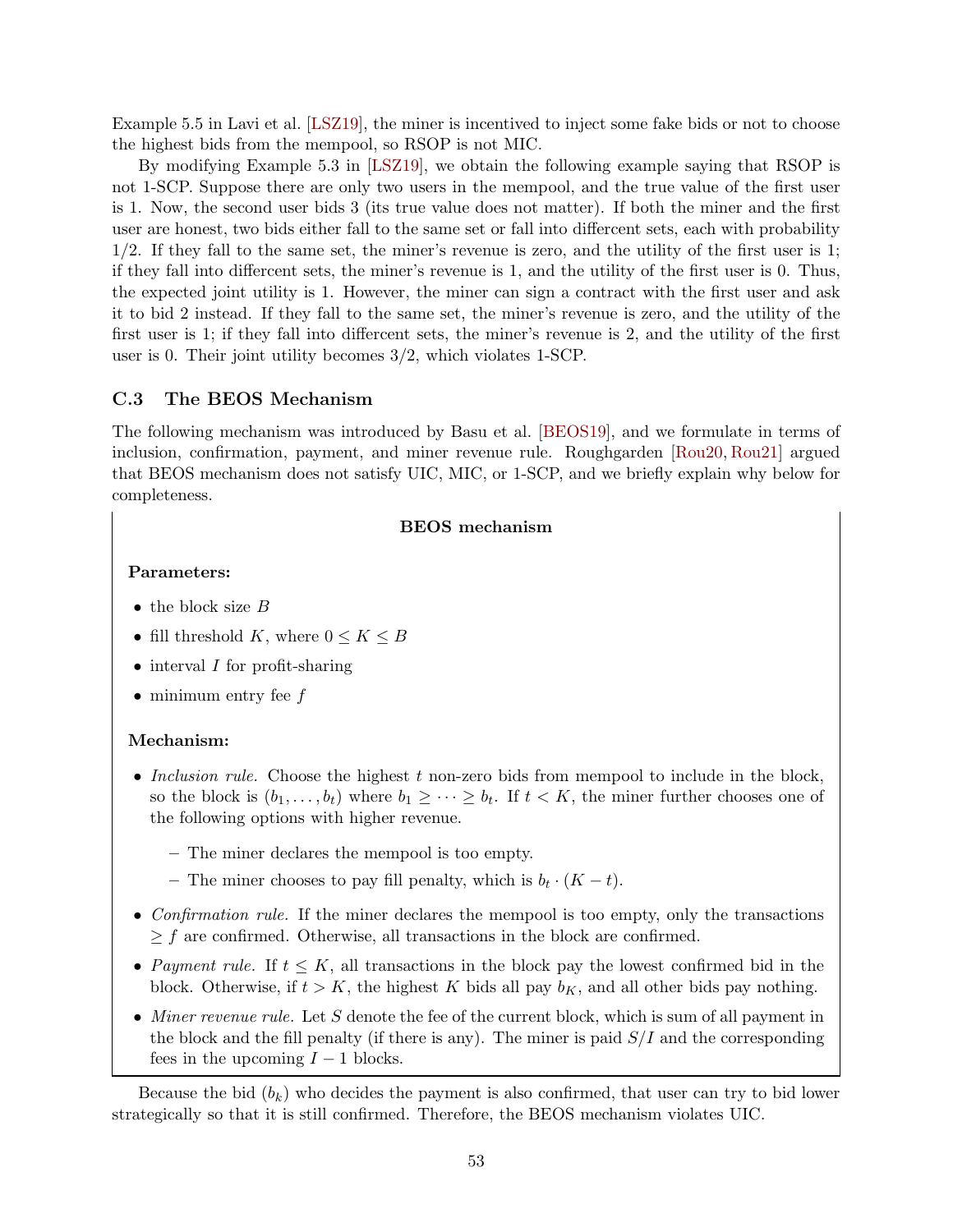Example 5.5 in Lavi et al. [LSZ19], the miner is incentived to inject some fake bids or not to choose the highest bids from the mempool, so RSOP is not MIC.

By modifying Example 5.3 in [LSZ19], we obtain the following example saying that RSOP is not 1-SCP. Suppose there are only two users in the mempool, and the true value of the first user is 1. Now, the second user bids 3 (its true value does not matter). If both the miner and the first user are honest, two bids either fall to the same set or fall into differcent sets, each with probability 1/2. If they fall to the same set, the miner's revenue is zero, and the utility of the first user is 1; if they fall into differcent sets, the miner's revenue is 1, and the utility of the first user is 0. Thus, the expected joint utility is 1. However, the miner can sign a contract with the first user and ask it to bid 2 instead. If they fall to the same set, the miner's revenue is zero, and the utility of the first user is 1; if they fall into differcent sets, the miner's revenue is 2, and the utility of the first user is 0. Their joint utility becomes 3/2, which violates 1-SCP.

### C.3 The BEOS Mechanism

The following mechanism was introduced by Basu et al. [BEOS19], and we formulate in terms of inclusion, confirmation, payment, and miner revenue rule. Roughgarden [Rou20, Rou21] argued that BEOS mechanism does not satisfy UIC, MIC, or 1-SCP, and we briefly explain why below for completeness.

**BEOS mechanism**

**Parameters:**

- the block size $B$
- fill threshold $K$, where $0 \leq K \leq B$
- interval $I$ for profit-sharing
- minimum entry fee $f$

**Mechanism:**

- *Inclusion rule.* Choose the highest $t$ non-zero bids from mempool to include in the block, so the block is $(b_1, \ldots, b_t)$ where $b_1 \geq \cdots \geq b_t$. If $t < K$, the miner further chooses one of the following options with higher revenue.
  - The miner declares the mempool is too empty.
  - The miner chooses to pay fill penalty, which is $b_t \cdot (K - t)$.
- *Confirmation rule.* If the miner declares the mempool is too empty, only the transactions $\geq f$ are confirmed. Otherwise, all transactions in the block are confirmed.
- *Payment rule.* If $t \leq K$, all transactions in the block pay the lowest confirmed bid in the block. Otherwise, if $t > K$, the highest $K$ bids all pay $b_K$, and all other bids pay nothing.
- *Miner revenue rule.* Let $S$ denote the fee of the current block, which is sum of all payment in the block and the fill penalty (if there is any). The miner is paid $S/I$ and the corresponding fees in the upcoming $I - 1$ blocks.

Because the bid ($b_k$) who decides the payment is also confirmed, that user can try to bid lower strategically so that it is still confirmed. Therefore, the BEOS mechanism violates UIC.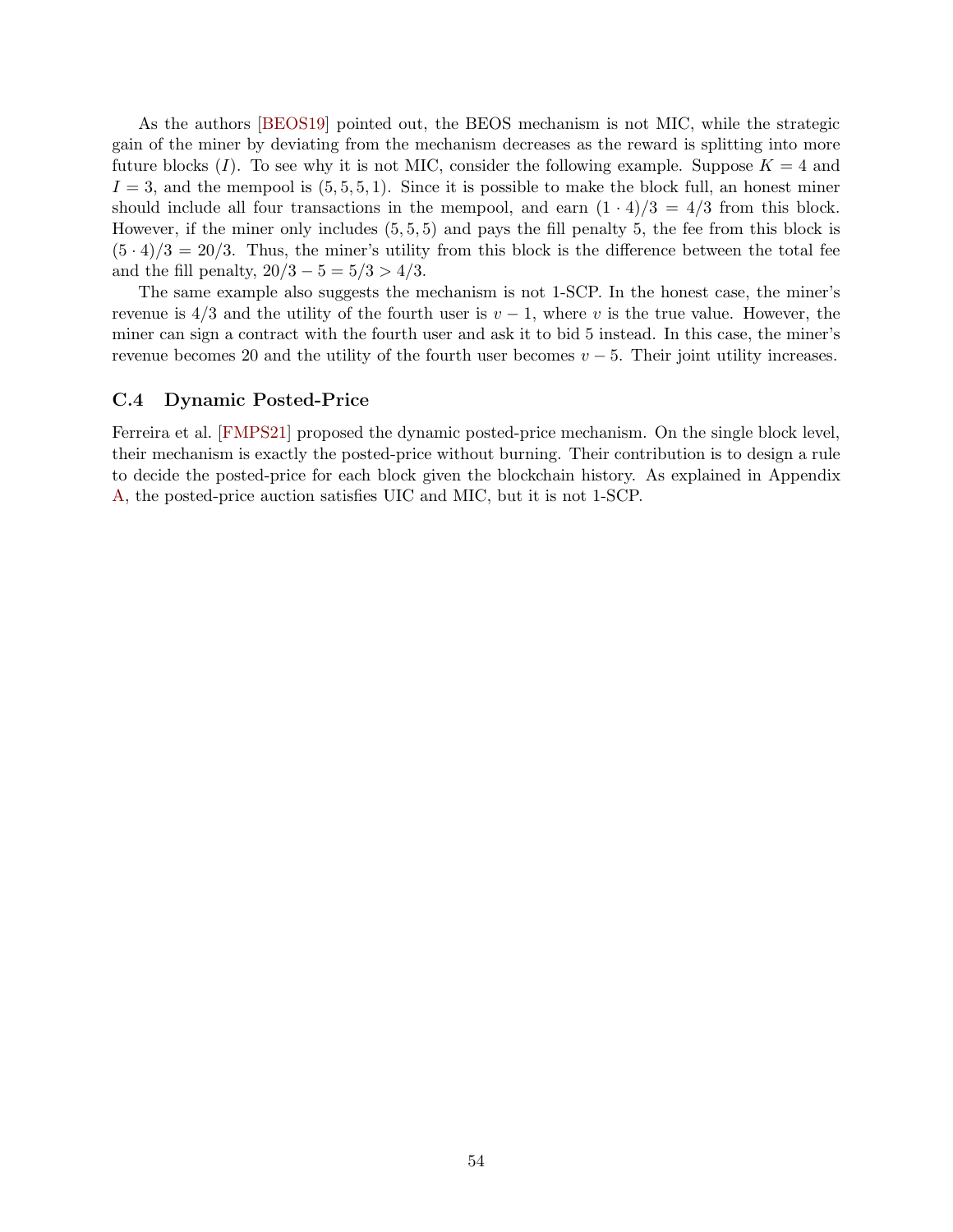As the authors [BEOS19] pointed out, the BEOS mechanism is not MIC, while the strategic gain of the miner by deviating from the mechanism decreases as the reward is splitting into more future blocks ($I$). To see why it is not MIC, consider the following example. Suppose $K = 4$ and $I = 3$, and the mempool is $(5, 5, 5, 1)$. Since it is possible to make the block full, an honest miner should include all four transactions in the mempool, and earn $(1 \cdot 4)/3 = 4/3$ from this block. However, if the miner only includes $(5, 5, 5)$ and pays the fill penalty 5, the fee from this block is $(5 \cdot 4)/3 = 20/3$. Thus, the miner's utility from this block is the difference between the total fee and the fill penalty, $20/3 - 5 = 5/3 > 4/3$.

The same example also suggests the mechanism is not 1-SCP. In the honest case, the miner's revenue is $4/3$ and the utility of the fourth user is $v - 1$, where $v$ is the true value. However, the miner can sign a contract with the fourth user and ask it to bid 5 instead. In this case, the miner's revenue becomes 20 and the utility of the fourth user becomes $v - 5$. Their joint utility increases.

### C.4 Dynamic Posted-Price

Ferreira et al. [FMPS21] proposed the dynamic posted-price mechanism. On the single block level, their mechanism is exactly the posted-price without burning. Their contribution is to design a rule to decide the posted-price for each block given the blockchain history. As explained in Appendix A, the posted-price auction satisfies UIC and MIC, but it is not 1-SCP.